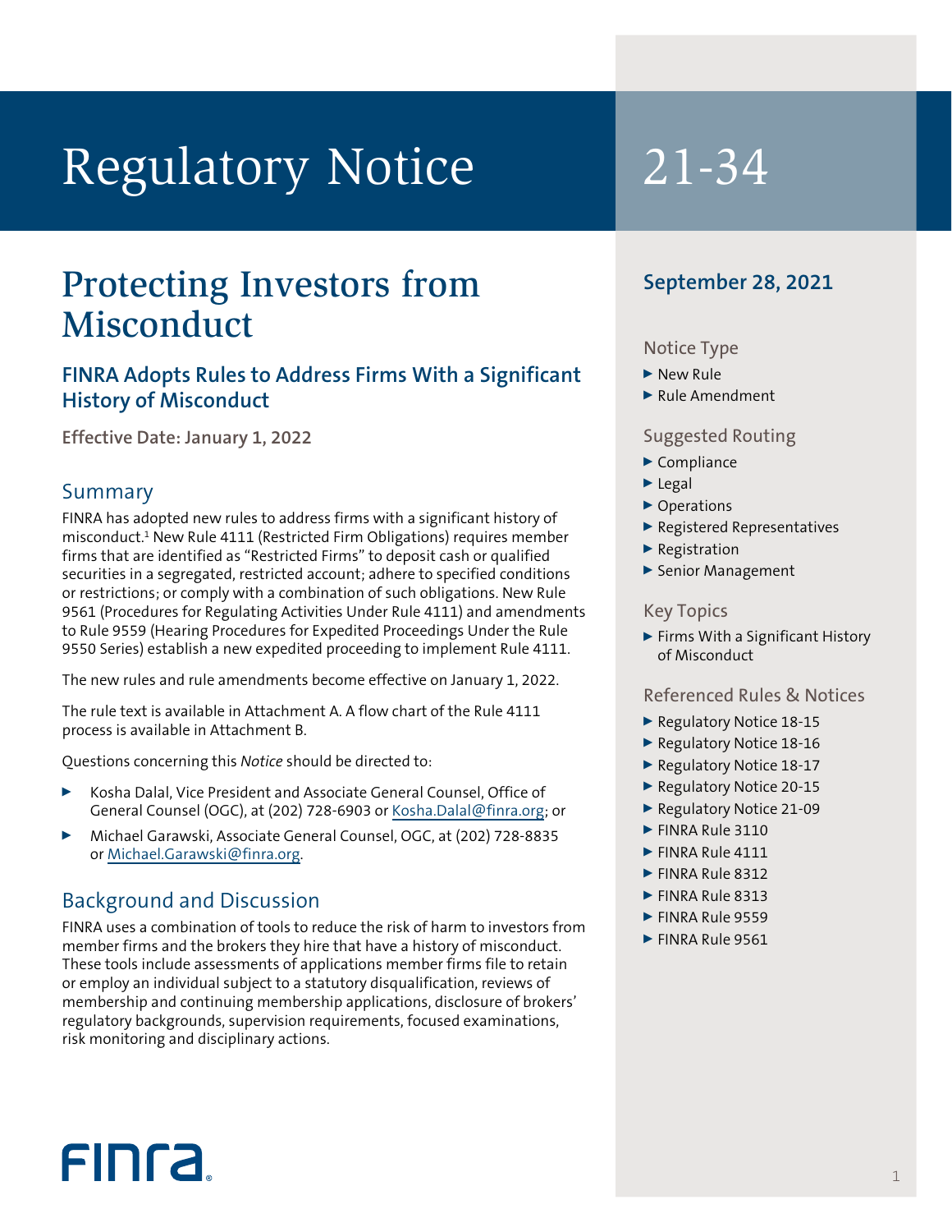# Regulatory Notice 21-34

## Protecting Investors from Misconduct

### FINRA Adopts Rules to Address Firms With a Significant History of Misconduct

**Effective Date: January 1, 2022**

## Summary

FINRA has adopted new rules to address firms with a significant history of misconduct.[1] New Rule 4111 (Restricted Firm Obligations) requires member firms that are identified as "Restricted Firms" to deposit cash or qualified securities in a segregated, restricted account; adhere to specified conditions or restrictions; or comply with a combination of such obligations. New Rule 9561 (Procedures for Regulating Activities Under Rule 4111) and amendments to Rule 9559 (Hearing Procedures for Expedited Proceedings Under the Rule 9550 Series) establish a new expedited proceeding to implement Rule 4111.

The new rules and rule amendments become effective on January 1, 2022.

The rule text is available in Attachment A. A flow chart of the Rule 4111 process is available in Attachment B.

Questions concerning this *Notice* should be directed to:

- Kosha Dalal, Vice President and Associate General Counsel, Office of General Counsel (OGC), at (202) 728-6903 or Kosha.Dalal@finra.org; or
- Michael Garawski, Associate General Counsel, OGC, at (202) 728-8835 or Michael.Garawski@finra.org.

## Background and Discussion

FINRA uses a combination of tools to reduce the risk of harm to investors from member firms and the brokers they hire that have a history of misconduct. These tools include assessments of applications member firms file to retain or employ an individual subject to a statutory disqualification, reviews of membership and continuing membership applications, disclosure of brokers' regulatory backgrounds, supervision requirements, focused examinations, risk monitoring and disciplinary actions.

**September 28, 2021**

### Notice Type

- New Rule
- Rule Amendment

### Suggested Routing

- Compliance
- Legal
- Operations
- Registered Representatives
- Registration
- Senior Management

### Key Topics

- Firms With a Significant History of Misconduct

### Referenced Rules & Notices

- Regulatory Notice 18-15
- Regulatory Notice 18-16
- Regulatory Notice 18-17
- Regulatory Notice 20-15
- Regulatory Notice 21-09
- FINRA Rule 3110
- FINRA Rule 4111
- FINRA Rule 8312
- FINRA Rule 8313
- FINRA Rule 9559
- FINRA Rule 9561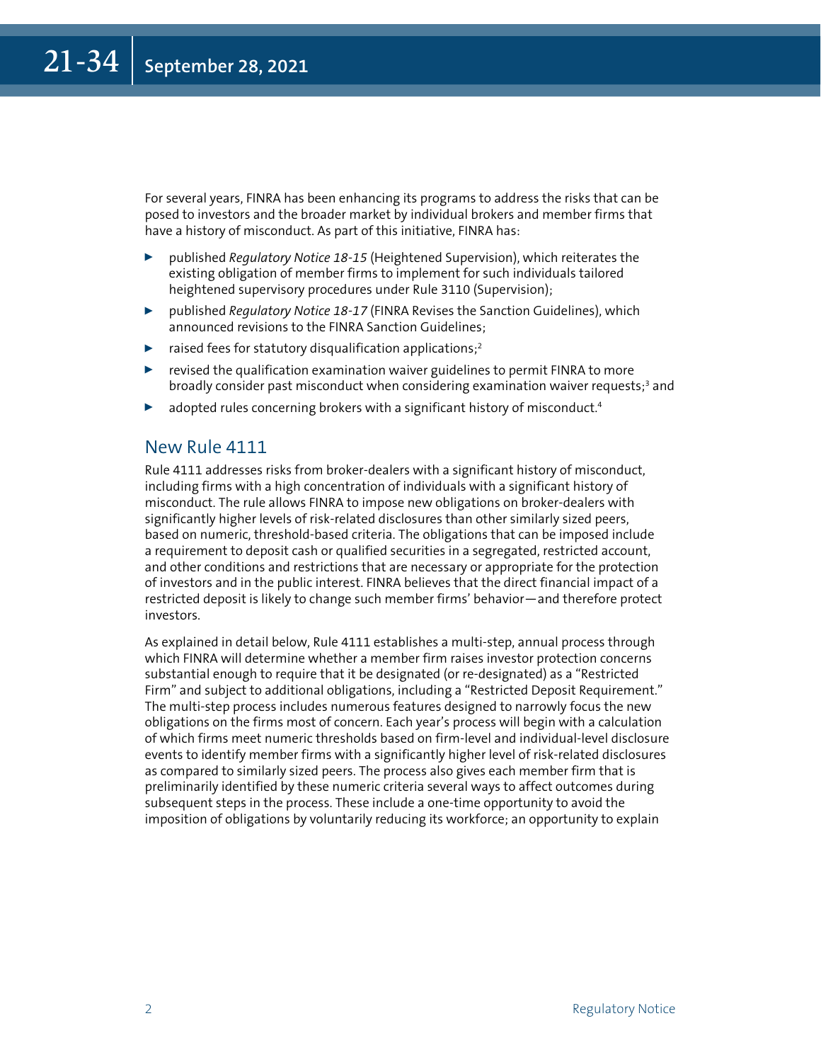For several years, FINRA has been enhancing its programs to address the risks that can be posed to investors and the broader market by individual brokers and member firms that have a history of misconduct. As part of this initiative, FINRA has:

- published *Regulatory Notice 18-15* (Heightened Supervision), which reiterates the existing obligation of member firms to implement for such individuals tailored heightened supervisory procedures under Rule 3110 (Supervision);
- published *Regulatory Notice 18-17* (FINRA Revises the Sanction Guidelines), which announced revisions to the FINRA Sanction Guidelines;
- raised fees for statutory disqualification applications;[2]
- revised the qualification examination waiver guidelines to permit FINRA to more broadly consider past misconduct when considering examination waiver requests;[3] and
- adopted rules concerning brokers with a significant history of misconduct.[4]

## New Rule 4111

Rule 4111 addresses risks from broker-dealers with a significant history of misconduct, including firms with a high concentration of individuals with a significant history of misconduct. The rule allows FINRA to impose new obligations on broker-dealers with significantly higher levels of risk-related disclosures than other similarly sized peers, based on numeric, threshold-based criteria. The obligations that can be imposed include a requirement to deposit cash or qualified securities in a segregated, restricted account, and other conditions and restrictions that are necessary or appropriate for the protection of investors and in the public interest. FINRA believes that the direct financial impact of a restricted deposit is likely to change such member firms' behavior—and therefore protect investors.

As explained in detail below, Rule 4111 establishes a multi-step, annual process through which FINRA will determine whether a member firm raises investor protection concerns substantial enough to require that it be designated (or re-designated) as a "Restricted Firm" and subject to additional obligations, including a "Restricted Deposit Requirement." The multi-step process includes numerous features designed to narrowly focus the new obligations on the firms most of concern. Each year's process will begin with a calculation of which firms meet numeric thresholds based on firm-level and individual-level disclosure events to identify member firms with a significantly higher level of risk-related disclosures as compared to similarly sized peers. The process also gives each member firm that is preliminarily identified by these numeric criteria several ways to affect outcomes during subsequent steps in the process. These include a one-time opportunity to avoid the imposition of obligations by voluntarily reducing its workforce; an opportunity to explain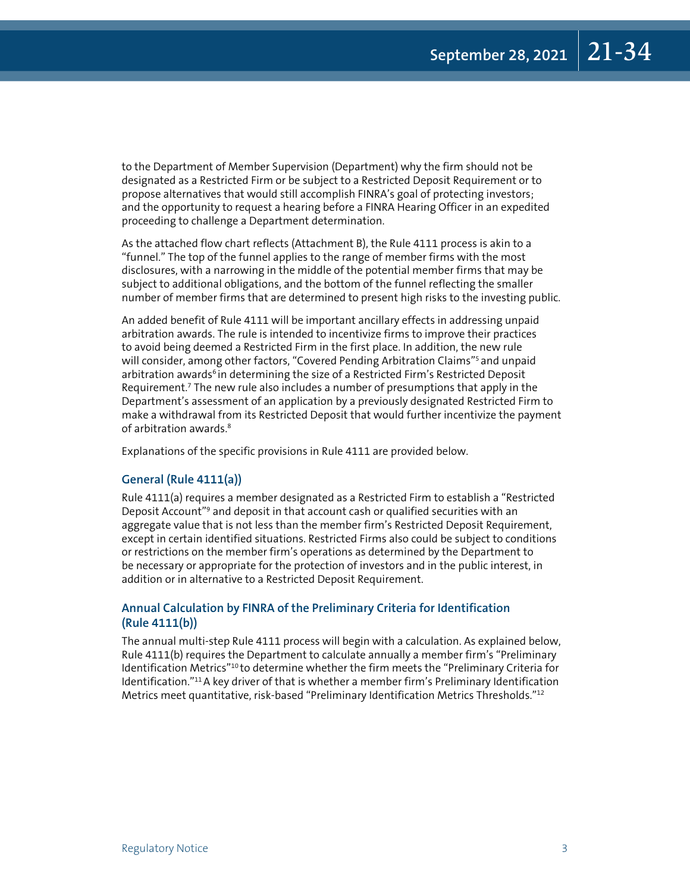to the Department of Member Supervision (Department) why the firm should not be designated as a Restricted Firm or be subject to a Restricted Deposit Requirement or to propose alternatives that would still accomplish FINRA's goal of protecting investors; and the opportunity to request a hearing before a FINRA Hearing Officer in an expedited proceeding to challenge a Department determination.

As the attached flow chart reflects (Attachment B), the Rule 4111 process is akin to a "funnel." The top of the funnel applies to the range of member firms with the most disclosures, with a narrowing in the middle of the potential member firms that may be subject to additional obligations, and the bottom of the funnel reflecting the smaller number of member firms that are determined to present high risks to the investing public.

An added benefit of Rule 4111 will be important ancillary effects in addressing unpaid arbitration awards. The rule is intended to incentivize firms to improve their practices to avoid being deemed a Restricted Firm in the first place. In addition, the new rule will consider, among other factors, "Covered Pending Arbitration Claims"[5] and unpaid arbitration awards[6] in determining the size of a Restricted Firm's Restricted Deposit Requirement.[7] The new rule also includes a number of presumptions that apply in the Department's assessment of an application by a previously designated Restricted Firm to make a withdrawal from its Restricted Deposit that would further incentivize the payment of arbitration awards.[8]

Explanations of the specific provisions in Rule 4111 are provided below.

### General (Rule 4111(a))

Rule 4111(a) requires a member designated as a Restricted Firm to establish a "Restricted Deposit Account"[9] and deposit in that account cash or qualified securities with an aggregate value that is not less than the member firm's Restricted Deposit Requirement, except in certain identified situations. Restricted Firms also could be subject to conditions or restrictions on the member firm's operations as determined by the Department to be necessary or appropriate for the protection of investors and in the public interest, in addition or in alternative to a Restricted Deposit Requirement.

### Annual Calculation by FINRA of the Preliminary Criteria for Identification (Rule 4111(b))

The annual multi-step Rule 4111 process will begin with a calculation. As explained below, Rule 4111(b) requires the Department to calculate annually a member firm's "Preliminary Identification Metrics"[10] to determine whether the firm meets the "Preliminary Criteria for Identification."[11] A key driver of that is whether a member firm's Preliminary Identification Metrics meet quantitative, risk-based "Preliminary Identification Metrics Thresholds."[12]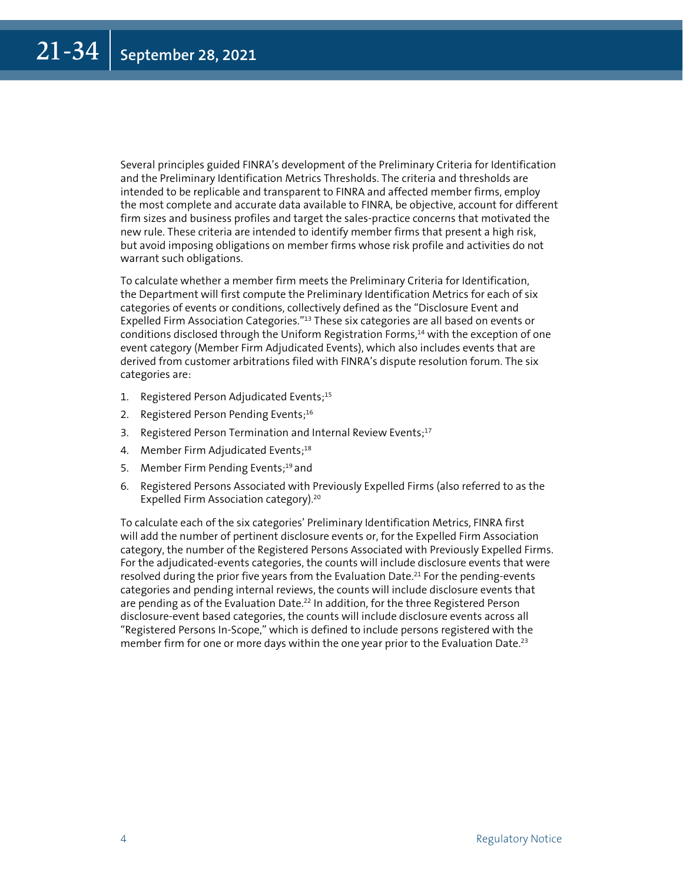Several principles guided FINRA's development of the Preliminary Criteria for Identification and the Preliminary Identification Metrics Thresholds. The criteria and thresholds are intended to be replicable and transparent to FINRA and affected member firms, employ the most complete and accurate data available to FINRA, be objective, account for different firm sizes and business profiles and target the sales-practice concerns that motivated the new rule. These criteria are intended to identify member firms that present a high risk, but avoid imposing obligations on member firms whose risk profile and activities do not warrant such obligations.

To calculate whether a member firm meets the Preliminary Criteria for Identification, the Department will first compute the Preliminary Identification Metrics for each of six categories of events or conditions, collectively defined as the "Disclosure Event and Expelled Firm Association Categories."[13] These six categories are all based on events or conditions disclosed through the Uniform Registration Forms,[14] with the exception of one event category (Member Firm Adjudicated Events), which also includes events that are derived from customer arbitrations filed with FINRA's dispute resolution forum. The six categories are:

1. Registered Person Adjudicated Events;[15]
2. Registered Person Pending Events;[16]
3. Registered Person Termination and Internal Review Events;[17]
4. Member Firm Adjudicated Events;[18]
5. Member Firm Pending Events;[19] and
6. Registered Persons Associated with Previously Expelled Firms (also referred to as the Expelled Firm Association category).[20]

To calculate each of the six categories' Preliminary Identification Metrics, FINRA first will add the number of pertinent disclosure events or, for the Expelled Firm Association category, the number of the Registered Persons Associated with Previously Expelled Firms. For the adjudicated-events categories, the counts will include disclosure events that were resolved during the prior five years from the Evaluation Date.[21] For the pending-events categories and pending internal reviews, the counts will include disclosure events that are pending as of the Evaluation Date.[22] In addition, for the three Registered Person disclosure-event based categories, the counts will include disclosure events across all "Registered Persons In-Scope," which is defined to include persons registered with the member firm for one or more days within the one year prior to the Evaluation Date.[23]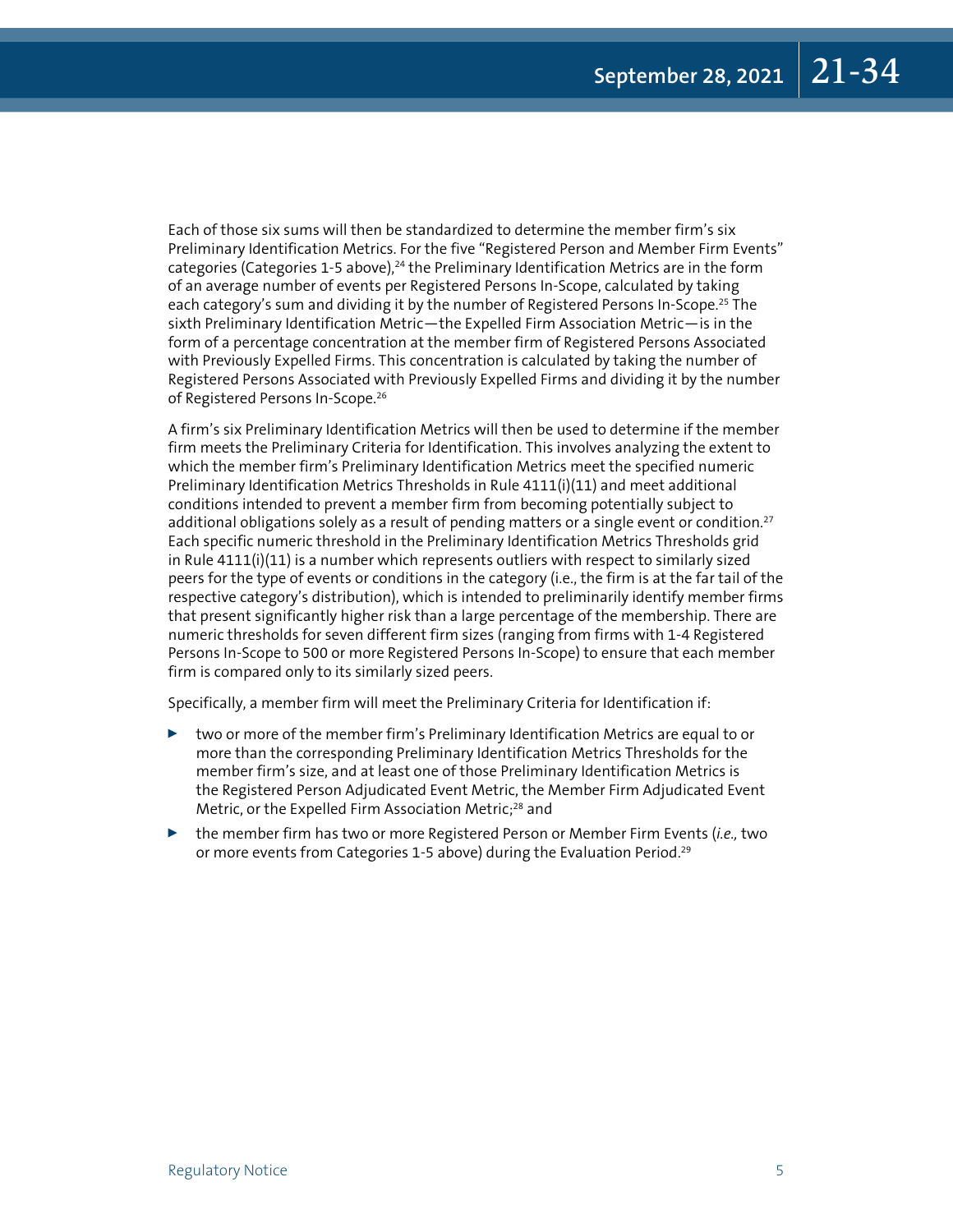Each of those six sums will then be standardized to determine the member firm's six Preliminary Identification Metrics. For the five "Registered Person and Member Firm Events" categories (Categories 1-5 above),[24] the Preliminary Identification Metrics are in the form of an average number of events per Registered Persons In-Scope, calculated by taking each category's sum and dividing it by the number of Registered Persons In-Scope.[25] The sixth Preliminary Identification Metric—the Expelled Firm Association Metric—is in the form of a percentage concentration at the member firm of Registered Persons Associated with Previously Expelled Firms. This concentration is calculated by taking the number of Registered Persons Associated with Previously Expelled Firms and dividing it by the number of Registered Persons In-Scope.[26]

A firm's six Preliminary Identification Metrics will then be used to determine if the member firm meets the Preliminary Criteria for Identification. This involves analyzing the extent to which the member firm's Preliminary Identification Metrics meet the specified numeric Preliminary Identification Metrics Thresholds in Rule 4111(i)(11) and meet additional conditions intended to prevent a member firm from becoming potentially subject to additional obligations solely as a result of pending matters or a single event or condition.[27] Each specific numeric threshold in the Preliminary Identification Metrics Thresholds grid in Rule 4111(i)(11) is a number which represents outliers with respect to similarly sized peers for the type of events or conditions in the category (i.e., the firm is at the far tail of the respective category's distribution), which is intended to preliminarily identify member firms that present significantly higher risk than a large percentage of the membership. There are numeric thresholds for seven different firm sizes (ranging from firms with 1-4 Registered Persons In-Scope to 500 or more Registered Persons In-Scope) to ensure that each member firm is compared only to its similarly sized peers.

Specifically, a member firm will meet the Preliminary Criteria for Identification if:

- two or more of the member firm's Preliminary Identification Metrics are equal to or more than the corresponding Preliminary Identification Metrics Thresholds for the member firm's size, and at least one of those Preliminary Identification Metrics is the Registered Person Adjudicated Event Metric, the Member Firm Adjudicated Event Metric, or the Expelled Firm Association Metric;[28] and
- the member firm has two or more Registered Person or Member Firm Events (*i.e.,* two or more events from Categories 1-5 above) during the Evaluation Period.[29]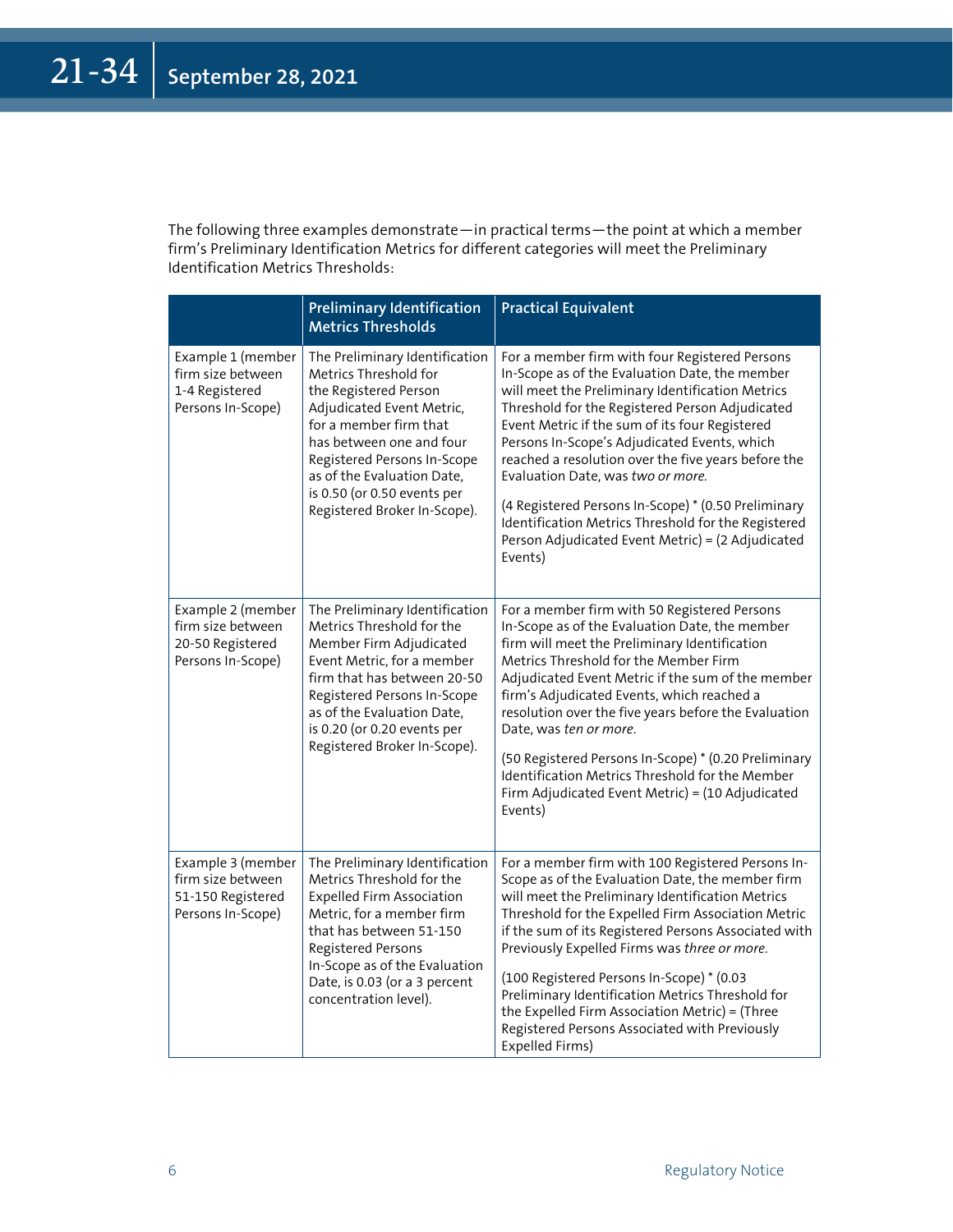The following three examples demonstrate—in practical terms—the point at which a member firm's Preliminary Identification Metrics for different categories will meet the Preliminary Identification Metrics Thresholds:

| | Preliminary Identification Metrics Thresholds | Practical Equivalent |
|---|---|---|
| Example 1 (member firm size between 1-4 Registered Persons In-Scope) | The Preliminary Identification Metrics Threshold for the Registered Person Adjudicated Event Metric, for a member firm that has between one and four Registered Persons In-Scope as of the Evaluation Date, is 0.50 (or 0.50 events per Registered Broker In-Scope). | For a member firm with four Registered Persons In-Scope as of the Evaluation Date, the member will meet the Preliminary Identification Metrics Threshold for the Registered Person Adjudicated Event Metric if the sum of its four Registered Persons In-Scope's Adjudicated Events, which reached a resolution over the five years before the Evaluation Date, was *two or more*.<br><br>(4 Registered Persons In-Scope) * (0.50 Preliminary Identification Metrics Threshold for the Registered Person Adjudicated Event Metric) = (2 Adjudicated Events) |
| Example 2 (member firm size between 20-50 Registered Persons In-Scope) | The Preliminary Identification Metrics Threshold for the Member Firm Adjudicated Event Metric, for a member firm that has between 20-50 Registered Persons In-Scope as of the Evaluation Date, is 0.20 (or 0.20 events per Registered Broker In-Scope). | For a member firm with 50 Registered Persons In-Scope as of the Evaluation Date, the member firm will meet the Preliminary Identification Metrics Threshold for the Member Firm Adjudicated Event Metric if the sum of the member firm's Adjudicated Events, which reached a resolution over the five years before the Evaluation Date, was *ten or more*.<br><br>(50 Registered Persons In-Scope) * (0.20 Preliminary Identification Metrics Threshold for the Member Firm Adjudicated Event Metric) = (10 Adjudicated Events) |
| Example 3 (member firm size between 51-150 Registered Persons In-Scope) | The Preliminary Identification Metrics Threshold for the Expelled Firm Association Metric, for a member firm that has between 51-150 Registered Persons In-Scope as of the Evaluation Date, is 0.03 (or a 3 percent concentration level). | For a member firm with 100 Registered Persons In-Scope as of the Evaluation Date, the member firm will meet the Preliminary Identification Metrics Threshold for the Expelled Firm Association Metric if the sum of its Registered Persons Associated with Previously Expelled Firms was *three or more*.<br><br>(100 Registered Persons In-Scope) * (0.03 Preliminary Identification Metrics Threshold for the Expelled Firm Association Metric) = (Three Registered Persons Associated with Previously Expelled Firms) |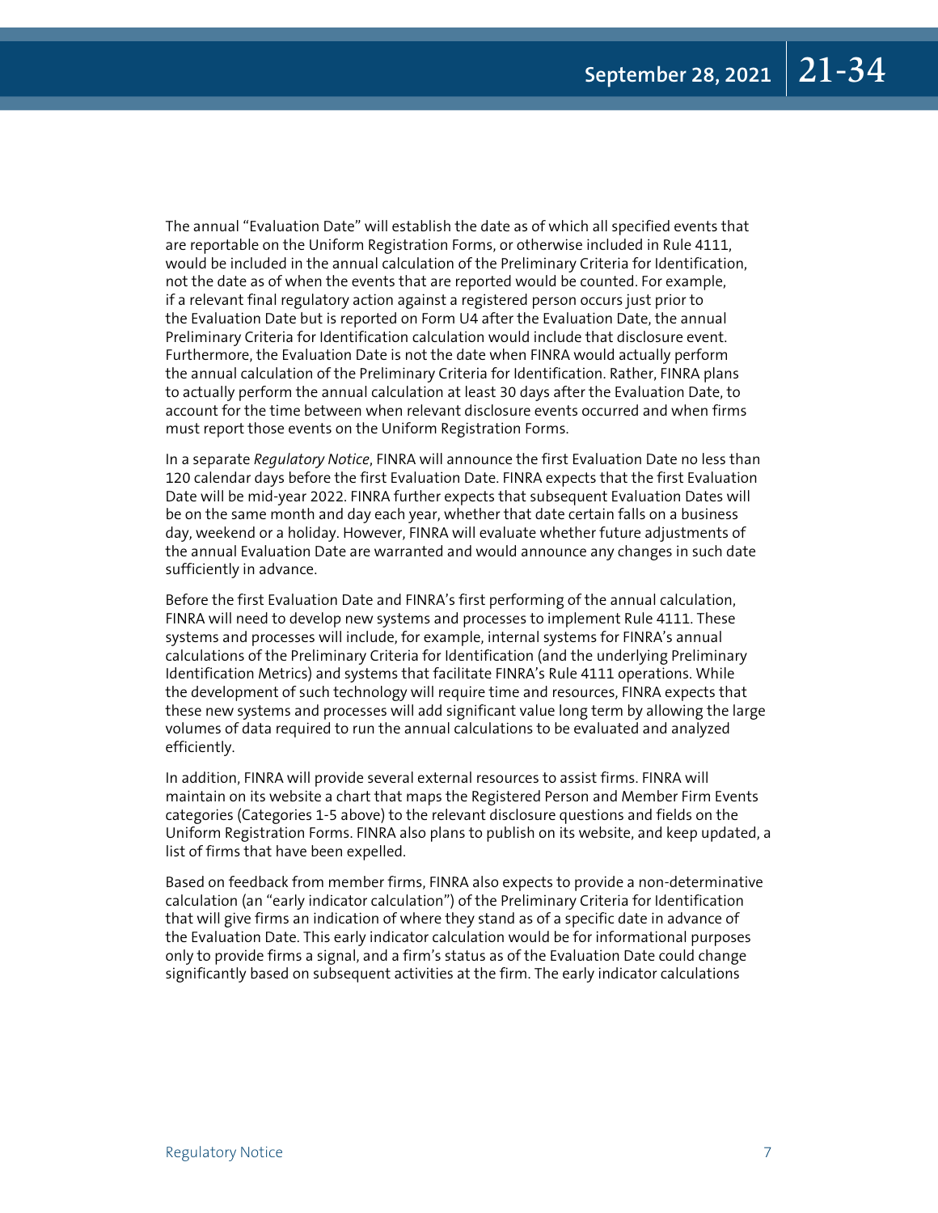The annual "Evaluation Date" will establish the date as of which all specified events that are reportable on the Uniform Registration Forms, or otherwise included in Rule 4111, would be included in the annual calculation of the Preliminary Criteria for Identification, not the date as of when the events that are reported would be counted. For example, if a relevant final regulatory action against a registered person occurs just prior to the Evaluation Date but is reported on Form U4 after the Evaluation Date, the annual Preliminary Criteria for Identification calculation would include that disclosure event. Furthermore, the Evaluation Date is not the date when FINRA would actually perform the annual calculation of the Preliminary Criteria for Identification. Rather, FINRA plans to actually perform the annual calculation at least 30 days after the Evaluation Date, to account for the time between when relevant disclosure events occurred and when firms must report those events on the Uniform Registration Forms.

In a separate *Regulatory Notice*, FINRA will announce the first Evaluation Date no less than 120 calendar days before the first Evaluation Date. FINRA expects that the first Evaluation Date will be mid-year 2022. FINRA further expects that subsequent Evaluation Dates will be on the same month and day each year, whether that date certain falls on a business day, weekend or a holiday. However, FINRA will evaluate whether future adjustments of the annual Evaluation Date are warranted and would announce any changes in such date sufficiently in advance.

Before the first Evaluation Date and FINRA's first performing of the annual calculation, FINRA will need to develop new systems and processes to implement Rule 4111. These systems and processes will include, for example, internal systems for FINRA's annual calculations of the Preliminary Criteria for Identification (and the underlying Preliminary Identification Metrics) and systems that facilitate FINRA's Rule 4111 operations. While the development of such technology will require time and resources, FINRA expects that these new systems and processes will add significant value long term by allowing the large volumes of data required to run the annual calculations to be evaluated and analyzed efficiently.

In addition, FINRA will provide several external resources to assist firms. FINRA will maintain on its website a chart that maps the Registered Person and Member Firm Events categories (Categories 1-5 above) to the relevant disclosure questions and fields on the Uniform Registration Forms. FINRA also plans to publish on its website, and keep updated, a list of firms that have been expelled.

Based on feedback from member firms, FINRA also expects to provide a non-determinative calculation (an "early indicator calculation") of the Preliminary Criteria for Identification that will give firms an indication of where they stand as of a specific date in advance of the Evaluation Date. This early indicator calculation would be for informational purposes only to provide firms a signal, and a firm's status as of the Evaluation Date could change significantly based on subsequent activities at the firm. The early indicator calculations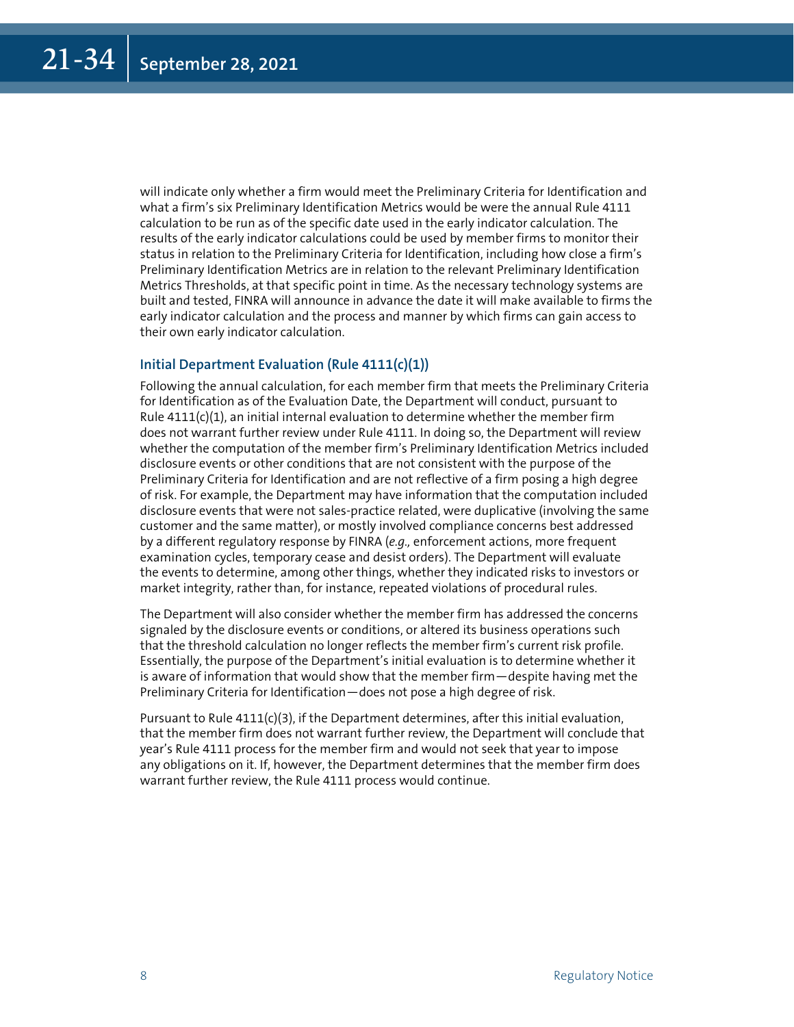will indicate only whether a firm would meet the Preliminary Criteria for Identification and what a firm's six Preliminary Identification Metrics would be were the annual Rule 4111 calculation to be run as of the specific date used in the early indicator calculation. The results of the early indicator calculations could be used by member firms to monitor their status in relation to the Preliminary Criteria for Identification, including how close a firm's Preliminary Identification Metrics are in relation to the relevant Preliminary Identification Metrics Thresholds, at that specific point in time. As the necessary technology systems are built and tested, FINRA will announce in advance the date it will make available to firms the early indicator calculation and the process and manner by which firms can gain access to their own early indicator calculation.

### Initial Department Evaluation (Rule 4111(c)(1))

Following the annual calculation, for each member firm that meets the Preliminary Criteria for Identification as of the Evaluation Date, the Department will conduct, pursuant to Rule 4111(c)(1), an initial internal evaluation to determine whether the member firm does not warrant further review under Rule 4111. In doing so, the Department will review whether the computation of the member firm's Preliminary Identification Metrics included disclosure events or other conditions that are not consistent with the purpose of the Preliminary Criteria for Identification and are not reflective of a firm posing a high degree of risk. For example, the Department may have information that the computation included disclosure events that were not sales-practice related, were duplicative (involving the same customer and the same matter), or mostly involved compliance concerns best addressed by a different regulatory response by FINRA (*e.g.,* enforcement actions, more frequent examination cycles, temporary cease and desist orders). The Department will evaluate the events to determine, among other things, whether they indicated risks to investors or market integrity, rather than, for instance, repeated violations of procedural rules.

The Department will also consider whether the member firm has addressed the concerns signaled by the disclosure events or conditions, or altered its business operations such that the threshold calculation no longer reflects the member firm's current risk profile. Essentially, the purpose of the Department's initial evaluation is to determine whether it is aware of information that would show that the member firm—despite having met the Preliminary Criteria for Identification—does not pose a high degree of risk.

Pursuant to Rule 4111(c)(3), if the Department determines, after this initial evaluation, that the member firm does not warrant further review, the Department will conclude that year's Rule 4111 process for the member firm and would not seek that year to impose any obligations on it. If, however, the Department determines that the member firm does warrant further review, the Rule 4111 process would continue.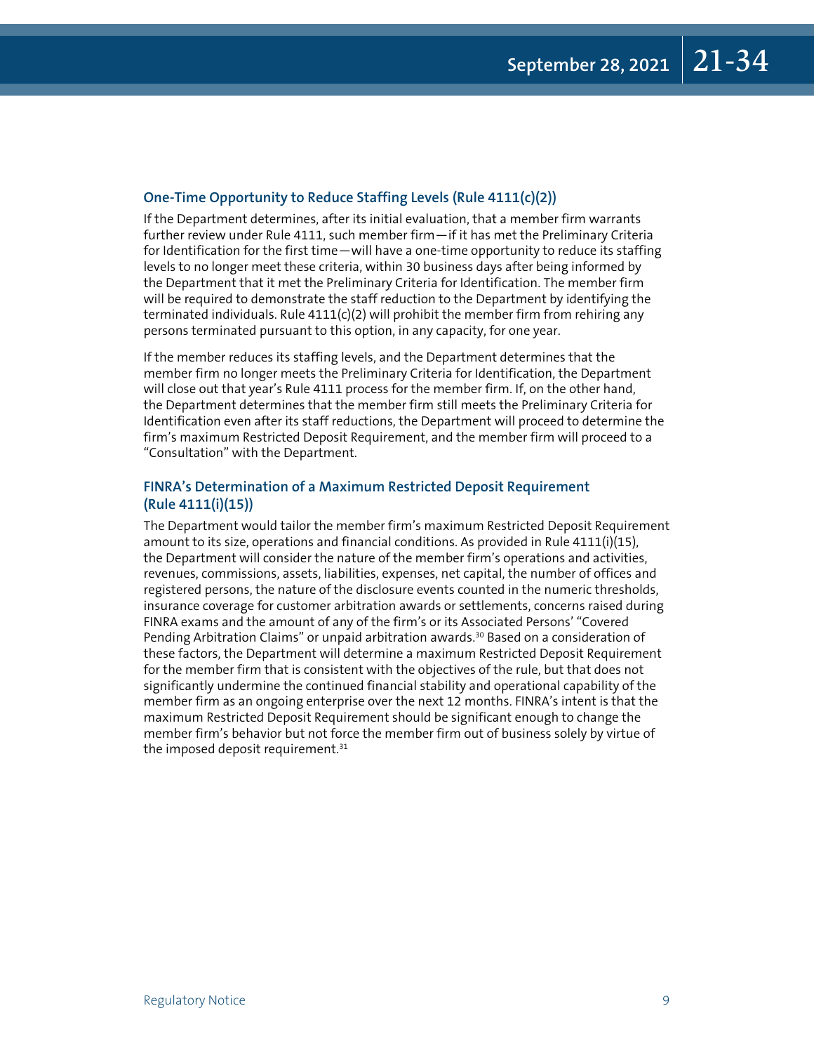### One-Time Opportunity to Reduce Staffing Levels (Rule 4111(c)(2))

If the Department determines, after its initial evaluation, that a member firm warrants further review under Rule 4111, such member firm—if it has met the Preliminary Criteria for Identification for the first time—will have a one-time opportunity to reduce its staffing levels to no longer meet these criteria, within 30 business days after being informed by the Department that it met the Preliminary Criteria for Identification. The member firm will be required to demonstrate the staff reduction to the Department by identifying the terminated individuals. Rule 4111(c)(2) will prohibit the member firm from rehiring any persons terminated pursuant to this option, in any capacity, for one year.

If the member reduces its staffing levels, and the Department determines that the member firm no longer meets the Preliminary Criteria for Identification, the Department will close out that year's Rule 4111 process for the member firm. If, on the other hand, the Department determines that the member firm still meets the Preliminary Criteria for Identification even after its staff reductions, the Department will proceed to determine the firm's maximum Restricted Deposit Requirement, and the member firm will proceed to a "Consultation" with the Department.

### FINRA's Determination of a Maximum Restricted Deposit Requirement (Rule 4111(i)(15))

The Department would tailor the member firm's maximum Restricted Deposit Requirement amount to its size, operations and financial conditions. As provided in Rule 4111(i)(15), the Department will consider the nature of the member firm's operations and activities, revenues, commissions, assets, liabilities, expenses, net capital, the number of offices and registered persons, the nature of the disclosure events counted in the numeric thresholds, insurance coverage for customer arbitration awards or settlements, concerns raised during FINRA exams and the amount of any of the firm's or its Associated Persons' "Covered Pending Arbitration Claims" or unpaid arbitration awards.[30] Based on a consideration of these factors, the Department will determine a maximum Restricted Deposit Requirement for the member firm that is consistent with the objectives of the rule, but that does not significantly undermine the continued financial stability and operational capability of the member firm as an ongoing enterprise over the next 12 months. FINRA's intent is that the maximum Restricted Deposit Requirement should be significant enough to change the member firm's behavior but not force the member firm out of business solely by virtue of the imposed deposit requirement.[31]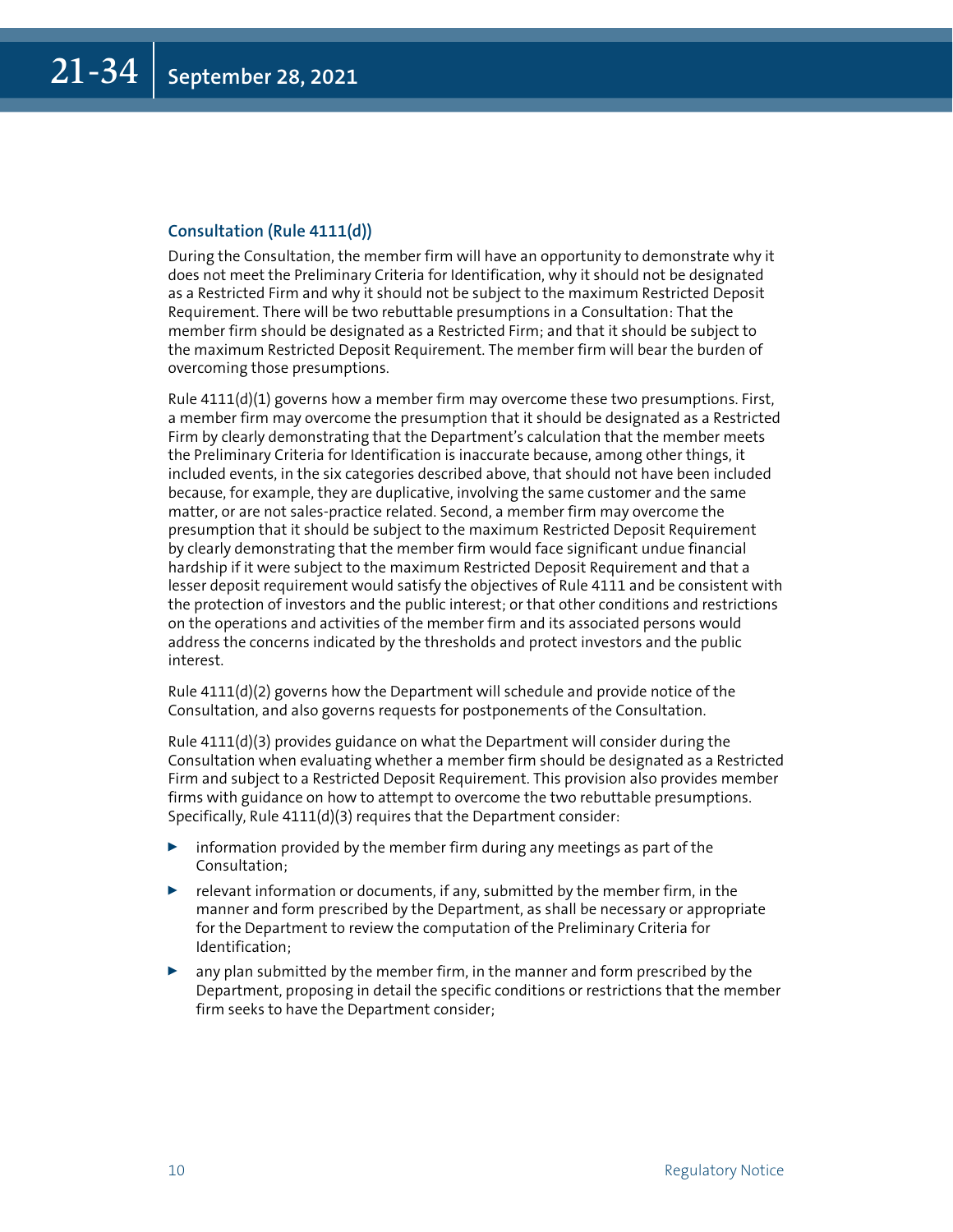### Consultation (Rule 4111(d))

During the Consultation, the member firm will have an opportunity to demonstrate why it does not meet the Preliminary Criteria for Identification, why it should not be designated as a Restricted Firm and why it should not be subject to the maximum Restricted Deposit Requirement. There will be two rebuttable presumptions in a Consultation: That the member firm should be designated as a Restricted Firm; and that it should be subject to the maximum Restricted Deposit Requirement. The member firm will bear the burden of overcoming those presumptions.

Rule 4111(d)(1) governs how a member firm may overcome these two presumptions. First, a member firm may overcome the presumption that it should be designated as a Restricted Firm by clearly demonstrating that the Department's calculation that the member meets the Preliminary Criteria for Identification is inaccurate because, among other things, it included events, in the six categories described above, that should not have been included because, for example, they are duplicative, involving the same customer and the same matter, or are not sales-practice related. Second, a member firm may overcome the presumption that it should be subject to the maximum Restricted Deposit Requirement by clearly demonstrating that the member firm would face significant undue financial hardship if it were subject to the maximum Restricted Deposit Requirement and that a lesser deposit requirement would satisfy the objectives of Rule 4111 and be consistent with the protection of investors and the public interest; or that other conditions and restrictions on the operations and activities of the member firm and its associated persons would address the concerns indicated by the thresholds and protect investors and the public interest.

Rule 4111(d)(2) governs how the Department will schedule and provide notice of the Consultation, and also governs requests for postponements of the Consultation.

Rule 4111(d)(3) provides guidance on what the Department will consider during the Consultation when evaluating whether a member firm should be designated as a Restricted Firm and subject to a Restricted Deposit Requirement. This provision also provides member firms with guidance on how to attempt to overcome the two rebuttable presumptions. Specifically, Rule 4111(d)(3) requires that the Department consider:

- information provided by the member firm during any meetings as part of the Consultation;
- relevant information or documents, if any, submitted by the member firm, in the manner and form prescribed by the Department, as shall be necessary or appropriate for the Department to review the computation of the Preliminary Criteria for Identification;
- any plan submitted by the member firm, in the manner and form prescribed by the Department, proposing in detail the specific conditions or restrictions that the member firm seeks to have the Department consider;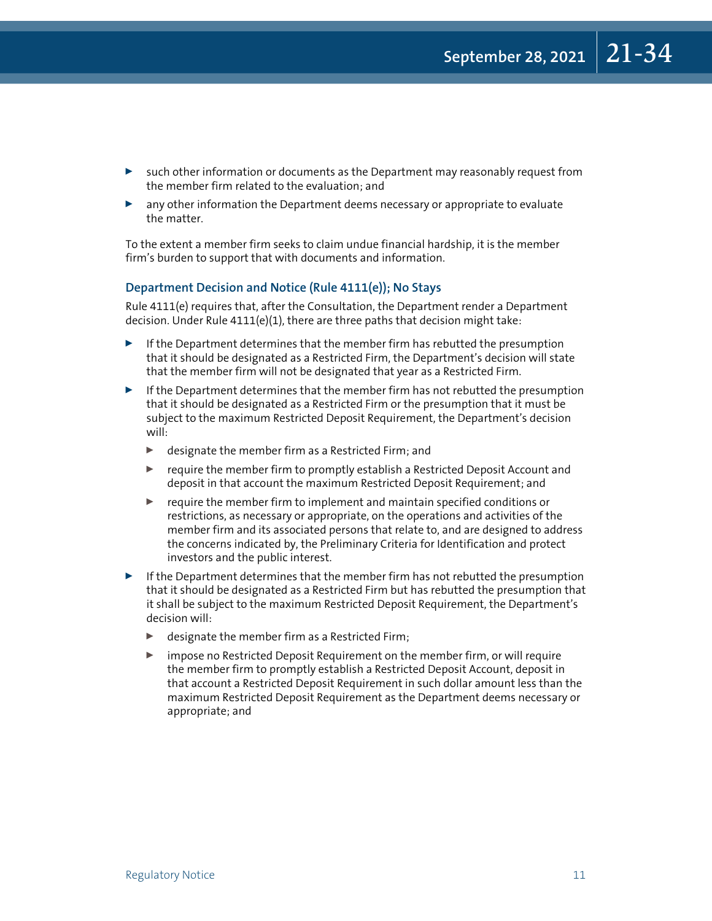- such other information or documents as the Department may reasonably request from the member firm related to the evaluation; and
- any other information the Department deems necessary or appropriate to evaluate the matter.

To the extent a member firm seeks to claim undue financial hardship, it is the member firm's burden to support that with documents and information.

### Department Decision and Notice (Rule 4111(e)); No Stays

Rule 4111(e) requires that, after the Consultation, the Department render a Department decision. Under Rule 4111(e)(1), there are three paths that decision might take:

- If the Department determines that the member firm has rebutted the presumption that it should be designated as a Restricted Firm, the Department's decision will state that the member firm will not be designated that year as a Restricted Firm.
- If the Department determines that the member firm has not rebutted the presumption that it should be designated as a Restricted Firm or the presumption that it must be subject to the maximum Restricted Deposit Requirement, the Department's decision will:
  - designate the member firm as a Restricted Firm; and
  - require the member firm to promptly establish a Restricted Deposit Account and deposit in that account the maximum Restricted Deposit Requirement; and
  - require the member firm to implement and maintain specified conditions or restrictions, as necessary or appropriate, on the operations and activities of the member firm and its associated persons that relate to, and are designed to address the concerns indicated by, the Preliminary Criteria for Identification and protect investors and the public interest.
- If the Department determines that the member firm has not rebutted the presumption that it should be designated as a Restricted Firm but has rebutted the presumption that it shall be subject to the maximum Restricted Deposit Requirement, the Department's decision will:
  - designate the member firm as a Restricted Firm;
  - impose no Restricted Deposit Requirement on the member firm, or will require the member firm to promptly establish a Restricted Deposit Account, deposit in that account a Restricted Deposit Requirement in such dollar amount less than the maximum Restricted Deposit Requirement as the Department deems necessary or appropriate; and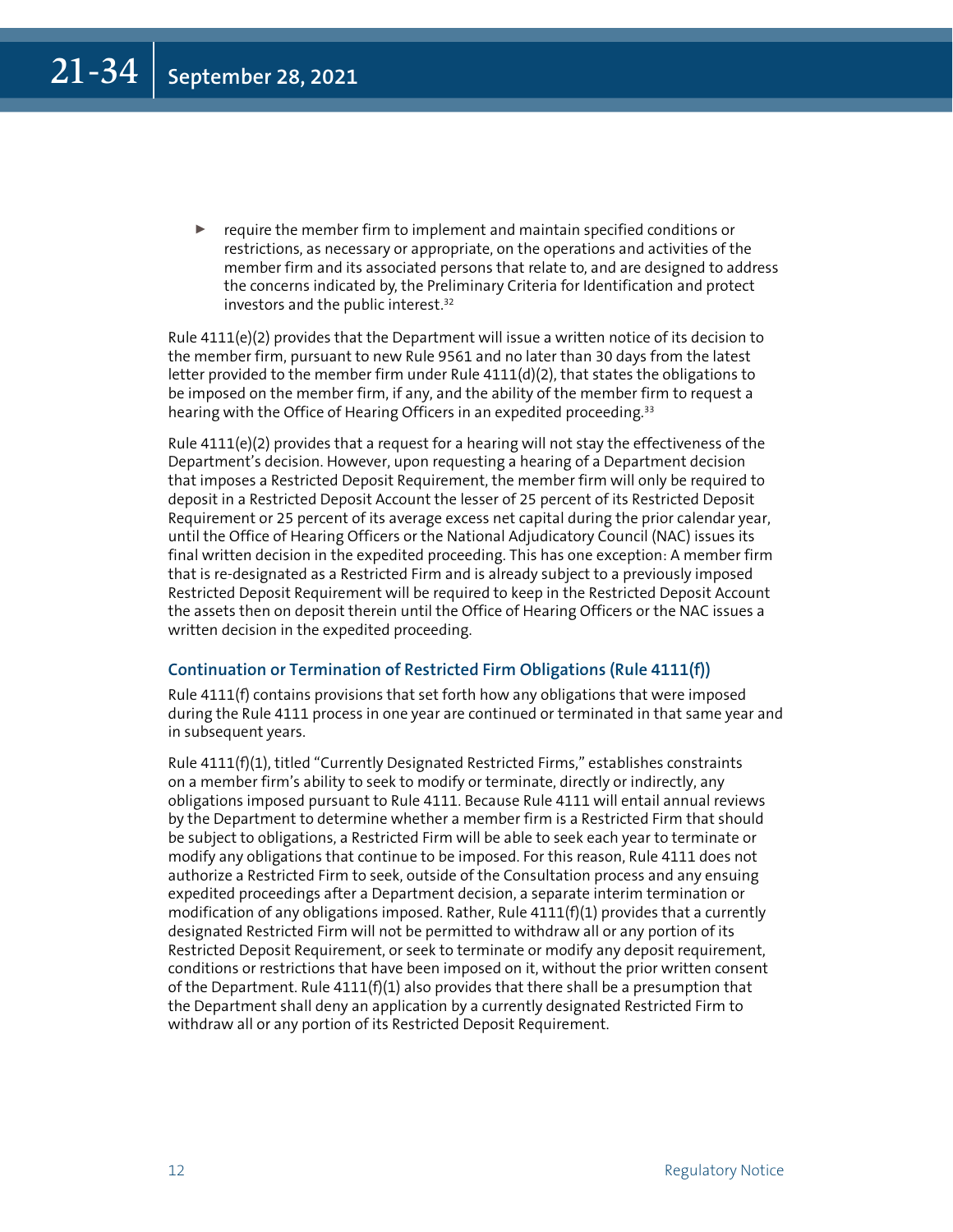- require the member firm to implement and maintain specified conditions or restrictions, as necessary or appropriate, on the operations and activities of the member firm and its associated persons that relate to, and are designed to address the concerns indicated by, the Preliminary Criteria for Identification and protect investors and the public interest.[32]

Rule 4111(e)(2) provides that the Department will issue a written notice of its decision to the member firm, pursuant to new Rule 9561 and no later than 30 days from the latest letter provided to the member firm under Rule 4111(d)(2), that states the obligations to be imposed on the member firm, if any, and the ability of the member firm to request a hearing with the Office of Hearing Officers in an expedited proceeding.[33]

Rule 4111(e)(2) provides that a request for a hearing will not stay the effectiveness of the Department's decision. However, upon requesting a hearing of a Department decision that imposes a Restricted Deposit Requirement, the member firm will only be required to deposit in a Restricted Deposit Account the lesser of 25 percent of its Restricted Deposit Requirement or 25 percent of its average excess net capital during the prior calendar year, until the Office of Hearing Officers or the National Adjudicatory Council (NAC) issues its final written decision in the expedited proceeding. This has one exception: A member firm that is re-designated as a Restricted Firm and is already subject to a previously imposed Restricted Deposit Requirement will be required to keep in the Restricted Deposit Account the assets then on deposit therein until the Office of Hearing Officers or the NAC issues a written decision in the expedited proceeding.

### Continuation or Termination of Restricted Firm Obligations (Rule 4111(f))

Rule 4111(f) contains provisions that set forth how any obligations that were imposed during the Rule 4111 process in one year are continued or terminated in that same year and in subsequent years.

Rule 4111(f)(1), titled "Currently Designated Restricted Firms," establishes constraints on a member firm's ability to seek to modify or terminate, directly or indirectly, any obligations imposed pursuant to Rule 4111. Because Rule 4111 will entail annual reviews by the Department to determine whether a member firm is a Restricted Firm that should be subject to obligations, a Restricted Firm will be able to seek each year to terminate or modify any obligations that continue to be imposed. For this reason, Rule 4111 does not authorize a Restricted Firm to seek, outside of the Consultation process and any ensuing expedited proceedings after a Department decision, a separate interim termination or modification of any obligations imposed. Rather, Rule 4111(f)(1) provides that a currently designated Restricted Firm will not be permitted to withdraw all or any portion of its Restricted Deposit Requirement, or seek to terminate or modify any deposit requirement, conditions or restrictions that have been imposed on it, without the prior written consent of the Department. Rule 4111(f)(1) also provides that there shall be a presumption that the Department shall deny an application by a currently designated Restricted Firm to withdraw all or any portion of its Restricted Deposit Requirement.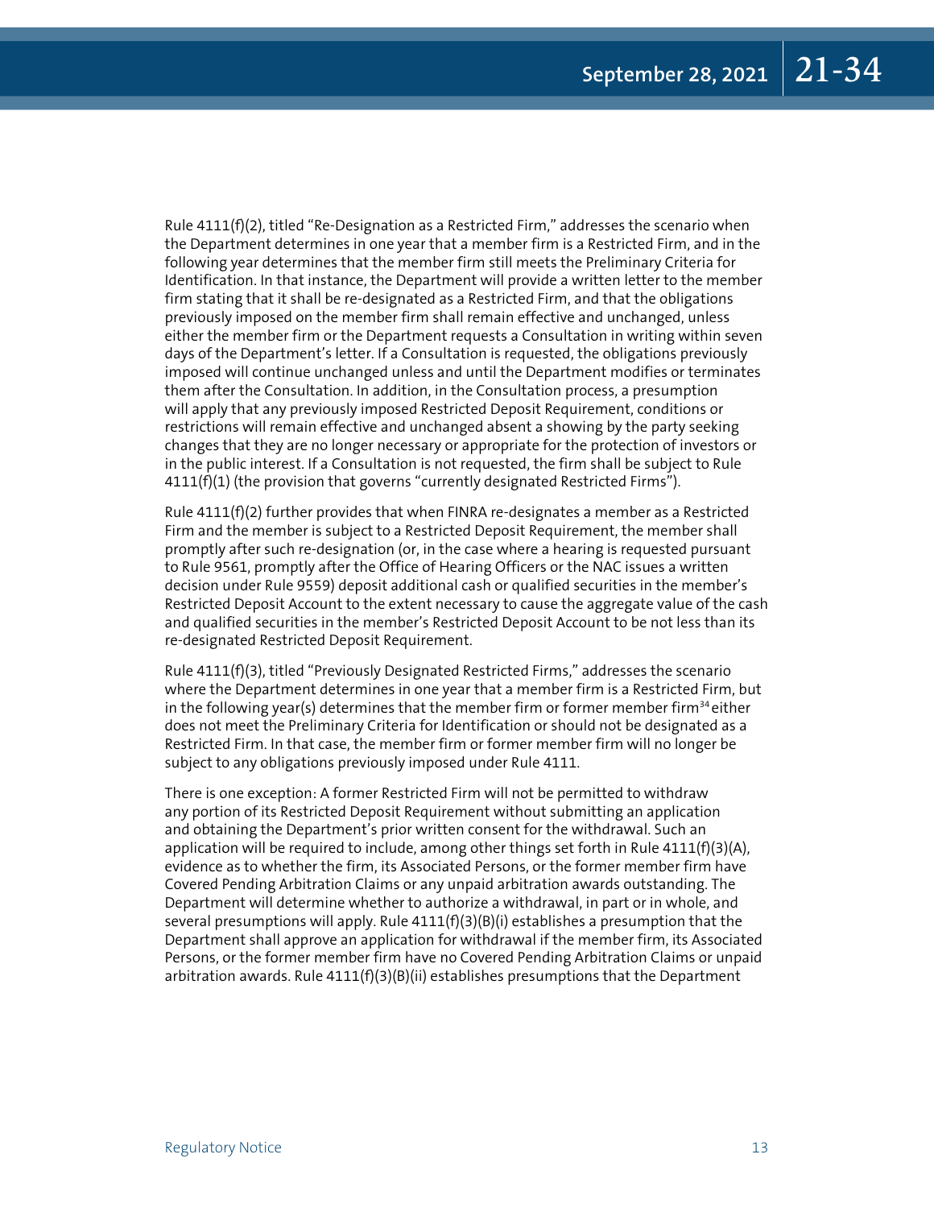Rule 4111(f)(2), titled "Re-Designation as a Restricted Firm," addresses the scenario when the Department determines in one year that a member firm is a Restricted Firm, and in the following year determines that the member firm still meets the Preliminary Criteria for Identification. In that instance, the Department will provide a written letter to the member firm stating that it shall be re-designated as a Restricted Firm, and that the obligations previously imposed on the member firm shall remain effective and unchanged, unless either the member firm or the Department requests a Consultation in writing within seven days of the Department's letter. If a Consultation is requested, the obligations previously imposed will continue unchanged unless and until the Department modifies or terminates them after the Consultation. In addition, in the Consultation process, a presumption will apply that any previously imposed Restricted Deposit Requirement, conditions or restrictions will remain effective and unchanged absent a showing by the party seeking changes that they are no longer necessary or appropriate for the protection of investors or in the public interest. If a Consultation is not requested, the firm shall be subject to Rule 4111(f)(1) (the provision that governs "currently designated Restricted Firms").

Rule 4111(f)(2) further provides that when FINRA re-designates a member as a Restricted Firm and the member is subject to a Restricted Deposit Requirement, the member shall promptly after such re-designation (or, in the case where a hearing is requested pursuant to Rule 9561, promptly after the Office of Hearing Officers or the NAC issues a written decision under Rule 9559) deposit additional cash or qualified securities in the member's Restricted Deposit Account to the extent necessary to cause the aggregate value of the cash and qualified securities in the member's Restricted Deposit Account to be not less than its re-designated Restricted Deposit Requirement.

Rule 4111(f)(3), titled "Previously Designated Restricted Firms," addresses the scenario where the Department determines in one year that a member firm is a Restricted Firm, but in the following year(s) determines that the member firm or former member firm[34] either does not meet the Preliminary Criteria for Identification or should not be designated as a Restricted Firm. In that case, the member firm or former member firm will no longer be subject to any obligations previously imposed under Rule 4111.

There is one exception: A former Restricted Firm will not be permitted to withdraw any portion of its Restricted Deposit Requirement without submitting an application and obtaining the Department's prior written consent for the withdrawal. Such an application will be required to include, among other things set forth in Rule 4111(f)(3)(A), evidence as to whether the firm, its Associated Persons, or the former member firm have Covered Pending Arbitration Claims or any unpaid arbitration awards outstanding. The Department will determine whether to authorize a withdrawal, in part or in whole, and several presumptions will apply. Rule 4111(f)(3)(B)(i) establishes a presumption that the Department shall approve an application for withdrawal if the member firm, its Associated Persons, or the former member firm have no Covered Pending Arbitration Claims or unpaid arbitration awards. Rule 4111(f)(3)(B)(ii) establishes presumptions that the Department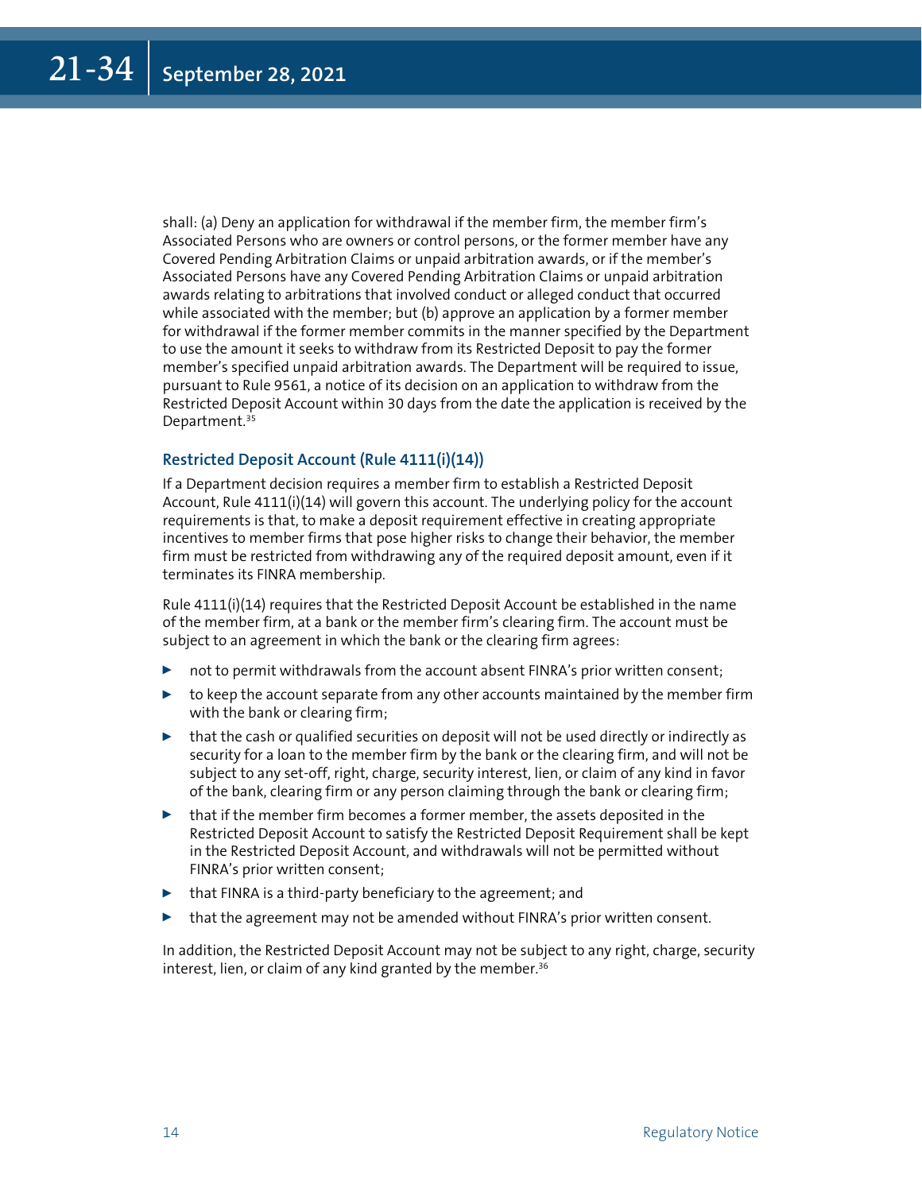shall: (a) Deny an application for withdrawal if the member firm, the member firm's Associated Persons who are owners or control persons, or the former member have any Covered Pending Arbitration Claims or unpaid arbitration awards, or if the member's Associated Persons have any Covered Pending Arbitration Claims or unpaid arbitration awards relating to arbitrations that involved conduct or alleged conduct that occurred while associated with the member; but (b) approve an application by a former member for withdrawal if the former member commits in the manner specified by the Department to use the amount it seeks to withdraw from its Restricted Deposit to pay the former member's specified unpaid arbitration awards. The Department will be required to issue, pursuant to Rule 9561, a notice of its decision on an application to withdraw from the Restricted Deposit Account within 30 days from the date the application is received by the Department.[35]

### Restricted Deposit Account (Rule 4111(i)(14))

If a Department decision requires a member firm to establish a Restricted Deposit Account, Rule 4111(i)(14) will govern this account. The underlying policy for the account requirements is that, to make a deposit requirement effective in creating appropriate incentives to member firms that pose higher risks to change their behavior, the member firm must be restricted from withdrawing any of the required deposit amount, even if it terminates its FINRA membership.

Rule 4111(i)(14) requires that the Restricted Deposit Account be established in the name of the member firm, at a bank or the member firm's clearing firm. The account must be subject to an agreement in which the bank or the clearing firm agrees:

- not to permit withdrawals from the account absent FINRA's prior written consent;
- to keep the account separate from any other accounts maintained by the member firm with the bank or clearing firm;
- that the cash or qualified securities on deposit will not be used directly or indirectly as security for a loan to the member firm by the bank or the clearing firm, and will not be subject to any set-off, right, charge, security interest, lien, or claim of any kind in favor of the bank, clearing firm or any person claiming through the bank or clearing firm;
- that if the member firm becomes a former member, the assets deposited in the Restricted Deposit Account to satisfy the Restricted Deposit Requirement shall be kept in the Restricted Deposit Account, and withdrawals will not be permitted without FINRA's prior written consent;
- that FINRA is a third-party beneficiary to the agreement; and
- that the agreement may not be amended without FINRA's prior written consent.

In addition, the Restricted Deposit Account may not be subject to any right, charge, security interest, lien, or claim of any kind granted by the member.[36]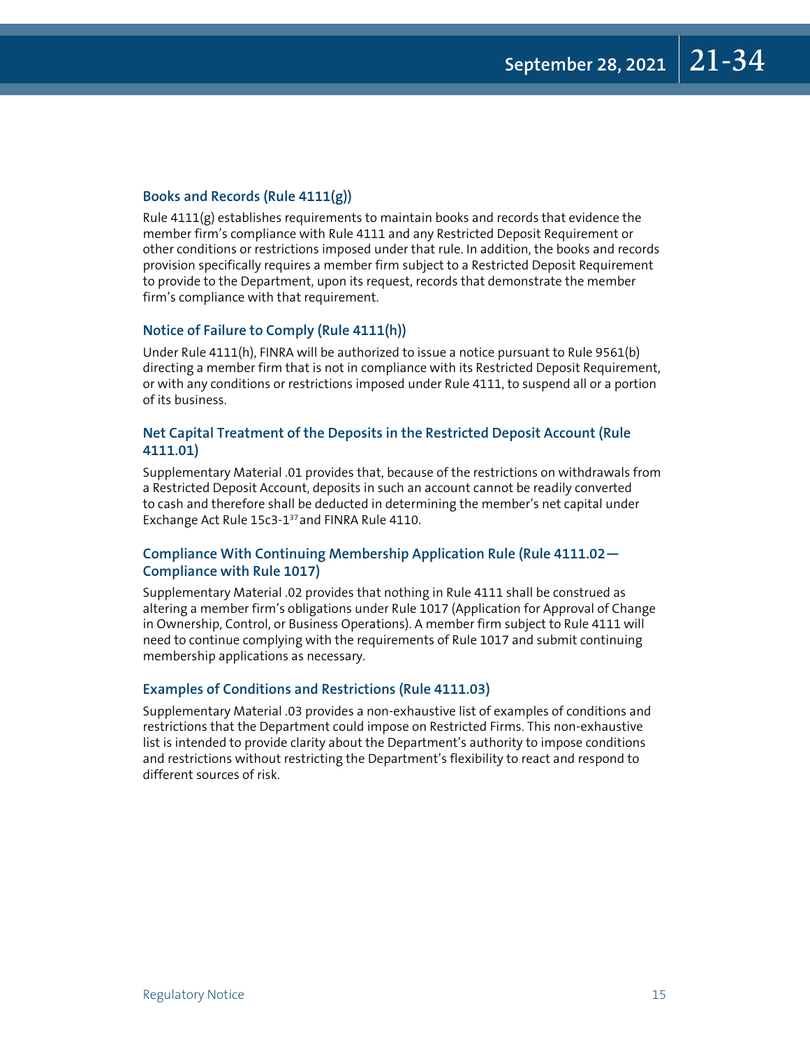### Books and Records (Rule 4111(g))

Rule 4111(g) establishes requirements to maintain books and records that evidence the member firm's compliance with Rule 4111 and any Restricted Deposit Requirement or other conditions or restrictions imposed under that rule. In addition, the books and records provision specifically requires a member firm subject to a Restricted Deposit Requirement to provide to the Department, upon its request, records that demonstrate the member firm's compliance with that requirement.

### Notice of Failure to Comply (Rule 4111(h))

Under Rule 4111(h), FINRA will be authorized to issue a notice pursuant to Rule 9561(b) directing a member firm that is not in compliance with its Restricted Deposit Requirement, or with any conditions or restrictions imposed under Rule 4111, to suspend all or a portion of its business.

### Net Capital Treatment of the Deposits in the Restricted Deposit Account (Rule 4111.01)

Supplementary Material .01 provides that, because of the restrictions on withdrawals from a Restricted Deposit Account, deposits in such an account cannot be readily converted to cash and therefore shall be deducted in determining the member's net capital under Exchange Act Rule 15c3-1[37] and FINRA Rule 4110.

### Compliance With Continuing Membership Application Rule (Rule 4111.02—Compliance with Rule 1017)

Supplementary Material .02 provides that nothing in Rule 4111 shall be construed as altering a member firm's obligations under Rule 1017 (Application for Approval of Change in Ownership, Control, or Business Operations). A member firm subject to Rule 4111 will need to continue complying with the requirements of Rule 1017 and submit continuing membership applications as necessary.

### Examples of Conditions and Restrictions (Rule 4111.03)

Supplementary Material .03 provides a non-exhaustive list of examples of conditions and restrictions that the Department could impose on Restricted Firms. This non-exhaustive list is intended to provide clarity about the Department's authority to impose conditions and restrictions without restricting the Department's flexibility to react and respond to different sources of risk.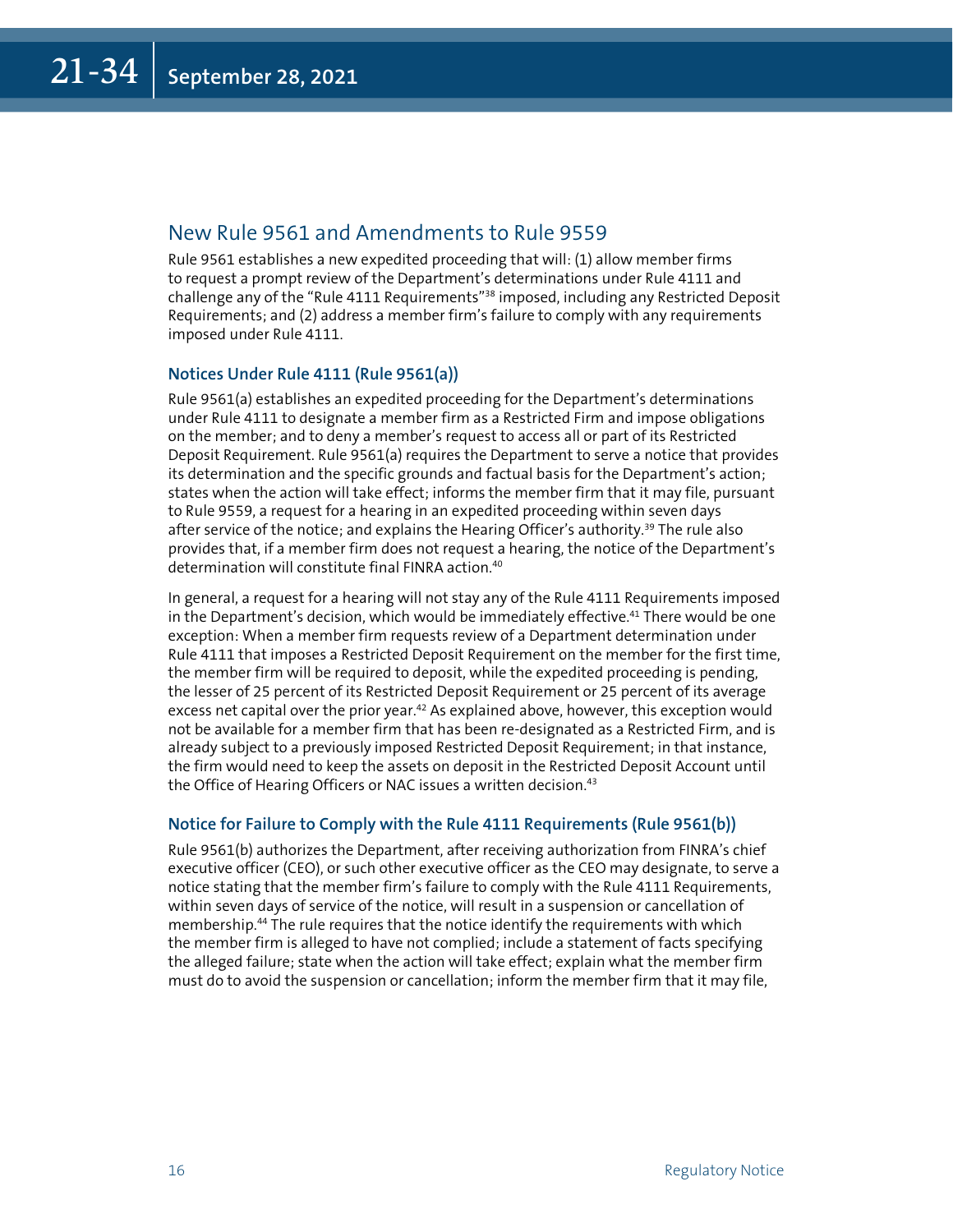## New Rule 9561 and Amendments to Rule 9559

Rule 9561 establishes a new expedited proceeding that will: (1) allow member firms to request a prompt review of the Department's determinations under Rule 4111 and challenge any of the "Rule 4111 Requirements"[38] imposed, including any Restricted Deposit Requirements; and (2) address a member firm's failure to comply with any requirements imposed under Rule 4111.

### Notices Under Rule 4111 (Rule 9561(a))

Rule 9561(a) establishes an expedited proceeding for the Department's determinations under Rule 4111 to designate a member firm as a Restricted Firm and impose obligations on the member; and to deny a member's request to access all or part of its Restricted Deposit Requirement. Rule 9561(a) requires the Department to serve a notice that provides its determination and the specific grounds and factual basis for the Department's action; states when the action will take effect; informs the member firm that it may file, pursuant to Rule 9559, a request for a hearing in an expedited proceeding within seven days after service of the notice; and explains the Hearing Officer's authority.[39] The rule also provides that, if a member firm does not request a hearing, the notice of the Department's determination will constitute final FINRA action.[40]

In general, a request for a hearing will not stay any of the Rule 4111 Requirements imposed in the Department's decision, which would be immediately effective.[41] There would be one exception: When a member firm requests review of a Department determination under Rule 4111 that imposes a Restricted Deposit Requirement on the member for the first time, the member firm will be required to deposit, while the expedited proceeding is pending, the lesser of 25 percent of its Restricted Deposit Requirement or 25 percent of its average excess net capital over the prior year.[42] As explained above, however, this exception would not be available for a member firm that has been re-designated as a Restricted Firm, and is already subject to a previously imposed Restricted Deposit Requirement; in that instance, the firm would need to keep the assets on deposit in the Restricted Deposit Account until the Office of Hearing Officers or NAC issues a written decision.[43]

### Notice for Failure to Comply with the Rule 4111 Requirements (Rule 9561(b))

Rule 9561(b) authorizes the Department, after receiving authorization from FINRA's chief executive officer (CEO), or such other executive officer as the CEO may designate, to serve a notice stating that the member firm's failure to comply with the Rule 4111 Requirements, within seven days of service of the notice, will result in a suspension or cancellation of membership.[44] The rule requires that the notice identify the requirements with which the member firm is alleged to have not complied; include a statement of facts specifying the alleged failure; state when the action will take effect; explain what the member firm must do to avoid the suspension or cancellation; inform the member firm that it may file,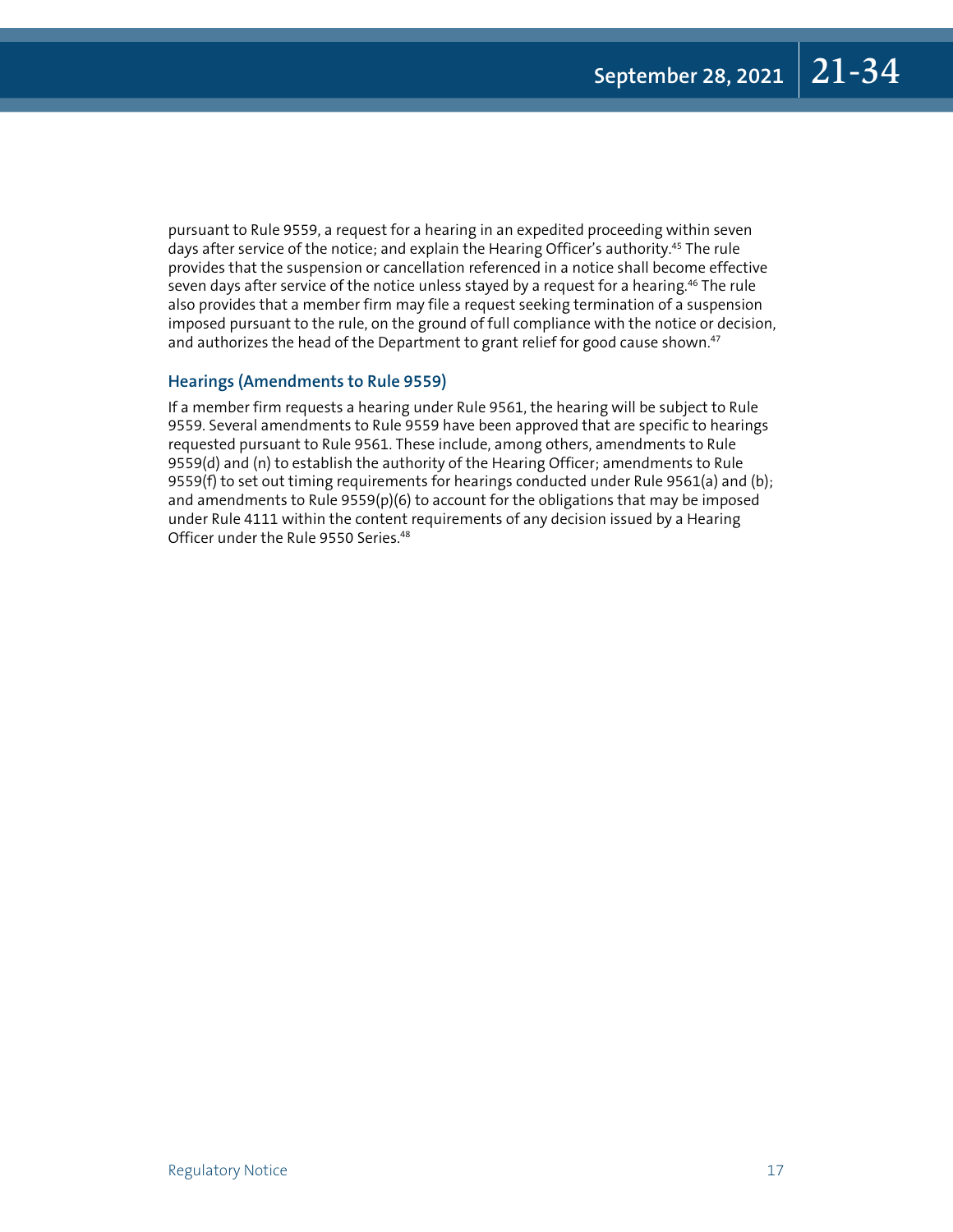pursuant to Rule 9559, a request for a hearing in an expedited proceeding within seven days after service of the notice; and explain the Hearing Officer's authority.[45] The rule provides that the suspension or cancellation referenced in a notice shall become effective seven days after service of the notice unless stayed by a request for a hearing.[46] The rule also provides that a member firm may file a request seeking termination of a suspension imposed pursuant to the rule, on the ground of full compliance with the notice or decision, and authorizes the head of the Department to grant relief for good cause shown.[47]

### Hearings (Amendments to Rule 9559)

If a member firm requests a hearing under Rule 9561, the hearing will be subject to Rule 9559. Several amendments to Rule 9559 have been approved that are specific to hearings requested pursuant to Rule 9561. These include, among others, amendments to Rule 9559(d) and (n) to establish the authority of the Hearing Officer; amendments to Rule 9559(f) to set out timing requirements for hearings conducted under Rule 9561(a) and (b); and amendments to Rule 9559(p)(6) to account for the obligations that may be imposed under Rule 4111 within the content requirements of any decision issued by a Hearing Officer under the Rule 9550 Series.[48]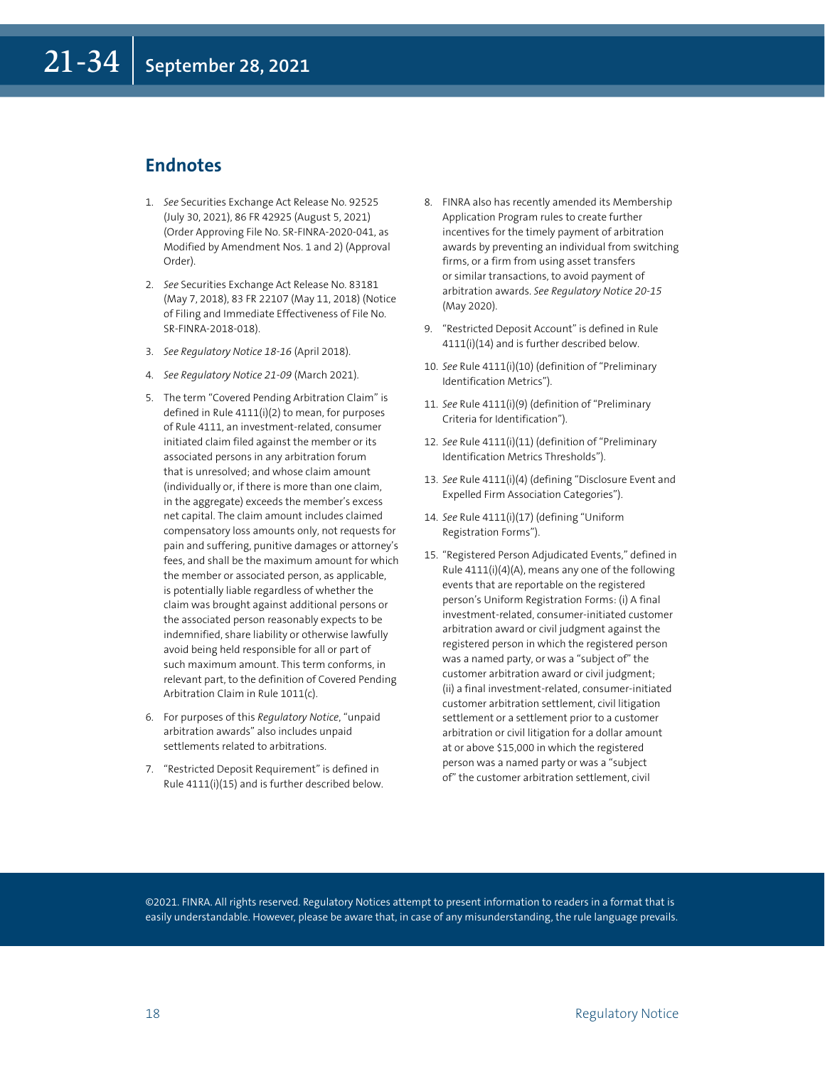## Endnotes

1. *See* Securities Exchange Act Release No. 92525 (July 30, 2021), 86 FR 42925 (August 5, 2021) (Order Approving File No. SR-FINRA-2020-041, as Modified by Amendment Nos. 1 and 2) (Approval Order).
2. *See* Securities Exchange Act Release No. 83181 (May 7, 2018), 83 FR 22107 (May 11, 2018) (Notice of Filing and Immediate Effectiveness of File No. SR-FINRA-2018-018).
3. *See Regulatory Notice 18-16* (April 2018).
4. *See Regulatory Notice 21-09* (March 2021).
5. The term "Covered Pending Arbitration Claim" is defined in Rule 4111(i)(2) to mean, for purposes of Rule 4111, an investment-related, consumer initiated claim filed against the member or its associated persons in any arbitration forum that is unresolved; and whose claim amount (individually or, if there is more than one claim, in the aggregate) exceeds the member's excess net capital. The claim amount includes claimed compensatory loss amounts only, not requests for pain and suffering, punitive damages or attorney's fees, and shall be the maximum amount for which the member or associated person, as applicable, is potentially liable regardless of whether the claim was brought against additional persons or the associated person reasonably expects to be indemnified, share liability or otherwise lawfully avoid being held responsible for all or part of such maximum amount. This term conforms, in relevant part, to the definition of Covered Pending Arbitration Claim in Rule 1011(c).
6. For purposes of this *Regulatory Notice*, "unpaid arbitration awards" also includes unpaid settlements related to arbitrations.
7. "Restricted Deposit Requirement" is defined in Rule 4111(i)(15) and is further described below.
8. FINRA also has recently amended its Membership Application Program rules to create further incentives for the timely payment of arbitration awards by preventing an individual from switching firms, or a firm from using asset transfers or similar transactions, to avoid payment of arbitration awards. *See Regulatory Notice 20-15* (May 2020).
9. "Restricted Deposit Account" is defined in Rule 4111(i)(14) and is further described below.
10. *See* Rule 4111(i)(10) (definition of "Preliminary Identification Metrics").
11. *See* Rule 4111(i)(9) (definition of "Preliminary Criteria for Identification").
12. *See* Rule 4111(i)(11) (definition of "Preliminary Identification Metrics Thresholds").
13. *See* Rule 4111(i)(4) (defining "Disclosure Event and Expelled Firm Association Categories").
14. *See* Rule 4111(i)(17) (defining "Uniform Registration Forms").
15. "Registered Person Adjudicated Events," defined in Rule 4111(i)(4)(A), means any one of the following events that are reportable on the registered person's Uniform Registration Forms: (i) A final investment-related, consumer-initiated customer arbitration award or civil judgment against the registered person in which the registered person was a named party, or was a "subject of" the customer arbitration award or civil judgment; (ii) a final investment-related, consumer-initiated customer arbitration settlement, civil litigation settlement or a settlement prior to a customer arbitration or civil litigation for a dollar amount at or above $15,000 in which the registered person was a named party or was a "subject of" the customer arbitration settlement, civil

©2021. FINRA. All rights reserved. Regulatory Notices attempt to present information to readers in a format that is easily understandable. However, please be aware that, in case of any misunderstanding, the rule language prevails.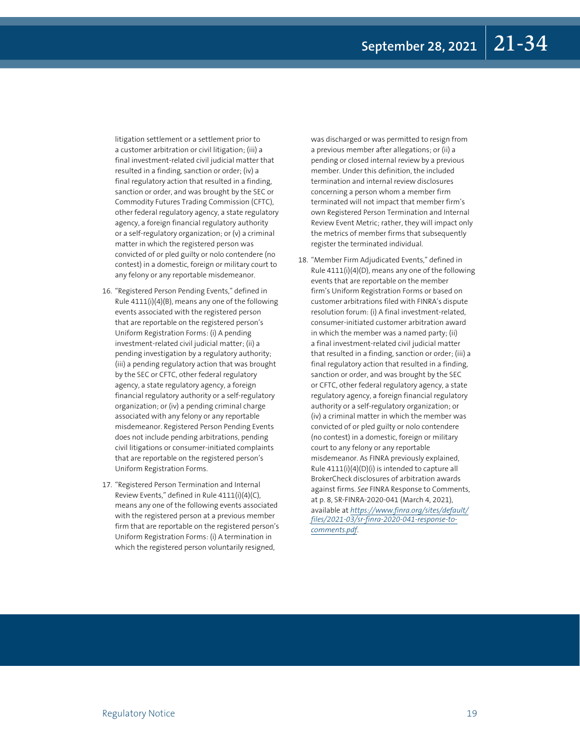litigation settlement or a settlement prior to a customer arbitration or civil litigation; (iii) a final investment-related civil judicial matter that resulted in a finding, sanction or order; (iv) a final regulatory action that resulted in a finding, sanction or order, and was brought by the SEC or Commodity Futures Trading Commission (CFTC), other federal regulatory agency, a state regulatory agency, a foreign financial regulatory authority or a self-regulatory organization; or (v) a criminal matter in which the registered person was convicted of or pled guilty or nolo contendere (no contest) in a domestic, foreign or military court to any felony or any reportable misdemeanor.

16. "Registered Person Pending Events," defined in Rule 4111(i)(4)(B), means any one of the following events associated with the registered person that are reportable on the registered person's Uniform Registration Forms: (i) A pending investment-related civil judicial matter; (ii) a pending investigation by a regulatory authority; (iii) a pending regulatory action that was brought by the SEC or CFTC, other federal regulatory agency, a state regulatory agency, a foreign financial regulatory authority or a self-regulatory organization; or (iv) a pending criminal charge associated with any felony or any reportable misdemeanor. Registered Person Pending Events does not include pending arbitrations, pending civil litigations or consumer-initiated complaints that are reportable on the registered person's Uniform Registration Forms.

17. "Registered Person Termination and Internal Review Events," defined in Rule 4111(i)(4)(C), means any one of the following events associated with the registered person at a previous member firm that are reportable on the registered person's Uniform Registration Forms: (i) A termination in which the registered person voluntarily resigned, was discharged or was permitted to resign from a previous member after allegations; or (ii) a pending or closed internal review by a previous member. Under this definition, the included termination and internal review disclosures concerning a person whom a member firm terminated will not impact that member firm's own Registered Person Termination and Internal Review Event Metric; rather, they will impact only the metrics of member firms that subsequently register the terminated individual.

18. "Member Firm Adjudicated Events," defined in Rule 4111(i)(4)(D), means any one of the following events that are reportable on the member firm's Uniform Registration Forms or based on customer arbitrations filed with FINRA's dispute resolution forum: (i) A final investment-related, consumer-initiated customer arbitration award in which the member was a named party; (ii) a final investment-related civil judicial matter that resulted in a finding, sanction or order; (iii) a final regulatory action that resulted in a finding, sanction or order, and was brought by the SEC or CFTC, other federal regulatory agency, a state regulatory agency, a foreign financial regulatory authority or a self-regulatory organization; or (iv) a criminal matter in which the member was convicted of or pled guilty or nolo contendere (no contest) in a domestic, foreign or military court to any felony or any reportable misdemeanor. As FINRA previously explained, Rule 4111(i)(4)(D)(i) is intended to capture all BrokerCheck disclosures of arbitration awards against firms. *See* FINRA Response to Comments, at p. 8, SR-FINRA-2020-041 (March 4, 2021), available at *https://www.finra.org/sites/default/files/2021-03/sr-finra-2020-041-response-to-comments.pdf*.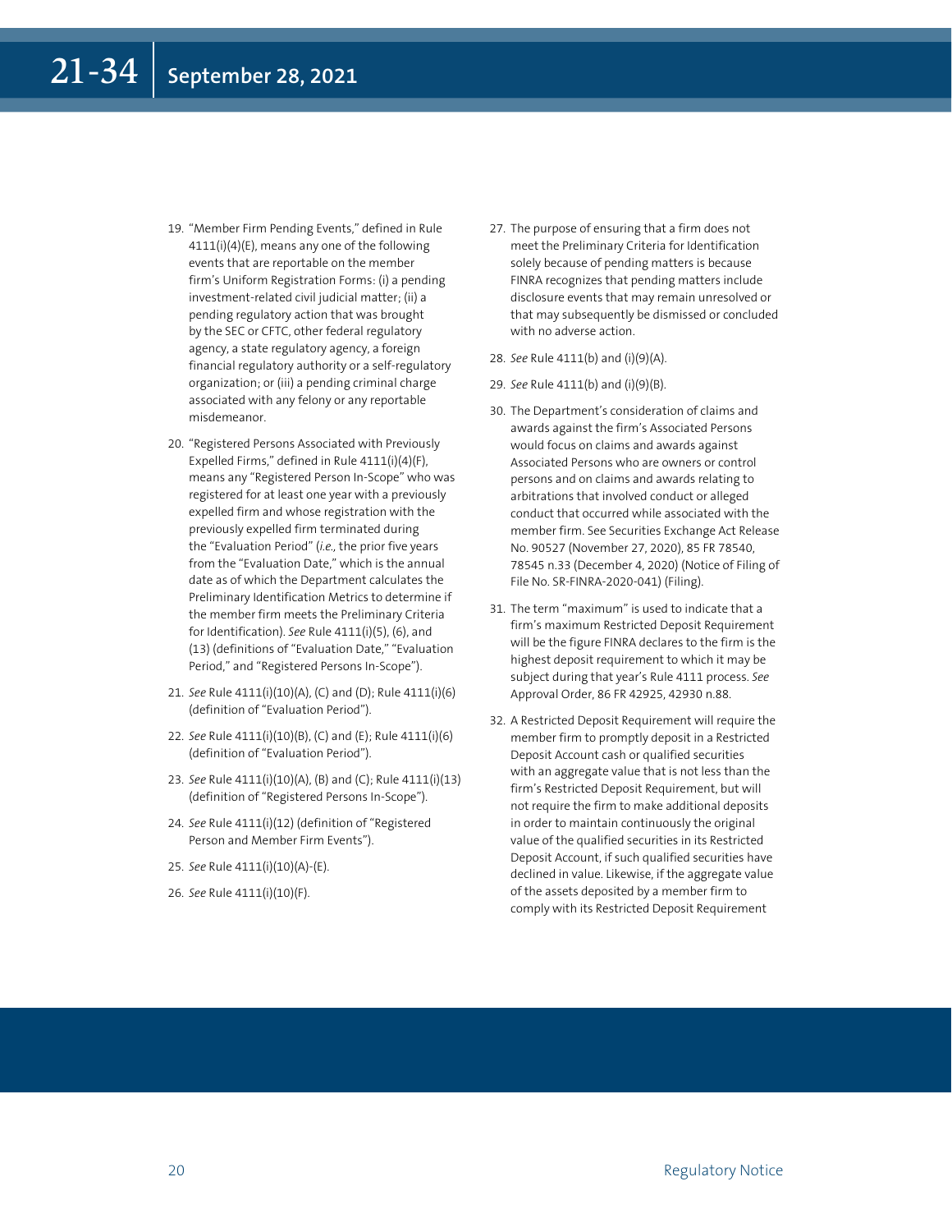19. "Member Firm Pending Events," defined in Rule 4111(i)(4)(E), means any one of the following events that are reportable on the member firm's Uniform Registration Forms: (i) a pending investment-related civil judicial matter; (ii) a pending regulatory action that was brought by the SEC or CFTC, other federal regulatory agency, a state regulatory agency, a foreign financial regulatory authority or a self-regulatory organization; or (iii) a pending criminal charge associated with any felony or any reportable misdemeanor.
20. "Registered Persons Associated with Previously Expelled Firms," defined in Rule 4111(i)(4)(F), means any "Registered Person In-Scope" who was registered for at least one year with a previously expelled firm and whose registration with the previously expelled firm terminated during the "Evaluation Period" (*i.e.,* the prior five years from the "Evaluation Date," which is the annual date as of which the Department calculates the Preliminary Identification Metrics to determine if the member firm meets the Preliminary Criteria for Identification). *See* Rule 4111(i)(5), (6), and (13) (definitions of "Evaluation Date," "Evaluation Period," and "Registered Persons In-Scope").
21. *See* Rule 4111(i)(10)(A), (C) and (D); Rule 4111(i)(6) (definition of "Evaluation Period").
22. *See* Rule 4111(i)(10)(B), (C) and (E); Rule 4111(i)(6) (definition of "Evaluation Period").
23. *See* Rule 4111(i)(10)(A), (B) and (C); Rule 4111(i)(13) (definition of "Registered Persons In-Scope").
24. *See* Rule 4111(i)(12) (definition of "Registered Person and Member Firm Events").
25. *See* Rule 4111(i)(10)(A)-(E).
26. *See* Rule 4111(i)(10)(F).
27. The purpose of ensuring that a firm does not meet the Preliminary Criteria for Identification solely because of pending matters is because FINRA recognizes that pending matters include disclosure events that may remain unresolved or that may subsequently be dismissed or concluded with no adverse action.
28. *See* Rule 4111(b) and (i)(9)(A).
29. *See* Rule 4111(b) and (i)(9)(B).
30. The Department's consideration of claims and awards against the firm's Associated Persons would focus on claims and awards against Associated Persons who are owners or control persons and on claims and awards relating to arbitrations that involved conduct or alleged conduct that occurred while associated with the member firm. See Securities Exchange Act Release No. 90527 (November 27, 2020), 85 FR 78540, 78545 n.33 (December 4, 2020) (Notice of Filing of File No. SR-FINRA-2020-041) (Filing).
31. The term "maximum" is used to indicate that a firm's maximum Restricted Deposit Requirement will be the figure FINRA declares to the firm is the highest deposit requirement to which it may be subject during that year's Rule 4111 process. *See* Approval Order, 86 FR 42925, 42930 n.88.
32. A Restricted Deposit Requirement will require the member firm to promptly deposit in a Restricted Deposit Account cash or qualified securities with an aggregate value that is not less than the firm's Restricted Deposit Requirement, but will not require the firm to make additional deposits in order to maintain continuously the original value of the qualified securities in its Restricted Deposit Account, if such qualified securities have declined in value. Likewise, if the aggregate value of the assets deposited by a member firm to comply with its Restricted Deposit Requirement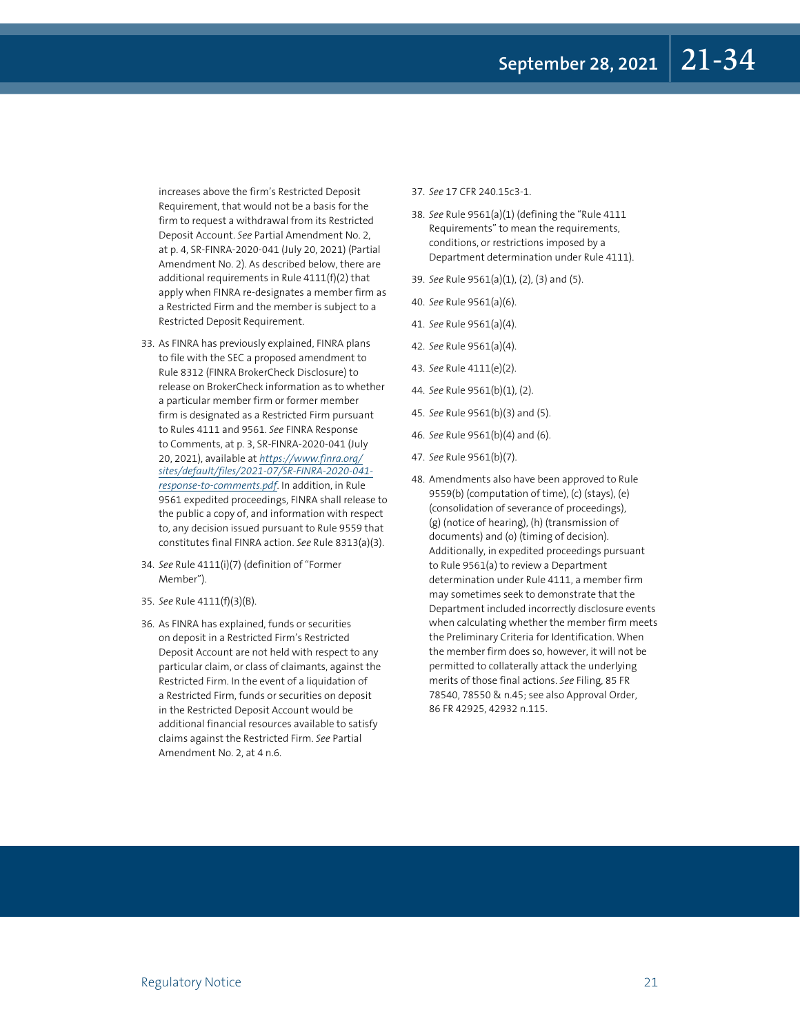increases above the firm's Restricted Deposit Requirement, that would not be a basis for the firm to request a withdrawal from its Restricted Deposit Account. *See* Partial Amendment No. 2, at p. 4, SR-FINRA-2020-041 (July 20, 2021) (Partial Amendment No. 2). As described below, there are additional requirements in Rule 4111(f)(2) that apply when FINRA re-designates a member firm as a Restricted Firm and the member is subject to a Restricted Deposit Requirement.

33. As FINRA has previously explained, FINRA plans to file with the SEC a proposed amendment to Rule 8312 (FINRA BrokerCheck Disclosure) to release on BrokerCheck information as to whether a particular member firm or former member firm is designated as a Restricted Firm pursuant to Rules 4111 and 9561. *See* FINRA Response to Comments, at p. 3, SR-FINRA-2020-041 (July 20, 2021), available at *https://www.finra.org/sites/default/files/2021-07/SR-FINRA-2020-041-response-to-comments.pdf*. In addition, in Rule 9561 expedited proceedings, FINRA shall release to the public a copy of, and information with respect to, any decision issued pursuant to Rule 9559 that constitutes final FINRA action. *See* Rule 8313(a)(3).
34. *See* Rule 4111(i)(7) (definition of "Former Member").
35. *See* Rule 4111(f)(3)(B).
36. As FINRA has explained, funds or securities on deposit in a Restricted Firm's Restricted Deposit Account are not held with respect to any particular claim, or class of claimants, against the Restricted Firm. In the event of a liquidation of a Restricted Firm, funds or securities on deposit in the Restricted Deposit Account would be additional financial resources available to satisfy claims against the Restricted Firm. *See* Partial Amendment No. 2, at 4 n.6.
37. *See* 17 CFR 240.15c3-1.
38. *See* Rule 9561(a)(1) (defining the "Rule 4111 Requirements" to mean the requirements, conditions, or restrictions imposed by a Department determination under Rule 4111).
39. *See* Rule 9561(a)(1), (2), (3) and (5).
40. *See* Rule 9561(a)(6).
41. *See* Rule 9561(a)(4).
42. *See* Rule 9561(a)(4).
43. *See* Rule 4111(e)(2).
44. *See* Rule 9561(b)(1), (2).
45. *See* Rule 9561(b)(3) and (5).
46. *See* Rule 9561(b)(4) and (6).
47. *See* Rule 9561(b)(7).
48. Amendments also have been approved to Rule 9559(b) (computation of time), (c) (stays), (e) (consolidation of severance of proceedings), (g) (notice of hearing), (h) (transmission of documents) and (o) (timing of decision). Additionally, in expedited proceedings pursuant to Rule 9561(a) to review a Department determination under Rule 4111, a member firm may sometimes seek to demonstrate that the Department included incorrectly disclosure events when calculating whether the member firm meets the Preliminary Criteria for Identification. When the member firm does so, however, it will not be permitted to collaterally attack the underlying merits of those final actions. *See* Filing, 85 FR 78540, 78550 & n.45; see also Approval Order, 86 FR 42925, 42932 n.115.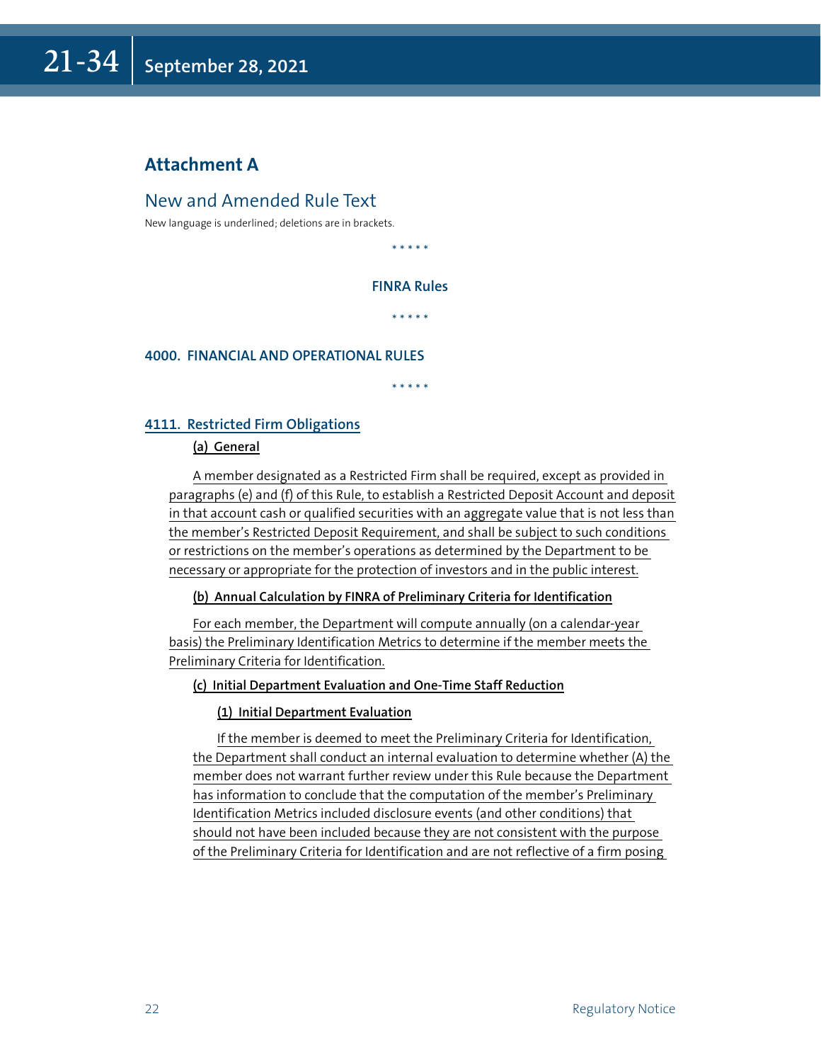## Attachment A

### New and Amended Rule Text

New language is underlined; deletions are in brackets.

\* \* \* \* \*

**FINRA Rules**

\* \* \* \* \*

**4000. FINANCIAL AND OPERATIONAL RULES**

\* \* \* \* \*

**4111. Restricted Firm Obligations**

**(a) General**

A member designated as a Restricted Firm shall be required, except as provided in paragraphs (e) and (f) of this Rule, to establish a Restricted Deposit Account and deposit in that account cash or qualified securities with an aggregate value that is not less than the member's Restricted Deposit Requirement, and shall be subject to such conditions or restrictions on the member's operations as determined by the Department to be necessary or appropriate for the protection of investors and in the public interest.

**(b) Annual Calculation by FINRA of Preliminary Criteria for Identification**

For each member, the Department will compute annually (on a calendar-year basis) the Preliminary Identification Metrics to determine if the member meets the Preliminary Criteria for Identification.

**(c) Initial Department Evaluation and One-Time Staff Reduction**

**(1) Initial Department Evaluation**

If the member is deemed to meet the Preliminary Criteria for Identification, the Department shall conduct an internal evaluation to determine whether (A) the member does not warrant further review under this Rule because the Department has information to conclude that the computation of the member's Preliminary Identification Metrics included disclosure events (and other conditions) that should not have been included because they are not consistent with the purpose of the Preliminary Criteria for Identification and are not reflective of a firm posing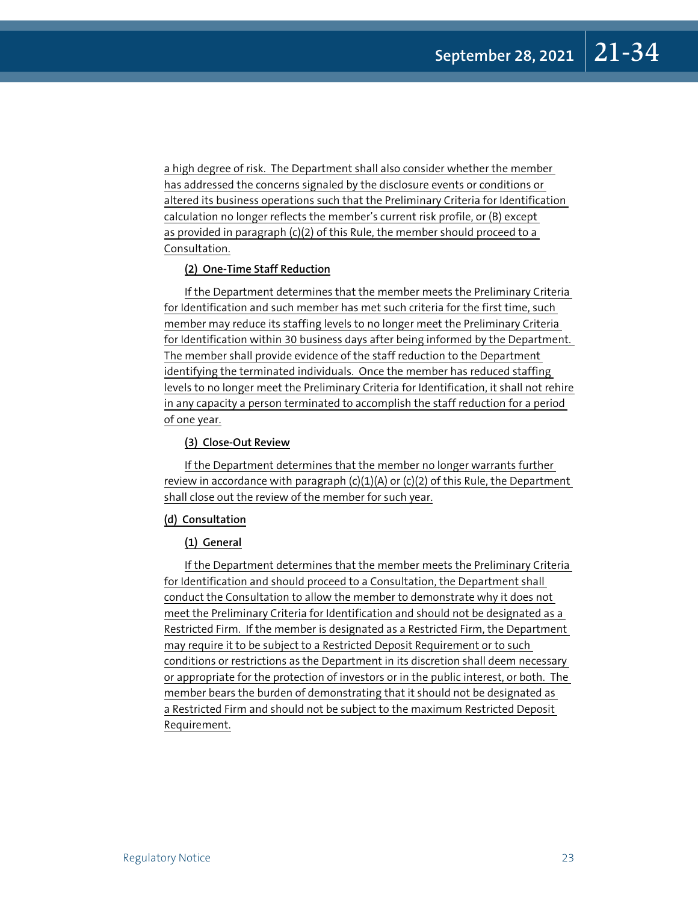a high degree of risk. The Department shall also consider whether the member has addressed the concerns signaled by the disclosure events or conditions or altered its business operations such that the Preliminary Criteria for Identification calculation no longer reflects the member's current risk profile, or (B) except as provided in paragraph (c)(2) of this Rule, the member should proceed to a Consultation.

**(2) One-Time Staff Reduction**

If the Department determines that the member meets the Preliminary Criteria for Identification and such member has met such criteria for the first time, such member may reduce its staffing levels to no longer meet the Preliminary Criteria for Identification within 30 business days after being informed by the Department. The member shall provide evidence of the staff reduction to the Department identifying the terminated individuals. Once the member has reduced staffing levels to no longer meet the Preliminary Criteria for Identification, it shall not rehire in any capacity a person terminated to accomplish the staff reduction for a period of one year.

**(3) Close-Out Review**

If the Department determines that the member no longer warrants further review in accordance with paragraph (c)(1)(A) or (c)(2) of this Rule, the Department shall close out the review of the member for such year.

**(d) Consultation**

**(1) General**

If the Department determines that the member meets the Preliminary Criteria for Identification and should proceed to a Consultation, the Department shall conduct the Consultation to allow the member to demonstrate why it does not meet the Preliminary Criteria for Identification and should not be designated as a Restricted Firm. If the member is designated as a Restricted Firm, the Department may require it to be subject to a Restricted Deposit Requirement or to such conditions or restrictions as the Department in its discretion shall deem necessary or appropriate for the protection of investors or in the public interest, or both. The member bears the burden of demonstrating that it should not be designated as a Restricted Firm and should not be subject to the maximum Restricted Deposit Requirement.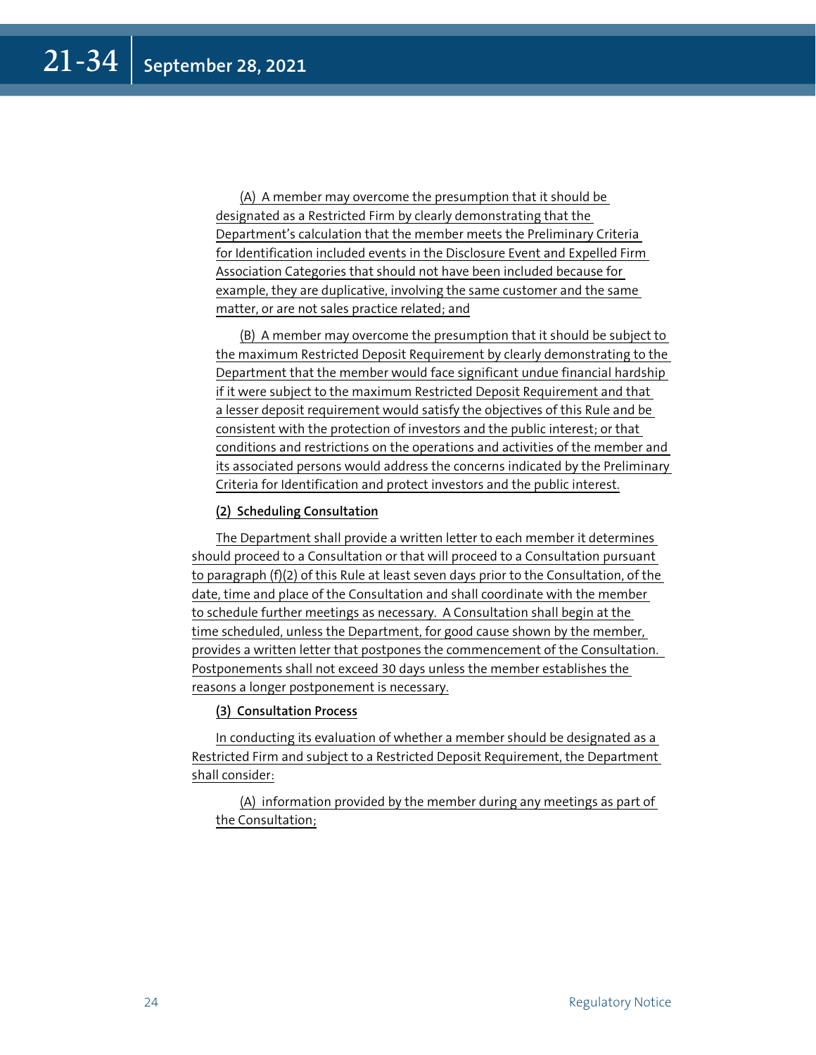(A) A member may overcome the presumption that it should be designated as a Restricted Firm by clearly demonstrating that the Department's calculation that the member meets the Preliminary Criteria for Identification included events in the Disclosure Event and Expelled Firm Association Categories that should not have been included because for example, they are duplicative, involving the same customer and the same matter, or are not sales practice related; and

(B) A member may overcome the presumption that it should be subject to the maximum Restricted Deposit Requirement by clearly demonstrating to the Department that the member would face significant undue financial hardship if it were subject to the maximum Restricted Deposit Requirement and that a lesser deposit requirement would satisfy the objectives of this Rule and be consistent with the protection of investors and the public interest; or that conditions and restrictions on the operations and activities of the member and its associated persons would address the concerns indicated by the Preliminary Criteria for Identification and protect investors and the public interest.

**(2) Scheduling Consultation**

The Department shall provide a written letter to each member it determines should proceed to a Consultation or that will proceed to a Consultation pursuant to paragraph (f)(2) of this Rule at least seven days prior to the Consultation, of the date, time and place of the Consultation and shall coordinate with the member to schedule further meetings as necessary. A Consultation shall begin at the time scheduled, unless the Department, for good cause shown by the member, provides a written letter that postpones the commencement of the Consultation. Postponements shall not exceed 30 days unless the member establishes the reasons a longer postponement is necessary.

**(3) Consultation Process**

In conducting its evaluation of whether a member should be designated as a Restricted Firm and subject to a Restricted Deposit Requirement, the Department shall consider:

(A) information provided by the member during any meetings as part of the Consultation;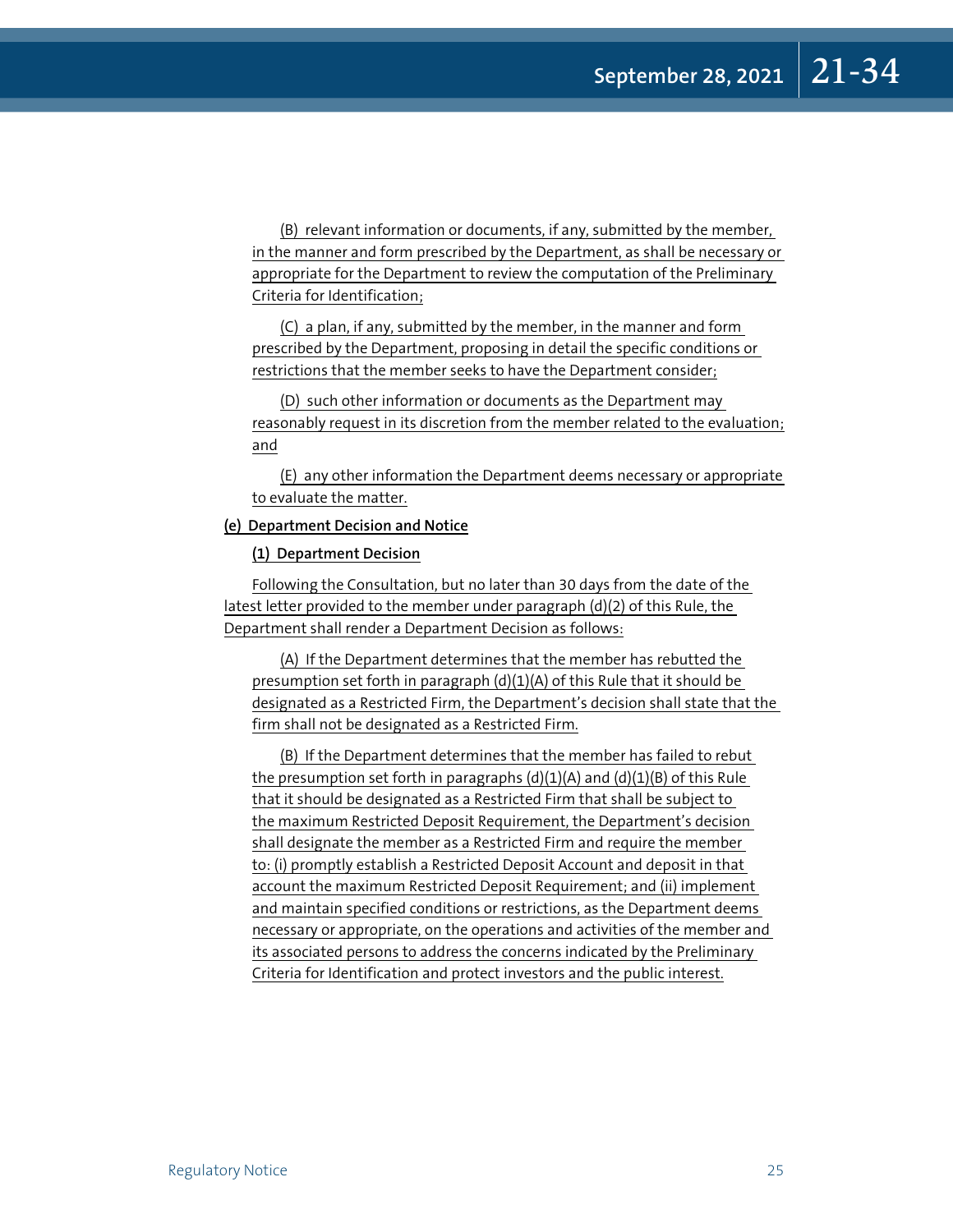(B) relevant information or documents, if any, submitted by the member, in the manner and form prescribed by the Department, as shall be necessary or appropriate for the Department to review the computation of the Preliminary Criteria for Identification;

(C) a plan, if any, submitted by the member, in the manner and form prescribed by the Department, proposing in detail the specific conditions or restrictions that the member seeks to have the Department consider;

(D) such other information or documents as the Department may reasonably request in its discretion from the member related to the evaluation; and

(E) any other information the Department deems necessary or appropriate to evaluate the matter.

**(e) Department Decision and Notice**

**(1) Department Decision**

Following the Consultation, but no later than 30 days from the date of the latest letter provided to the member under paragraph (d)(2) of this Rule, the Department shall render a Department Decision as follows:

(A) If the Department determines that the member has rebutted the presumption set forth in paragraph (d)(1)(A) of this Rule that it should be designated as a Restricted Firm, the Department's decision shall state that the firm shall not be designated as a Restricted Firm.

(B) If the Department determines that the member has failed to rebut the presumption set forth in paragraphs (d)(1)(A) and (d)(1)(B) of this Rule that it should be designated as a Restricted Firm that shall be subject to the maximum Restricted Deposit Requirement, the Department's decision shall designate the member as a Restricted Firm and require the member to: (i) promptly establish a Restricted Deposit Account and deposit in that account the maximum Restricted Deposit Requirement; and (ii) implement and maintain specified conditions or restrictions, as the Department deems necessary or appropriate, on the operations and activities of the member and its associated persons to address the concerns indicated by the Preliminary Criteria for Identification and protect investors and the public interest.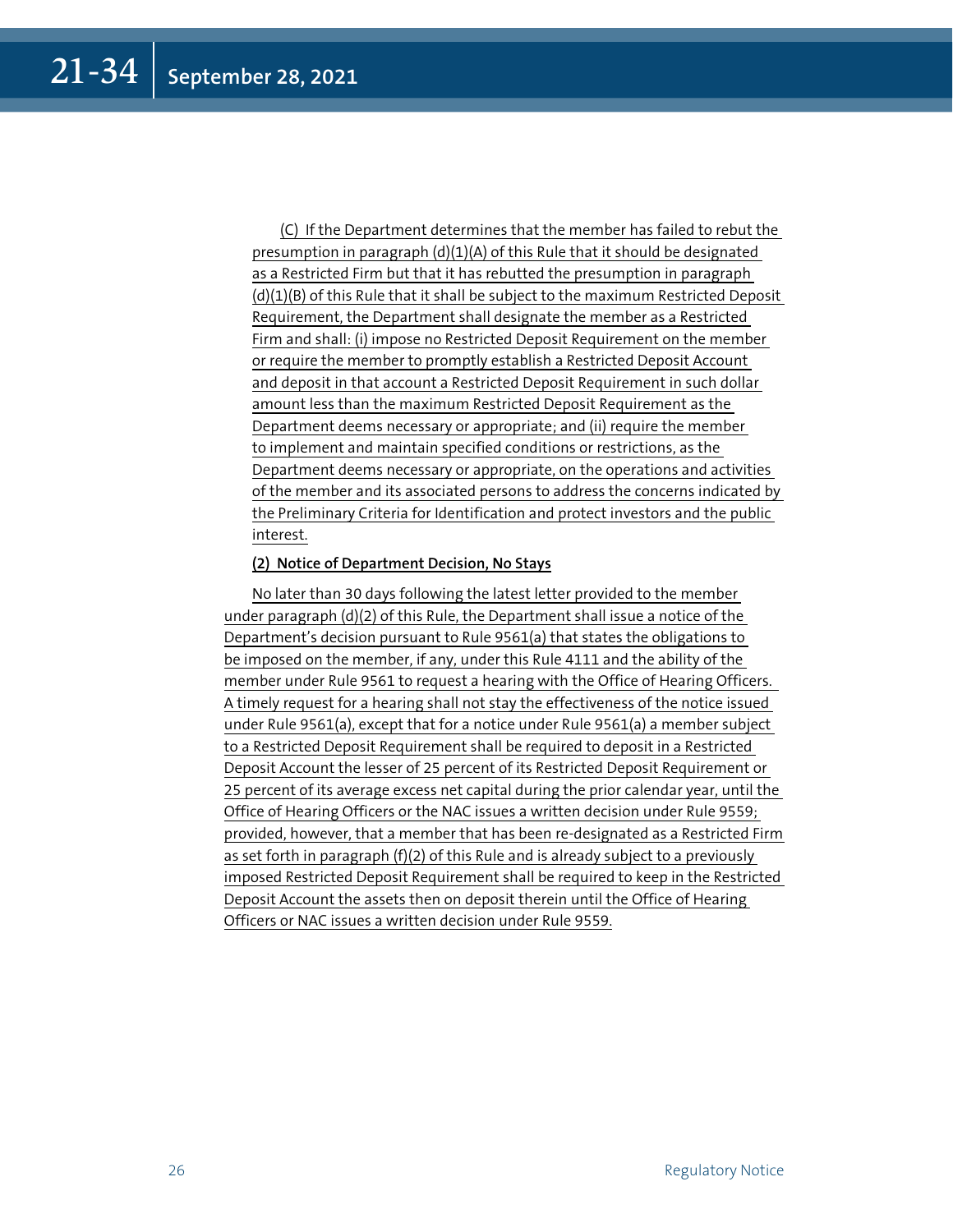(C) If the Department determines that the member has failed to rebut the presumption in paragraph (d)(1)(A) of this Rule that it should be designated as a Restricted Firm but that it has rebutted the presumption in paragraph (d)(1)(B) of this Rule that it shall be subject to the maximum Restricted Deposit Requirement, the Department shall designate the member as a Restricted Firm and shall: (i) impose no Restricted Deposit Requirement on the member or require the member to promptly establish a Restricted Deposit Account and deposit in that account a Restricted Deposit Requirement in such dollar amount less than the maximum Restricted Deposit Requirement as the Department deems necessary or appropriate; and (ii) require the member to implement and maintain specified conditions or restrictions, as the Department deems necessary or appropriate, on the operations and activities of the member and its associated persons to address the concerns indicated by the Preliminary Criteria for Identification and protect investors and the public interest.

**(2) Notice of Department Decision, No Stays**

No later than 30 days following the latest letter provided to the member under paragraph (d)(2) of this Rule, the Department shall issue a notice of the Department's decision pursuant to Rule 9561(a) that states the obligations to be imposed on the member, if any, under this Rule 4111 and the ability of the member under Rule 9561 to request a hearing with the Office of Hearing Officers. A timely request for a hearing shall not stay the effectiveness of the notice issued under Rule 9561(a), except that for a notice under Rule 9561(a) a member subject to a Restricted Deposit Requirement shall be required to deposit in a Restricted Deposit Account the lesser of 25 percent of its Restricted Deposit Requirement or 25 percent of its average excess net capital during the prior calendar year, until the Office of Hearing Officers or the NAC issues a written decision under Rule 9559; provided, however, that a member that has been re-designated as a Restricted Firm as set forth in paragraph (f)(2) of this Rule and is already subject to a previously imposed Restricted Deposit Requirement shall be required to keep in the Restricted Deposit Account the assets then on deposit therein until the Office of Hearing Officers or NAC issues a written decision under Rule 9559.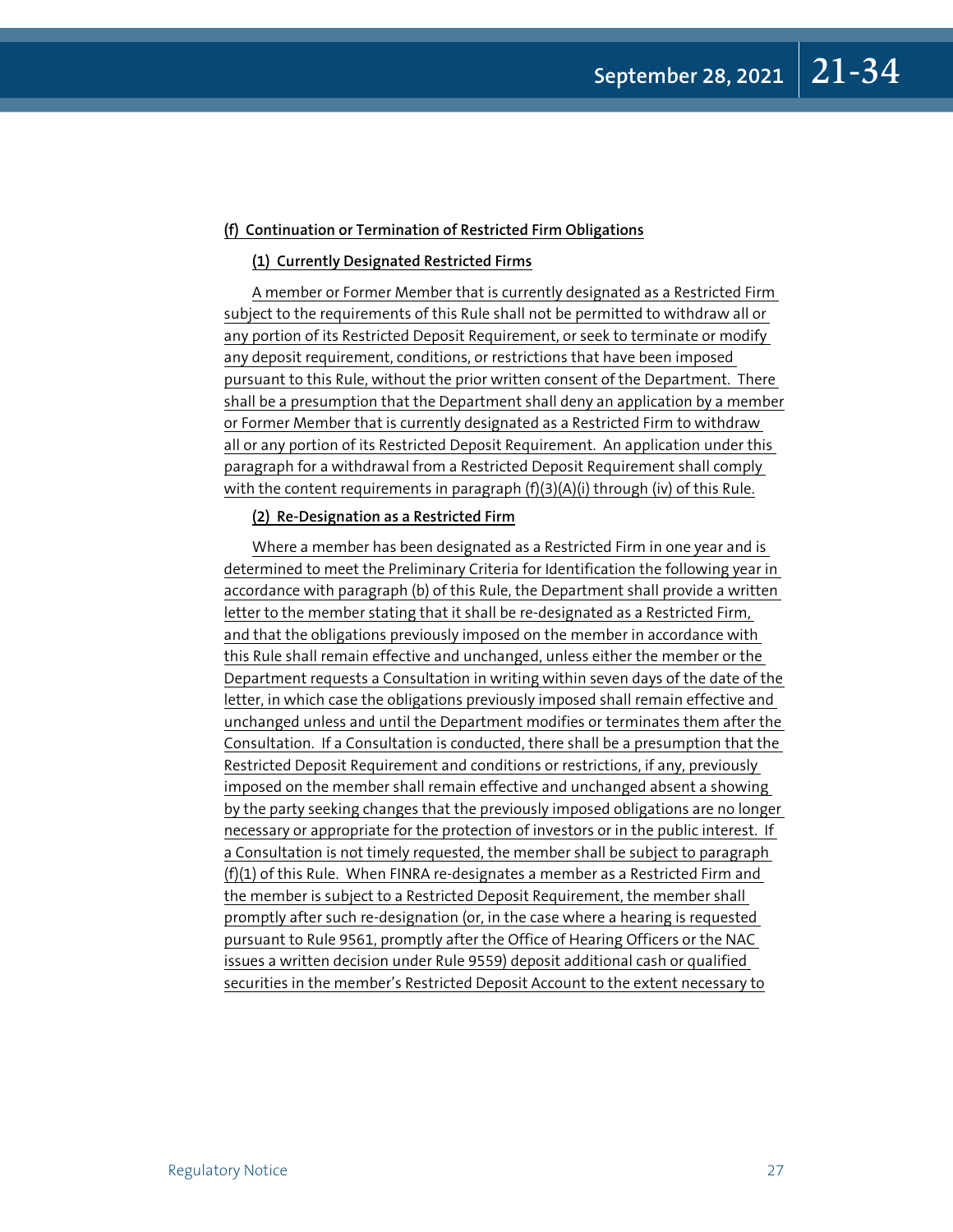**(f) Continuation or Termination of Restricted Firm Obligations**

**(1) Currently Designated Restricted Firms**

A member or Former Member that is currently designated as a Restricted Firm subject to the requirements of this Rule shall not be permitted to withdraw all or any portion of its Restricted Deposit Requirement, or seek to terminate or modify any deposit requirement, conditions, or restrictions that have been imposed pursuant to this Rule, without the prior written consent of the Department. There shall be a presumption that the Department shall deny an application by a member or Former Member that is currently designated as a Restricted Firm to withdraw all or any portion of its Restricted Deposit Requirement. An application under this paragraph for a withdrawal from a Restricted Deposit Requirement shall comply with the content requirements in paragraph (f)(3)(A)(i) through (iv) of this Rule.

**(2) Re-Designation as a Restricted Firm**

Where a member has been designated as a Restricted Firm in one year and is determined to meet the Preliminary Criteria for Identification the following year in accordance with paragraph (b) of this Rule, the Department shall provide a written letter to the member stating that it shall be re-designated as a Restricted Firm, and that the obligations previously imposed on the member in accordance with this Rule shall remain effective and unchanged, unless either the member or the Department requests a Consultation in writing within seven days of the date of the letter, in which case the obligations previously imposed shall remain effective and unchanged unless and until the Department modifies or terminates them after the Consultation. If a Consultation is conducted, there shall be a presumption that the Restricted Deposit Requirement and conditions or restrictions, if any, previously imposed on the member shall remain effective and unchanged absent a showing by the party seeking changes that the previously imposed obligations are no longer necessary or appropriate for the protection of investors or in the public interest. If a Consultation is not timely requested, the member shall be subject to paragraph (f)(1) of this Rule. When FINRA re-designates a member as a Restricted Firm and the member is subject to a Restricted Deposit Requirement, the member shall promptly after such re-designation (or, in the case where a hearing is requested pursuant to Rule 9561, promptly after the Office of Hearing Officers or the NAC issues a written decision under Rule 9559) deposit additional cash or qualified securities in the member's Restricted Deposit Account to the extent necessary to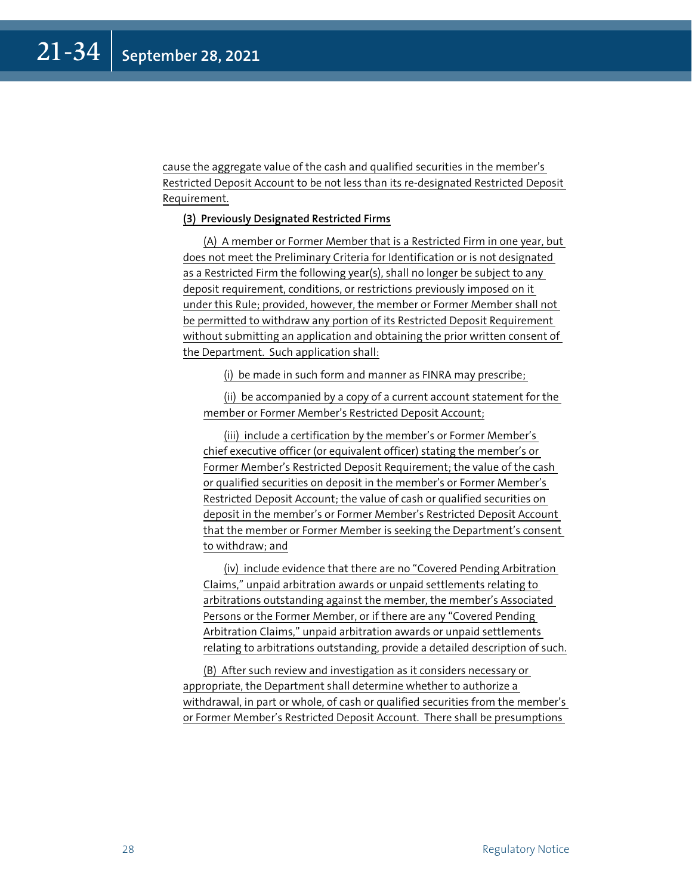cause the aggregate value of the cash and qualified securities in the member's Restricted Deposit Account to be not less than its re-designated Restricted Deposit Requirement.

**(3) Previously Designated Restricted Firms**

(A) A member or Former Member that is a Restricted Firm in one year, but does not meet the Preliminary Criteria for Identification or is not designated as a Restricted Firm the following year(s), shall no longer be subject to any deposit requirement, conditions, or restrictions previously imposed on it under this Rule; provided, however, the member or Former Member shall not be permitted to withdraw any portion of its Restricted Deposit Requirement without submitting an application and obtaining the prior written consent of the Department. Such application shall:

(i) be made in such form and manner as FINRA may prescribe;

(ii) be accompanied by a copy of a current account statement for the member or Former Member's Restricted Deposit Account;

(iii) include a certification by the member's or Former Member's chief executive officer (or equivalent officer) stating the member's or Former Member's Restricted Deposit Requirement; the value of the cash or qualified securities on deposit in the member's or Former Member's Restricted Deposit Account; the value of cash or qualified securities on deposit in the member's or Former Member's Restricted Deposit Account that the member or Former Member is seeking the Department's consent to withdraw; and

(iv) include evidence that there are no "Covered Pending Arbitration Claims," unpaid arbitration awards or unpaid settlements relating to arbitrations outstanding against the member, the member's Associated Persons or the Former Member, or if there are any "Covered Pending Arbitration Claims," unpaid arbitration awards or unpaid settlements relating to arbitrations outstanding, provide a detailed description of such.

(B) After such review and investigation as it considers necessary or appropriate, the Department shall determine whether to authorize a withdrawal, in part or whole, of cash or qualified securities from the member's or Former Member's Restricted Deposit Account. There shall be presumptions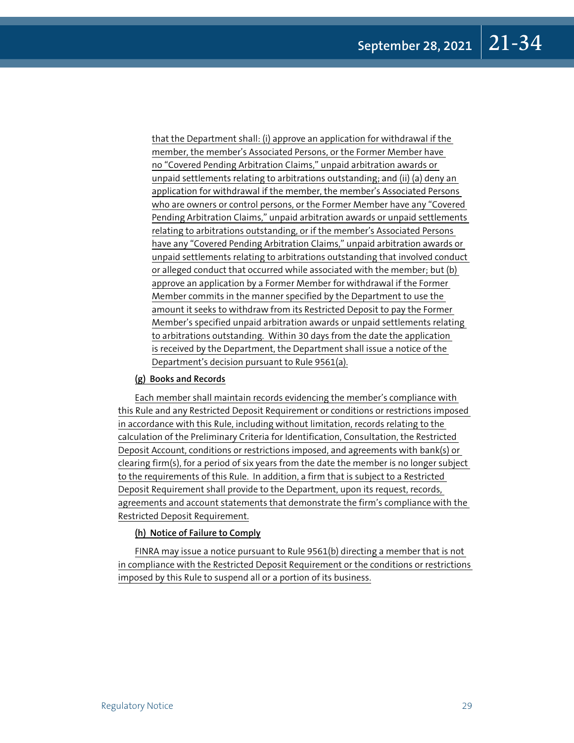that the Department shall: (i) approve an application for withdrawal if the member, the member's Associated Persons, or the Former Member have no "Covered Pending Arbitration Claims," unpaid arbitration awards or unpaid settlements relating to arbitrations outstanding; and (ii) (a) deny an application for withdrawal if the member, the member's Associated Persons who are owners or control persons, or the Former Member have any "Covered Pending Arbitration Claims," unpaid arbitration awards or unpaid settlements relating to arbitrations outstanding, or if the member's Associated Persons have any "Covered Pending Arbitration Claims," unpaid arbitration awards or unpaid settlements relating to arbitrations outstanding that involved conduct or alleged conduct that occurred while associated with the member; but (b) approve an application by a Former Member for withdrawal if the Former Member commits in the manner specified by the Department to use the amount it seeks to withdraw from its Restricted Deposit to pay the Former Member's specified unpaid arbitration awards or unpaid settlements relating to arbitrations outstanding. Within 30 days from the date the application is received by the Department, the Department shall issue a notice of the Department's decision pursuant to Rule 9561(a).

**(g) Books and Records**

Each member shall maintain records evidencing the member's compliance with this Rule and any Restricted Deposit Requirement or conditions or restrictions imposed in accordance with this Rule, including without limitation, records relating to the calculation of the Preliminary Criteria for Identification, Consultation, the Restricted Deposit Account, conditions or restrictions imposed, and agreements with bank(s) or clearing firm(s), for a period of six years from the date the member is no longer subject to the requirements of this Rule. In addition, a firm that is subject to a Restricted Deposit Requirement shall provide to the Department, upon its request, records, agreements and account statements that demonstrate the firm's compliance with the Restricted Deposit Requirement.

**(h) Notice of Failure to Comply**

FINRA may issue a notice pursuant to Rule 9561(b) directing a member that is not in compliance with the Restricted Deposit Requirement or the conditions or restrictions imposed by this Rule to suspend all or a portion of its business.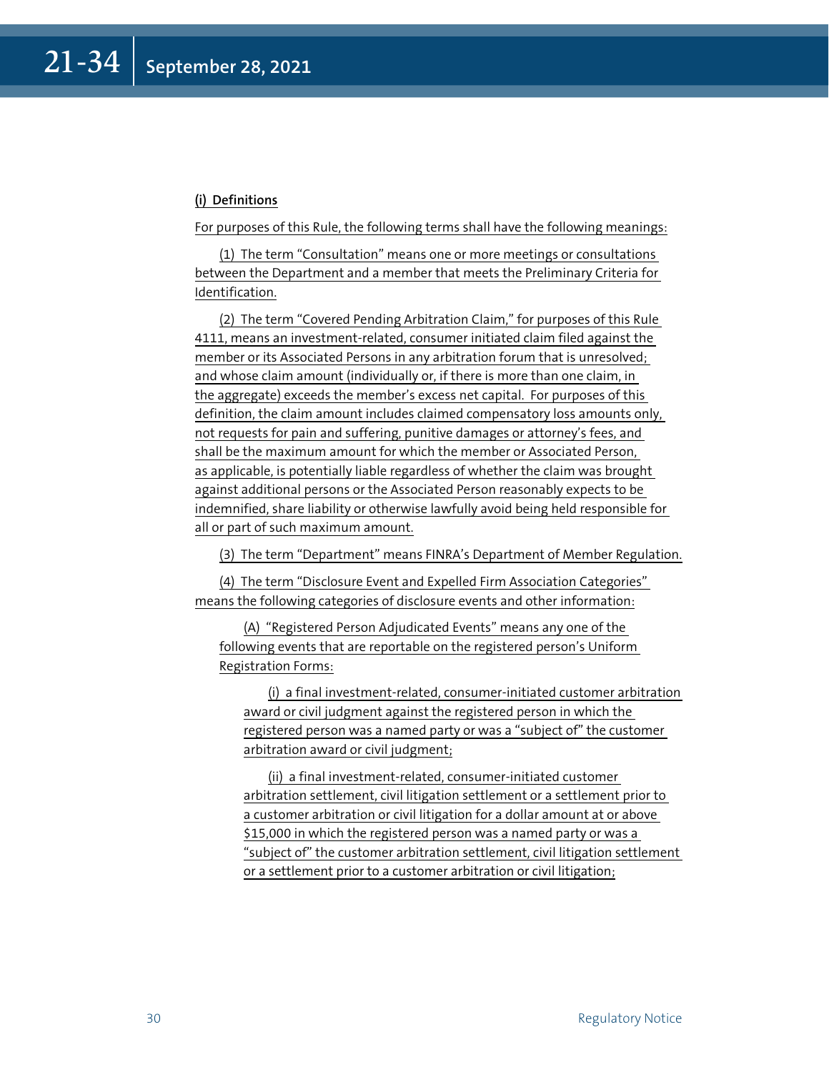**(i) Definitions**

For purposes of this Rule, the following terms shall have the following meanings:

(1) The term "Consultation" means one or more meetings or consultations between the Department and a member that meets the Preliminary Criteria for Identification.

(2) The term "Covered Pending Arbitration Claim," for purposes of this Rule 4111, means an investment-related, consumer initiated claim filed against the member or its Associated Persons in any arbitration forum that is unresolved; and whose claim amount (individually or, if there is more than one claim, in the aggregate) exceeds the member's excess net capital. For purposes of this definition, the claim amount includes claimed compensatory loss amounts only, not requests for pain and suffering, punitive damages or attorney's fees, and shall be the maximum amount for which the member or Associated Person, as applicable, is potentially liable regardless of whether the claim was brought against additional persons or the Associated Person reasonably expects to be indemnified, share liability or otherwise lawfully avoid being held responsible for all or part of such maximum amount.

(3) The term "Department" means FINRA's Department of Member Regulation.

(4) The term "Disclosure Event and Expelled Firm Association Categories" means the following categories of disclosure events and other information:

(A) "Registered Person Adjudicated Events" means any one of the following events that are reportable on the registered person's Uniform Registration Forms:

(i) a final investment-related, consumer-initiated customer arbitration award or civil judgment against the registered person in which the registered person was a named party or was a "subject of" the customer arbitration award or civil judgment;

(ii) a final investment-related, consumer-initiated customer arbitration settlement, civil litigation settlement or a settlement prior to a customer arbitration or civil litigation for a dollar amount at or above $15,000 in which the registered person was a named party or was a "subject of" the customer arbitration settlement, civil litigation settlement or a settlement prior to a customer arbitration or civil litigation;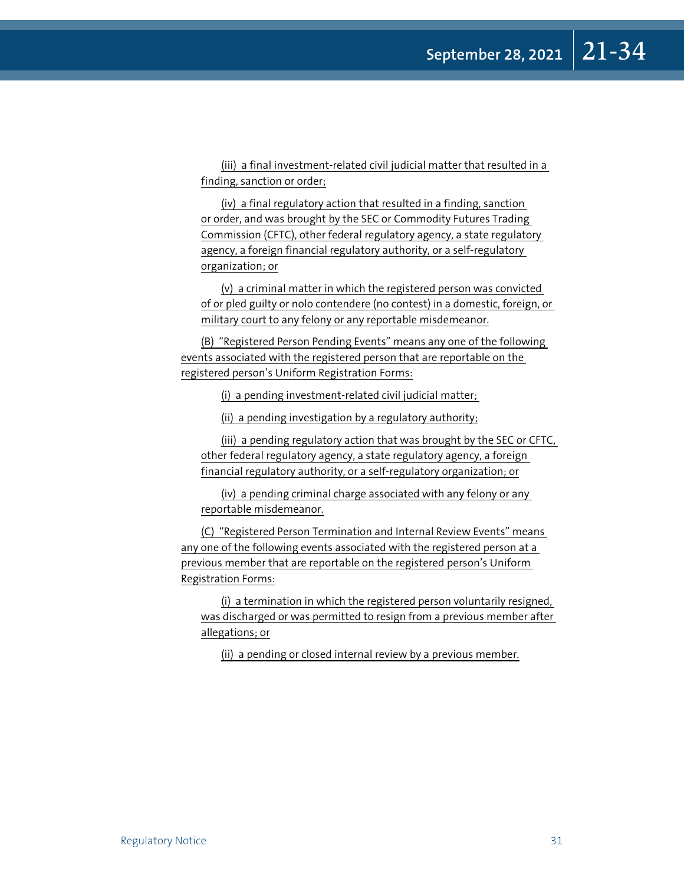(iii) a final investment-related civil judicial matter that resulted in a finding, sanction or order;

(iv) a final regulatory action that resulted in a finding, sanction or order, and was brought by the SEC or Commodity Futures Trading Commission (CFTC), other federal regulatory agency, a state regulatory agency, a foreign financial regulatory authority, or a self-regulatory organization; or

(v) a criminal matter in which the registered person was convicted of or pled guilty or nolo contendere (no contest) in a domestic, foreign, or military court to any felony or any reportable misdemeanor.

(B) "Registered Person Pending Events" means any one of the following events associated with the registered person that are reportable on the registered person's Uniform Registration Forms:

(i) a pending investment-related civil judicial matter;

(ii) a pending investigation by a regulatory authority;

(iii) a pending regulatory action that was brought by the SEC or CFTC, other federal regulatory agency, a state regulatory agency, a foreign financial regulatory authority, or a self-regulatory organization; or

(iv) a pending criminal charge associated with any felony or any reportable misdemeanor.

(C) "Registered Person Termination and Internal Review Events" means any one of the following events associated with the registered person at a previous member that are reportable on the registered person's Uniform Registration Forms:

(i) a termination in which the registered person voluntarily resigned, was discharged or was permitted to resign from a previous member after allegations; or

(ii) a pending or closed internal review by a previous member.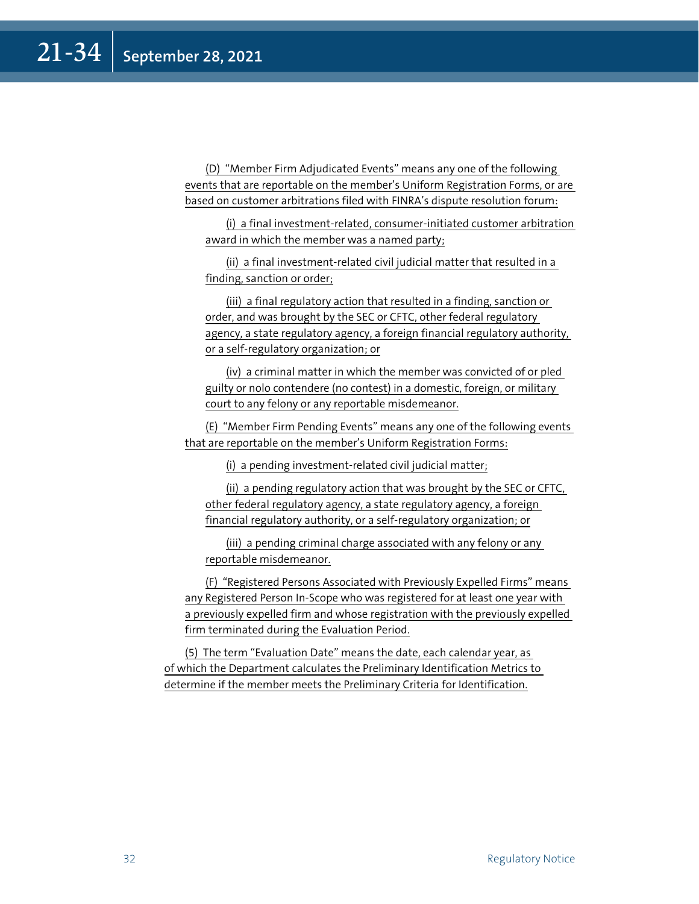(D) "Member Firm Adjudicated Events" means any one of the following events that are reportable on the member's Uniform Registration Forms, or are based on customer arbitrations filed with FINRA's dispute resolution forum:

(i) a final investment-related, consumer-initiated customer arbitration award in which the member was a named party;

(ii) a final investment-related civil judicial matter that resulted in a finding, sanction or order;

(iii) a final regulatory action that resulted in a finding, sanction or order, and was brought by the SEC or CFTC, other federal regulatory agency, a state regulatory agency, a foreign financial regulatory authority, or a self-regulatory organization; or

(iv) a criminal matter in which the member was convicted of or pled guilty or nolo contendere (no contest) in a domestic, foreign, or military court to any felony or any reportable misdemeanor.

(E) "Member Firm Pending Events" means any one of the following events that are reportable on the member's Uniform Registration Forms:

(i) a pending investment-related civil judicial matter;

(ii) a pending regulatory action that was brought by the SEC or CFTC, other federal regulatory agency, a state regulatory agency, a foreign financial regulatory authority, or a self-regulatory organization; or

(iii) a pending criminal charge associated with any felony or any reportable misdemeanor.

(F) "Registered Persons Associated with Previously Expelled Firms" means any Registered Person In-Scope who was registered for at least one year with a previously expelled firm and whose registration with the previously expelled firm terminated during the Evaluation Period.

(5) The term "Evaluation Date" means the date, each calendar year, as of which the Department calculates the Preliminary Identification Metrics to determine if the member meets the Preliminary Criteria for Identification.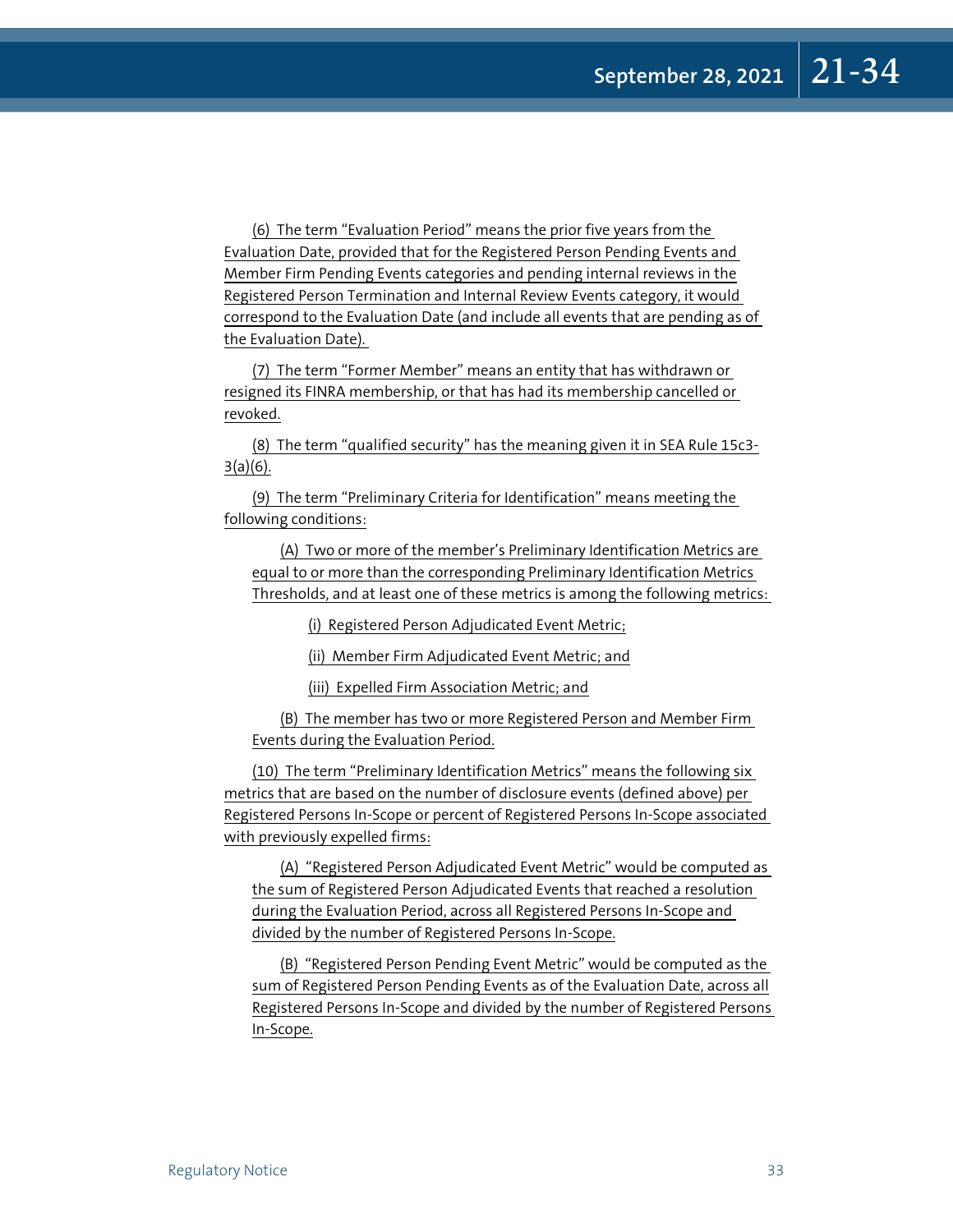(6) The term “Evaluation Period” means the prior five years from the Evaluation Date, provided that for the Registered Person Pending Events and Member Firm Pending Events categories and pending internal reviews in the Registered Person Termination and Internal Review Events category, it would correspond to the Evaluation Date (and include all events that are pending as of the Evaluation Date).

(7) The term “Former Member” means an entity that has withdrawn or resigned its FINRA membership, or that has had its membership cancelled or revoked.

(8) The term “qualified security” has the meaning given it in SEA Rule 15c3-3(a)(6).

(9) The term “Preliminary Criteria for Identification” means meeting the following conditions:

(A) Two or more of the member’s Preliminary Identification Metrics are equal to or more than the corresponding Preliminary Identification Metrics Thresholds, and at least one of these metrics is among the following metrics:

(i) Registered Person Adjudicated Event Metric;

(ii) Member Firm Adjudicated Event Metric; and

(iii) Expelled Firm Association Metric; and

(B) The member has two or more Registered Person and Member Firm Events during the Evaluation Period.

(10) The term “Preliminary Identification Metrics” means the following six metrics that are based on the number of disclosure events (defined above) per Registered Persons In-Scope or percent of Registered Persons In-Scope associated with previously expelled firms:

(A) “Registered Person Adjudicated Event Metric” would be computed as the sum of Registered Person Adjudicated Events that reached a resolution during the Evaluation Period, across all Registered Persons In-Scope and divided by the number of Registered Persons In-Scope.

(B) “Registered Person Pending Event Metric” would be computed as the sum of Registered Person Pending Events as of the Evaluation Date, across all Registered Persons In-Scope and divided by the number of Registered Persons In-Scope.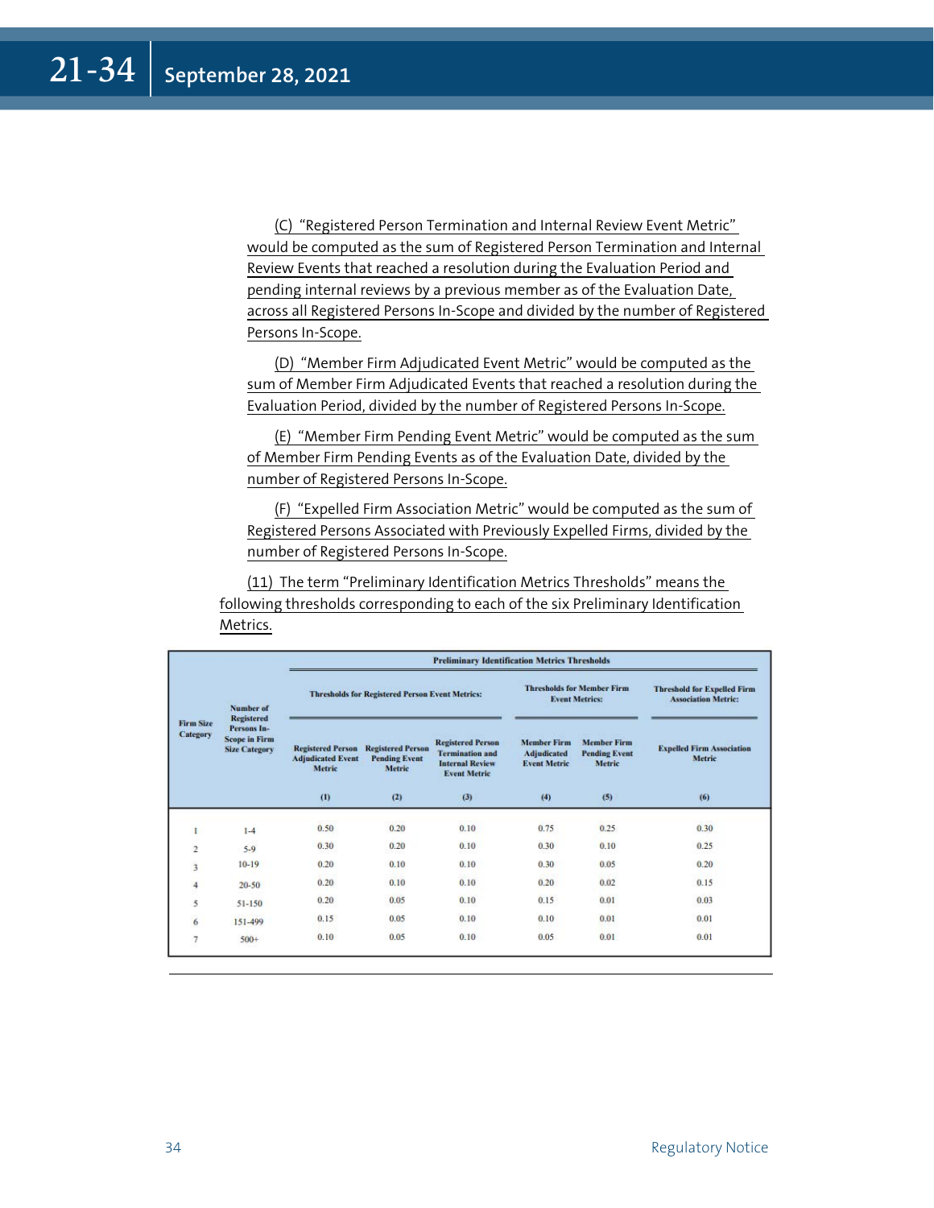(C) "Registered Person Termination and Internal Review Event Metric" would be computed as the sum of Registered Person Termination and Internal Review Events that reached a resolution during the Evaluation Period and pending internal reviews by a previous member as of the Evaluation Date, across all Registered Persons In-Scope and divided by the number of Registered Persons In-Scope.

(D) "Member Firm Adjudicated Event Metric" would be computed as the sum of Member Firm Adjudicated Events that reached a resolution during the Evaluation Period, divided by the number of Registered Persons In-Scope.

(E) "Member Firm Pending Event Metric" would be computed as the sum of Member Firm Pending Events as of the Evaluation Date, divided by the number of Registered Persons In-Scope.

(F) "Expelled Firm Association Metric" would be computed as the sum of Registered Persons Associated with Previously Expelled Firms, divided by the number of Registered Persons In-Scope.

(11) The term "Preliminary Identification Metrics Thresholds" means the following thresholds corresponding to each of the six Preliminary Identification Metrics.

| Firm Size Category | Number of Registered Persons In-Scope in Firm Size Category | Preliminary Identification Metrics Thresholds | | | | | |
|---|---|---|---|---|---|---|---|
| | | Thresholds for Registered Person Event Metrics: | | | Thresholds for Member Firm Event Metrics: | | Threshold for Expelled Firm Association Metric: |
| | | Registered Person Adjudicated Event Metric | Registered Person Pending Event Metric | Registered Person Termination and Internal Review Event Metric | Member Firm Adjudicated Event Metric | Member Firm Pending Event Metric | Expelled Firm Association Metric |
| | | (1) | (2) | (3) | (4) | (5) | (6) |
| 1 | 1-4 | 0.50 | 0.20 | 0.10 | 0.75 | 0.25 | 0.30 |
| 2 | 5-9 | 0.30 | 0.20 | 0.10 | 0.30 | 0.10 | 0.25 |
| 3 | 10-19 | 0.20 | 0.10 | 0.10 | 0.30 | 0.05 | 0.20 |
| 4 | 20-50 | 0.20 | 0.10 | 0.10 | 0.20 | 0.02 | 0.15 |
| 5 | 51-150 | 0.20 | 0.05 | 0.10 | 0.15 | 0.01 | 0.03 |
| 6 | 151-499 | 0.15 | 0.05 | 0.10 | 0.10 | 0.01 | 0.01 |
| 7 | 500+ | 0.10 | 0.05 | 0.10 | 0.05 | 0.01 | 0.01 |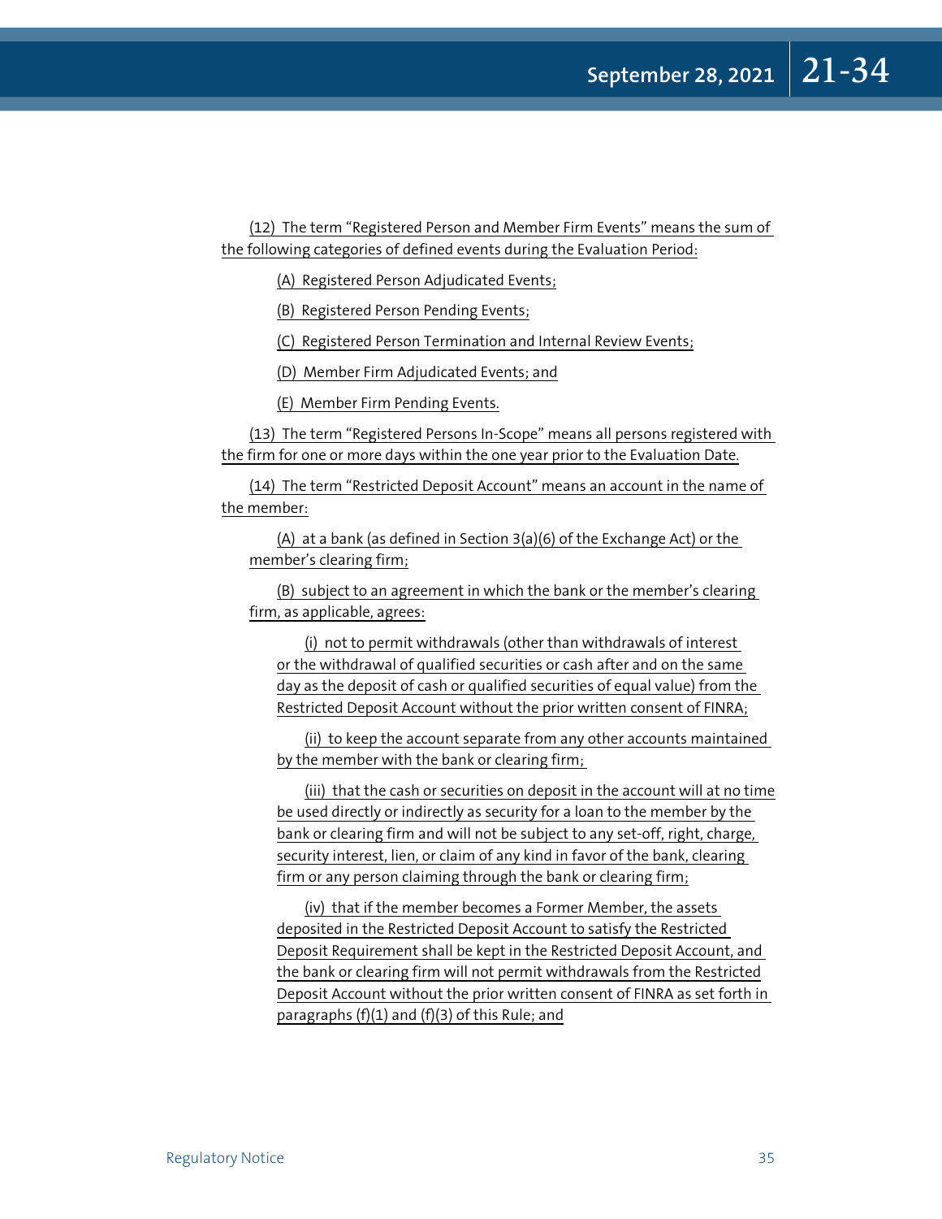(12) The term "Registered Person and Member Firm Events" means the sum of the following categories of defined events during the Evaluation Period:

(A) Registered Person Adjudicated Events;

(B) Registered Person Pending Events;

(C) Registered Person Termination and Internal Review Events;

(D) Member Firm Adjudicated Events; and

(E) Member Firm Pending Events.

(13) The term "Registered Persons In-Scope" means all persons registered with the firm for one or more days within the one year prior to the Evaluation Date.

(14) The term "Restricted Deposit Account" means an account in the name of the member:

(A) at a bank (as defined in Section 3(a)(6) of the Exchange Act) or the member's clearing firm;

(B) subject to an agreement in which the bank or the member's clearing firm, as applicable, agrees:

(i) not to permit withdrawals (other than withdrawals of interest or the withdrawal of qualified securities or cash after and on the same day as the deposit of cash or qualified securities of equal value) from the Restricted Deposit Account without the prior written consent of FINRA;

(ii) to keep the account separate from any other accounts maintained by the member with the bank or clearing firm;

(iii) that the cash or securities on deposit in the account will at no time be used directly or indirectly as security for a loan to the member by the bank or clearing firm and will not be subject to any set-off, right, charge, security interest, lien, or claim of any kind in favor of the bank, clearing firm or any person claiming through the bank or clearing firm;

(iv) that if the member becomes a Former Member, the assets deposited in the Restricted Deposit Account to satisfy the Restricted Deposit Requirement shall be kept in the Restricted Deposit Account, and the bank or clearing firm will not permit withdrawals from the Restricted Deposit Account without the prior written consent of FINRA as set forth in paragraphs (f)(1) and (f)(3) of this Rule; and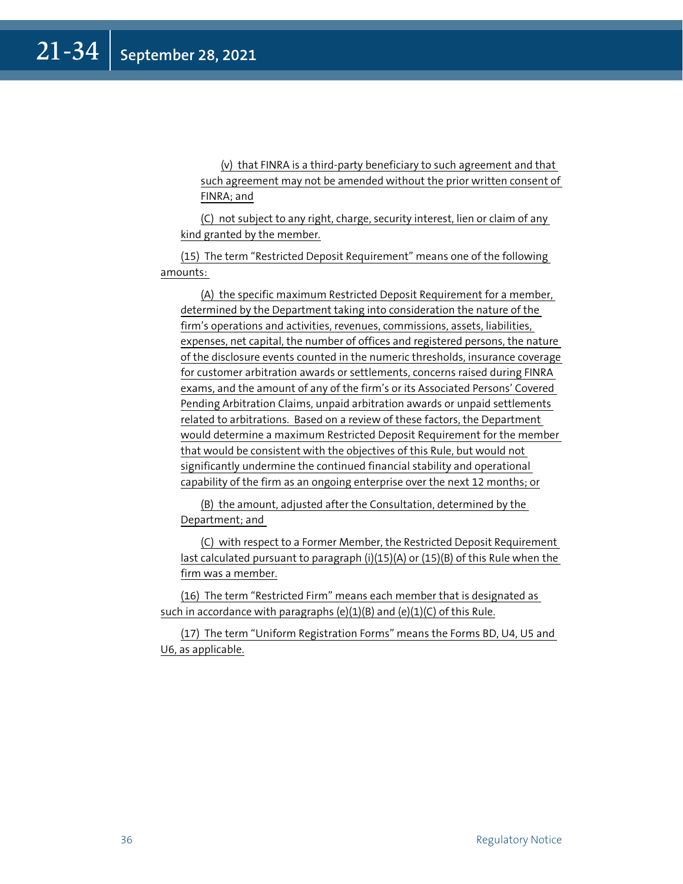(v) that FINRA is a third-party beneficiary to such agreement and that such agreement may not be amended without the prior written consent of FINRA; and

(C) not subject to any right, charge, security interest, lien or claim of any kind granted by the member.

(15) The term "Restricted Deposit Requirement" means one of the following amounts:

(A) the specific maximum Restricted Deposit Requirement for a member, determined by the Department taking into consideration the nature of the firm's operations and activities, revenues, commissions, assets, liabilities, expenses, net capital, the number of offices and registered persons, the nature of the disclosure events counted in the numeric thresholds, insurance coverage for customer arbitration awards or settlements, concerns raised during FINRA exams, and the amount of any of the firm's or its Associated Persons' Covered Pending Arbitration Claims, unpaid arbitration awards or unpaid settlements related to arbitrations. Based on a review of these factors, the Department would determine a maximum Restricted Deposit Requirement for the member that would be consistent with the objectives of this Rule, but would not significantly undermine the continued financial stability and operational capability of the firm as an ongoing enterprise over the next 12 months; or

(B) the amount, adjusted after the Consultation, determined by the Department; and

(C) with respect to a Former Member, the Restricted Deposit Requirement last calculated pursuant to paragraph (i)(15)(A) or (15)(B) of this Rule when the firm was a member.

(16) The term "Restricted Firm" means each member that is designated as such in accordance with paragraphs (e)(1)(B) and (e)(1)(C) of this Rule.

(17) The term "Uniform Registration Forms" means the Forms BD, U4, U5 and U6, as applicable.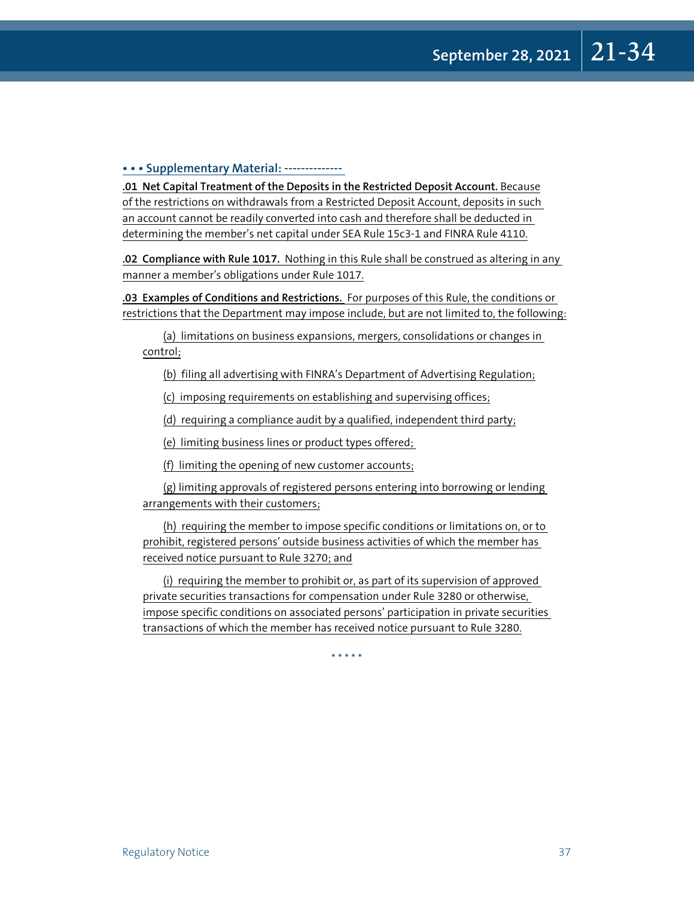**• • • Supplementary Material: --------------**

**.01 Net Capital Treatment of the Deposits in the Restricted Deposit Account.** Because of the restrictions on withdrawals from a Restricted Deposit Account, deposits in such an account cannot be readily converted into cash and therefore shall be deducted in determining the member's net capital under SEA Rule 15c3-1 and FINRA Rule 4110.

**.02 Compliance with Rule 1017.** Nothing in this Rule shall be construed as altering in any manner a member's obligations under Rule 1017.

**.03 Examples of Conditions and Restrictions.** For purposes of this Rule, the conditions or restrictions that the Department may impose include, but are not limited to, the following:

(a) limitations on business expansions, mergers, consolidations or changes in control;

(b) filing all advertising with FINRA's Department of Advertising Regulation;

(c) imposing requirements on establishing and supervising offices;

(d) requiring a compliance audit by a qualified, independent third party;

(e) limiting business lines or product types offered;

(f) limiting the opening of new customer accounts;

(g) limiting approvals of registered persons entering into borrowing or lending arrangements with their customers;

(h) requiring the member to impose specific conditions or limitations on, or to prohibit, registered persons' outside business activities of which the member has received notice pursuant to Rule 3270; and

(i) requiring the member to prohibit or, as part of its supervision of approved private securities transactions for compensation under Rule 3280 or otherwise, impose specific conditions on associated persons' participation in private securities transactions of which the member has received notice pursuant to Rule 3280.

\* \* \* \* \*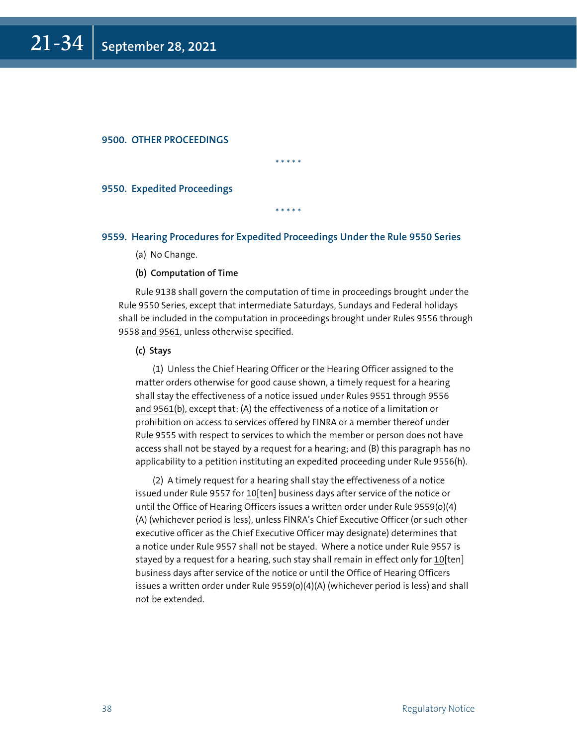## 9500. OTHER PROCEEDINGS

\* \* \* \* \*

### 9550. Expedited Proceedings

\* \* \* \* \*

### 9559. Hearing Procedures for Expedited Proceedings Under the Rule 9550 Series

(a) No Change.

**(b) Computation of Time**

Rule 9138 shall govern the computation of time in proceedings brought under the Rule 9550 Series, except that intermediate Saturdays, Sundays and Federal holidays shall be included in the computation in proceedings brought under Rules 9556 through 9558 <u>and 9561</u>, unless otherwise specified.

**(c) Stays**

(1) Unless the Chief Hearing Officer or the Hearing Officer assigned to the matter orders otherwise for good cause shown, a timely request for a hearing shall stay the effectiveness of a notice issued under Rules 9551 through 9556 <u>and 9561(b)</u>, except that: (A) the effectiveness of a notice of a limitation or prohibition on access to services offered by FINRA or a member thereof under Rule 9555 with respect to services to which the member or person does not have access shall not be stayed by a request for a hearing; and (B) this paragraph has no applicability to a petition instituting an expedited proceeding under Rule 9556(h).

(2) A timely request for a hearing shall stay the effectiveness of a notice issued under Rule 9557 for <u>10</u>[ten] business days after service of the notice or until the Office of Hearing Officers issues a written order under Rule 9559(o)(4)(A) (whichever period is less), unless FINRA's Chief Executive Officer (or such other executive officer as the Chief Executive Officer may designate) determines that a notice under Rule 9557 shall not be stayed. Where a notice under Rule 9557 is stayed by a request for a hearing, such stay shall remain in effect only for <u>10</u>[ten] business days after service of the notice or until the Office of Hearing Officers issues a written order under Rule 9559(o)(4)(A) (whichever period is less) and shall not be extended.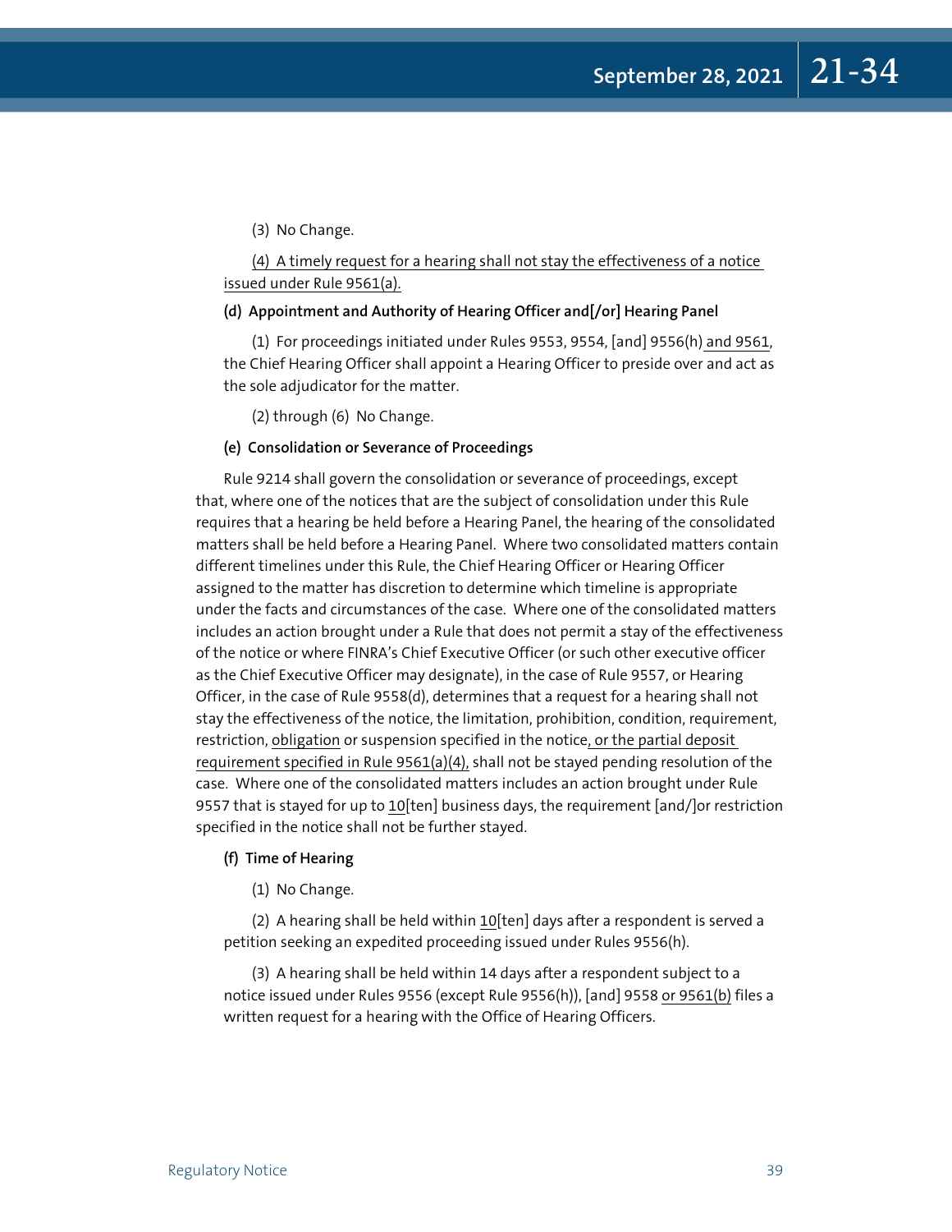(3) No Change.

(4) A timely request for a hearing shall not stay the effectiveness of a notice issued under Rule 9561(a).

**(d) Appointment and Authority of Hearing Officer and[/or] Hearing Panel**

(1) For proceedings initiated under Rules 9553, 9554, [and] 9556(h) and 9561, the Chief Hearing Officer shall appoint a Hearing Officer to preside over and act as the sole adjudicator for the matter.

(2) through (6) No Change.

**(e) Consolidation or Severance of Proceedings**

Rule 9214 shall govern the consolidation or severance of proceedings, except that, where one of the notices that are the subject of consolidation under this Rule requires that a hearing be held before a Hearing Panel, the hearing of the consolidated matters shall be held before a Hearing Panel. Where two consolidated matters contain different timelines under this Rule, the Chief Hearing Officer or Hearing Officer assigned to the matter has discretion to determine which timeline is appropriate under the facts and circumstances of the case. Where one of the consolidated matters includes an action brought under a Rule that does not permit a stay of the effectiveness of the notice or where FINRA's Chief Executive Officer (or such other executive officer as the Chief Executive Officer may designate), in the case of Rule 9557, or Hearing Officer, in the case of Rule 9558(d), determines that a request for a hearing shall not stay the effectiveness of the notice, the limitation, prohibition, condition, requirement, restriction, obligation or suspension specified in the notice, or the partial deposit requirement specified in Rule 9561(a)(4), shall not be stayed pending resolution of the case. Where one of the consolidated matters includes an action brought under Rule 9557 that is stayed for up to 10[ten] business days, the requirement [and/]or restriction specified in the notice shall not be further stayed.

**(f) Time of Hearing**

(1) No Change.

(2) A hearing shall be held within 10[ten] days after a respondent is served a petition seeking an expedited proceeding issued under Rules 9556(h).

(3) A hearing shall be held within 14 days after a respondent subject to a notice issued under Rules 9556 (except Rule 9556(h)), [and] 9558 or 9561(b) files a written request for a hearing with the Office of Hearing Officers.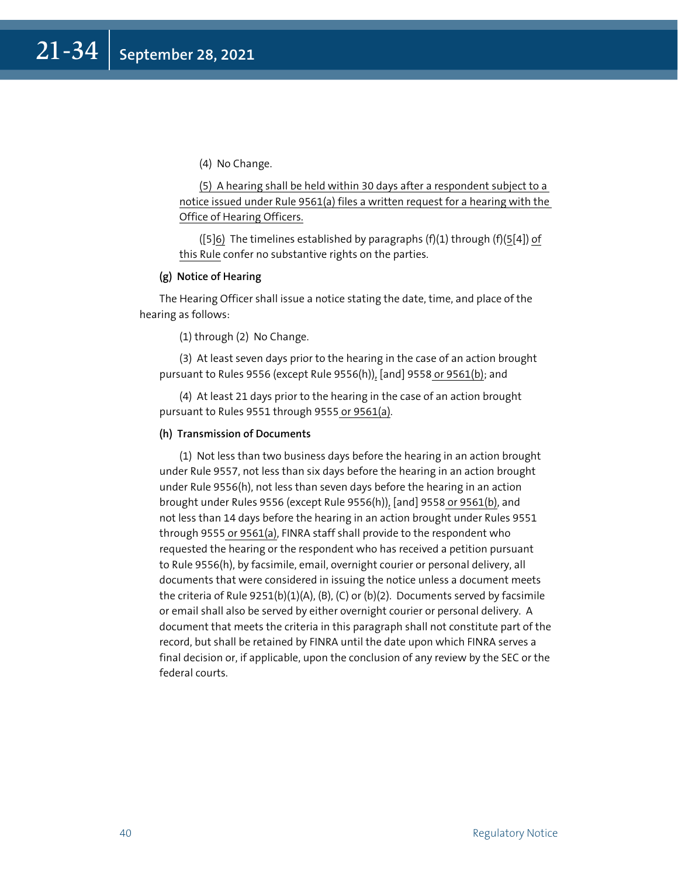(4) No Change.

(5) A hearing shall be held within 30 days after a respondent subject to a notice issued under Rule 9561(a) files a written request for a hearing with the Office of Hearing Officers.

([5]6) The timelines established by paragraphs (f)(1) through (f)(5[4]) of this Rule confer no substantive rights on the parties.

**(g) Notice of Hearing**

The Hearing Officer shall issue a notice stating the date, time, and place of the hearing as follows:

(1) through (2) No Change.

(3) At least seven days prior to the hearing in the case of an action brought pursuant to Rules 9556 (except Rule 9556(h)), [and] 9558 or 9561(b); and

(4) At least 21 days prior to the hearing in the case of an action brought pursuant to Rules 9551 through 9555 or 9561(a).

**(h) Transmission of Documents**

(1) Not less than two business days before the hearing in an action brought under Rule 9557, not less than six days before the hearing in an action brought under Rule 9556(h), not less than seven days before the hearing in an action brought under Rules 9556 (except Rule 9556(h)), [and] 9558 or 9561(b), and not less than 14 days before the hearing in an action brought under Rules 9551 through 9555 or 9561(a), FINRA staff shall provide to the respondent who requested the hearing or the respondent who has received a petition pursuant to Rule 9556(h), by facsimile, email, overnight courier or personal delivery, all documents that were considered in issuing the notice unless a document meets the criteria of Rule 9251(b)(1)(A), (B), (C) or (b)(2). Documents served by facsimile or email shall also be served by either overnight courier or personal delivery. A document that meets the criteria in this paragraph shall not constitute part of the record, but shall be retained by FINRA until the date upon which FINRA serves a final decision or, if applicable, upon the conclusion of any review by the SEC or the federal courts.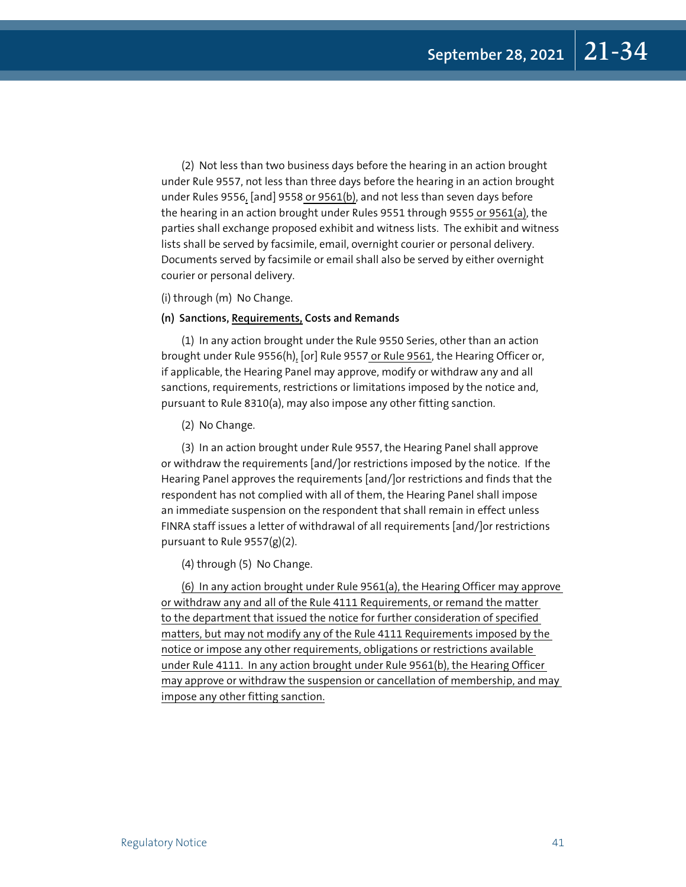(2) Not less than two business days before the hearing in an action brought under Rule 9557, not less than three days before the hearing in an action brought under Rules 9556, [and] 9558 or 9561(b), and not less than seven days before the hearing in an action brought under Rules 9551 through 9555 or 9561(a), the parties shall exchange proposed exhibit and witness lists. The exhibit and witness lists shall be served by facsimile, email, overnight courier or personal delivery. Documents served by facsimile or email shall also be served by either overnight courier or personal delivery.

(i) through (m) No Change.

**(n) Sanctions, Requirements, Costs and Remands**

(1) In any action brought under the Rule 9550 Series, other than an action brought under Rule 9556(h), [or] Rule 9557 or Rule 9561, the Hearing Officer or, if applicable, the Hearing Panel may approve, modify or withdraw any and all sanctions, requirements, restrictions or limitations imposed by the notice and, pursuant to Rule 8310(a), may also impose any other fitting sanction.

(2) No Change.

(3) In an action brought under Rule 9557, the Hearing Panel shall approve or withdraw the requirements [and/]or restrictions imposed by the notice. If the Hearing Panel approves the requirements [and/]or restrictions and finds that the respondent has not complied with all of them, the Hearing Panel shall impose an immediate suspension on the respondent that shall remain in effect unless FINRA staff issues a letter of withdrawal of all requirements [and/]or restrictions pursuant to Rule 9557(g)(2).

(4) through (5) No Change.

(6) In any action brought under Rule 9561(a), the Hearing Officer may approve or withdraw any and all of the Rule 4111 Requirements, or remand the matter to the department that issued the notice for further consideration of specified matters, but may not modify any of the Rule 4111 Requirements imposed by the notice or impose any other requirements, obligations or restrictions available under Rule 4111. In any action brought under Rule 9561(b), the Hearing Officer may approve or withdraw the suspension or cancellation of membership, and may impose any other fitting sanction.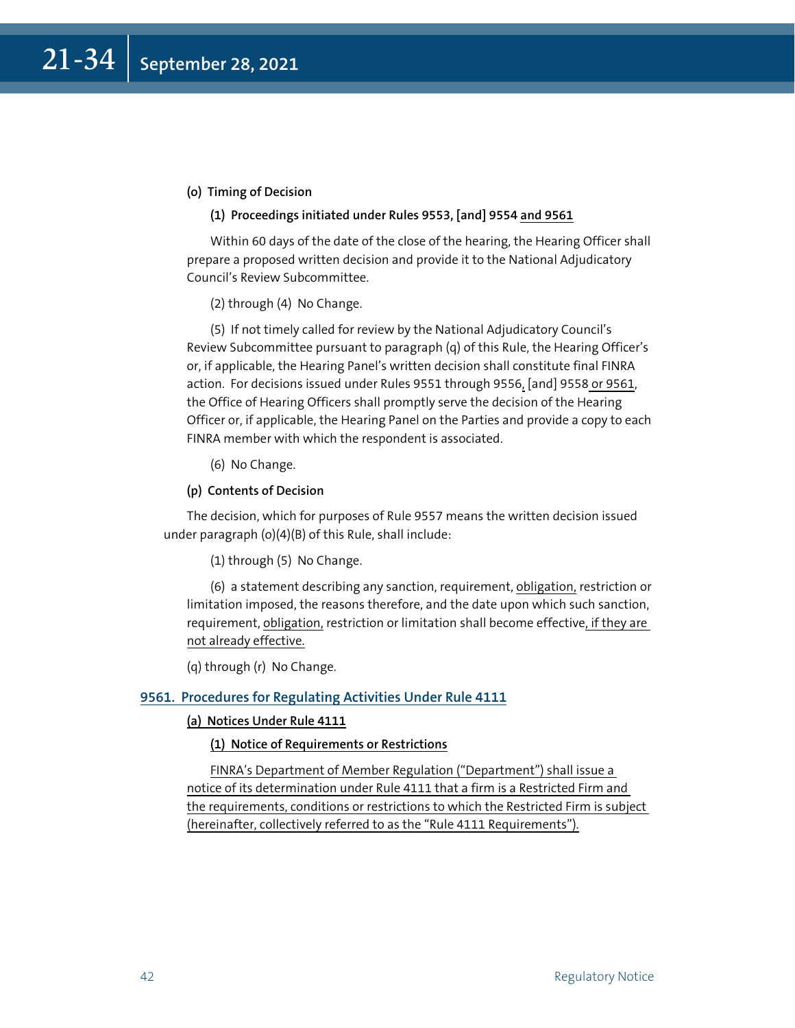**(o) Timing of Decision**

**(1) Proceedings initiated under Rules 9553, [and] 9554 and 9561**

Within 60 days of the date of the close of the hearing, the Hearing Officer shall prepare a proposed written decision and provide it to the National Adjudicatory Council's Review Subcommittee.

(2) through (4) No Change.

(5) If not timely called for review by the National Adjudicatory Council's Review Subcommittee pursuant to paragraph (q) of this Rule, the Hearing Officer's or, if applicable, the Hearing Panel's written decision shall constitute final FINRA action. For decisions issued under Rules 9551 through 9556, [and] 9558 or 9561, the Office of Hearing Officers shall promptly serve the decision of the Hearing Officer or, if applicable, the Hearing Panel on the Parties and provide a copy to each FINRA member with which the respondent is associated.

(6) No Change.

**(p) Contents of Decision**

The decision, which for purposes of Rule 9557 means the written decision issued under paragraph (o)(4)(B) of this Rule, shall include:

(1) through (5) No Change.

(6) a statement describing any sanction, requirement, obligation, restriction or limitation imposed, the reasons therefore, and the date upon which such sanction, requirement, obligation, restriction or limitation shall become effective, if they are not already effective.

(q) through (r) No Change.

### 9561. Procedures for Regulating Activities Under Rule 4111

**(a) Notices Under Rule 4111**

**(1) Notice of Requirements or Restrictions**

FINRA's Department of Member Regulation ("Department") shall issue a notice of its determination under Rule 4111 that a firm is a Restricted Firm and the requirements, conditions or restrictions to which the Restricted Firm is subject (hereinafter, collectively referred to as the "Rule 4111 Requirements").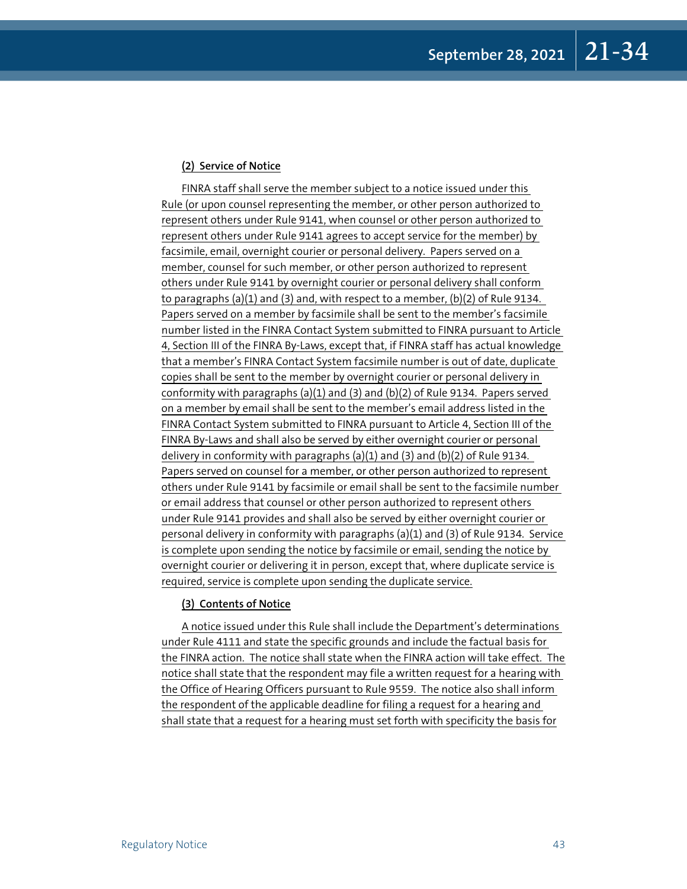**(2) Service of Notice**

FINRA staff shall serve the member subject to a notice issued under this Rule (or upon counsel representing the member, or other person authorized to represent others under Rule 9141, when counsel or other person authorized to represent others under Rule 9141 agrees to accept service for the member) by facsimile, email, overnight courier or personal delivery. Papers served on a member, counsel for such member, or other person authorized to represent others under Rule 9141 by overnight courier or personal delivery shall conform to paragraphs (a)(1) and (3) and, with respect to a member, (b)(2) of Rule 9134. Papers served on a member by facsimile shall be sent to the member's facsimile number listed in the FINRA Contact System submitted to FINRA pursuant to Article 4, Section III of the FINRA By-Laws, except that, if FINRA staff has actual knowledge that a member's FINRA Contact System facsimile number is out of date, duplicate copies shall be sent to the member by overnight courier or personal delivery in conformity with paragraphs (a)(1) and (3) and (b)(2) of Rule 9134. Papers served on a member by email shall be sent to the member's email address listed in the FINRA Contact System submitted to FINRA pursuant to Article 4, Section III of the FINRA By-Laws and shall also be served by either overnight courier or personal delivery in conformity with paragraphs (a)(1) and (3) and (b)(2) of Rule 9134. Papers served on counsel for a member, or other person authorized to represent others under Rule 9141 by facsimile or email shall be sent to the facsimile number or email address that counsel or other person authorized to represent others under Rule 9141 provides and shall also be served by either overnight courier or personal delivery in conformity with paragraphs (a)(1) and (3) of Rule 9134. Service is complete upon sending the notice by facsimile or email, sending the notice by overnight courier or delivering it in person, except that, where duplicate service is required, service is complete upon sending the duplicate service.

**(3) Contents of Notice**

A notice issued under this Rule shall include the Department's determinations under Rule 4111 and state the specific grounds and include the factual basis for the FINRA action. The notice shall state when the FINRA action will take effect. The notice shall state that the respondent may file a written request for a hearing with the Office of Hearing Officers pursuant to Rule 9559. The notice also shall inform the respondent of the applicable deadline for filing a request for a hearing and shall state that a request for a hearing must set forth with specificity the basis for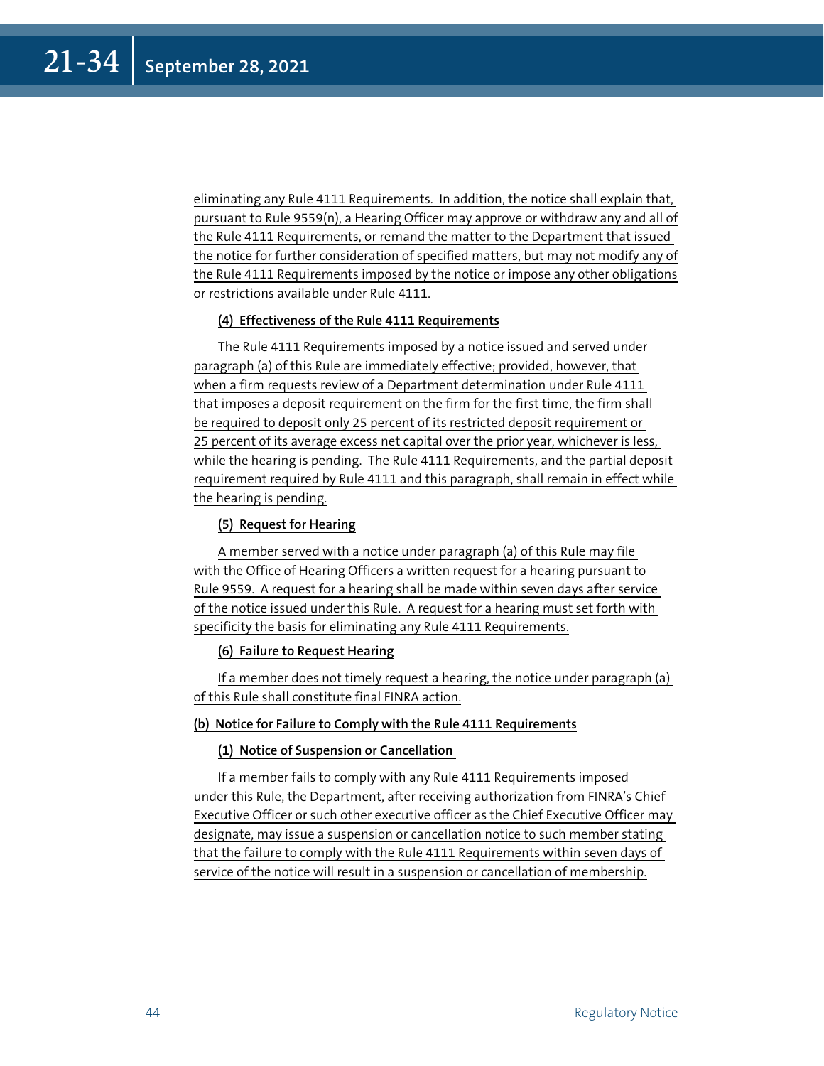eliminating any Rule 4111 Requirements. In addition, the notice shall explain that, pursuant to Rule 9559(n), a Hearing Officer may approve or withdraw any and all of the Rule 4111 Requirements, or remand the matter to the Department that issued the notice for further consideration of specified matters, but may not modify any of the Rule 4111 Requirements imposed by the notice or impose any other obligations or restrictions available under Rule 4111.

**(4) Effectiveness of the Rule 4111 Requirements**

The Rule 4111 Requirements imposed by a notice issued and served under paragraph (a) of this Rule are immediately effective; provided, however, that when a firm requests review of a Department determination under Rule 4111 that imposes a deposit requirement on the firm for the first time, the firm shall be required to deposit only 25 percent of its restricted deposit requirement or 25 percent of its average excess net capital over the prior year, whichever is less, while the hearing is pending. The Rule 4111 Requirements, and the partial deposit requirement required by Rule 4111 and this paragraph, shall remain in effect while the hearing is pending.

**(5) Request for Hearing**

A member served with a notice under paragraph (a) of this Rule may file with the Office of Hearing Officers a written request for a hearing pursuant to Rule 9559. A request for a hearing shall be made within seven days after service of the notice issued under this Rule. A request for a hearing must set forth with specificity the basis for eliminating any Rule 4111 Requirements.

**(6) Failure to Request Hearing**

If a member does not timely request a hearing, the notice under paragraph (a) of this Rule shall constitute final FINRA action.

**(b) Notice for Failure to Comply with the Rule 4111 Requirements**

**(1) Notice of Suspension or Cancellation**

If a member fails to comply with any Rule 4111 Requirements imposed under this Rule, the Department, after receiving authorization from FINRA's Chief Executive Officer or such other executive officer as the Chief Executive Officer may designate, may issue a suspension or cancellation notice to such member stating that the failure to comply with the Rule 4111 Requirements within seven days of service of the notice will result in a suspension or cancellation of membership.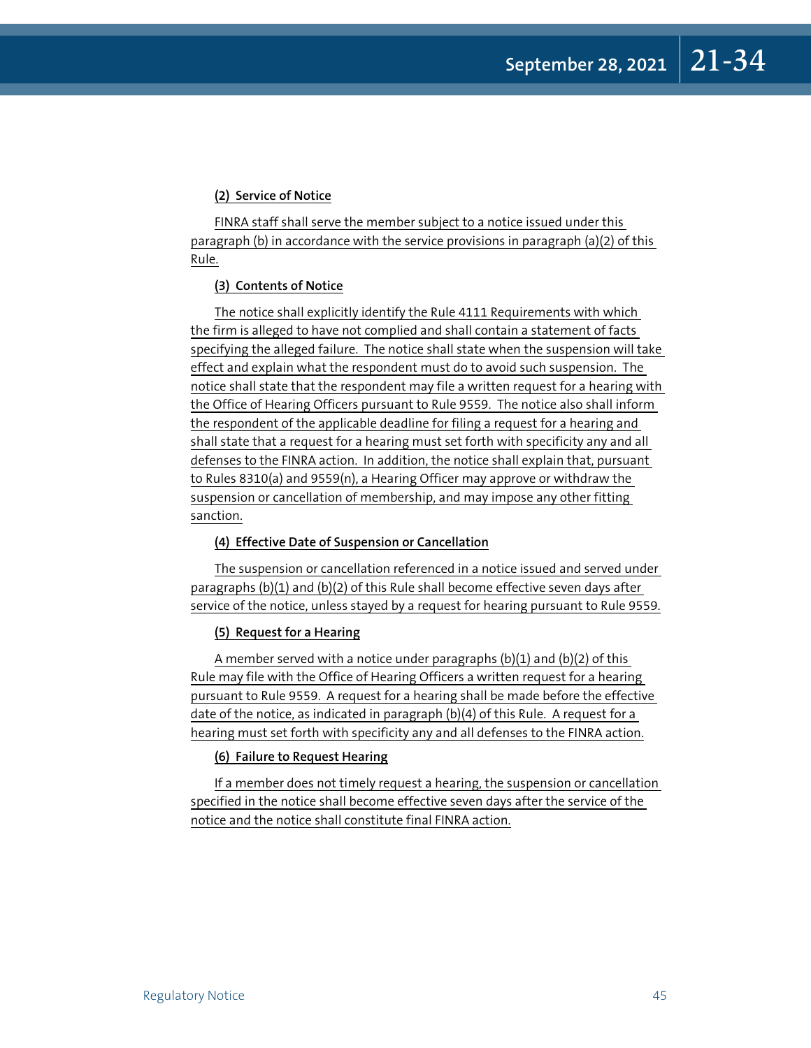**(2) Service of Notice**

FINRA staff shall serve the member subject to a notice issued under this paragraph (b) in accordance with the service provisions in paragraph (a)(2) of this Rule.

**(3) Contents of Notice**

The notice shall explicitly identify the Rule 4111 Requirements with which the firm is alleged to have not complied and shall contain a statement of facts specifying the alleged failure. The notice shall state when the suspension will take effect and explain what the respondent must do to avoid such suspension. The notice shall state that the respondent may file a written request for a hearing with the Office of Hearing Officers pursuant to Rule 9559. The notice also shall inform the respondent of the applicable deadline for filing a request for a hearing and shall state that a request for a hearing must set forth with specificity any and all defenses to the FINRA action. In addition, the notice shall explain that, pursuant to Rules 8310(a) and 9559(n), a Hearing Officer may approve or withdraw the suspension or cancellation of membership, and may impose any other fitting sanction.

**(4) Effective Date of Suspension or Cancellation**

The suspension or cancellation referenced in a notice issued and served under paragraphs (b)(1) and (b)(2) of this Rule shall become effective seven days after service of the notice, unless stayed by a request for hearing pursuant to Rule 9559.

**(5) Request for a Hearing**

A member served with a notice under paragraphs (b)(1) and (b)(2) of this Rule may file with the Office of Hearing Officers a written request for a hearing pursuant to Rule 9559. A request for a hearing shall be made before the effective date of the notice, as indicated in paragraph (b)(4) of this Rule. A request for a hearing must set forth with specificity any and all defenses to the FINRA action.

**(6) Failure to Request Hearing**

If a member does not timely request a hearing, the suspension or cancellation specified in the notice shall become effective seven days after the service of the notice and the notice shall constitute final FINRA action.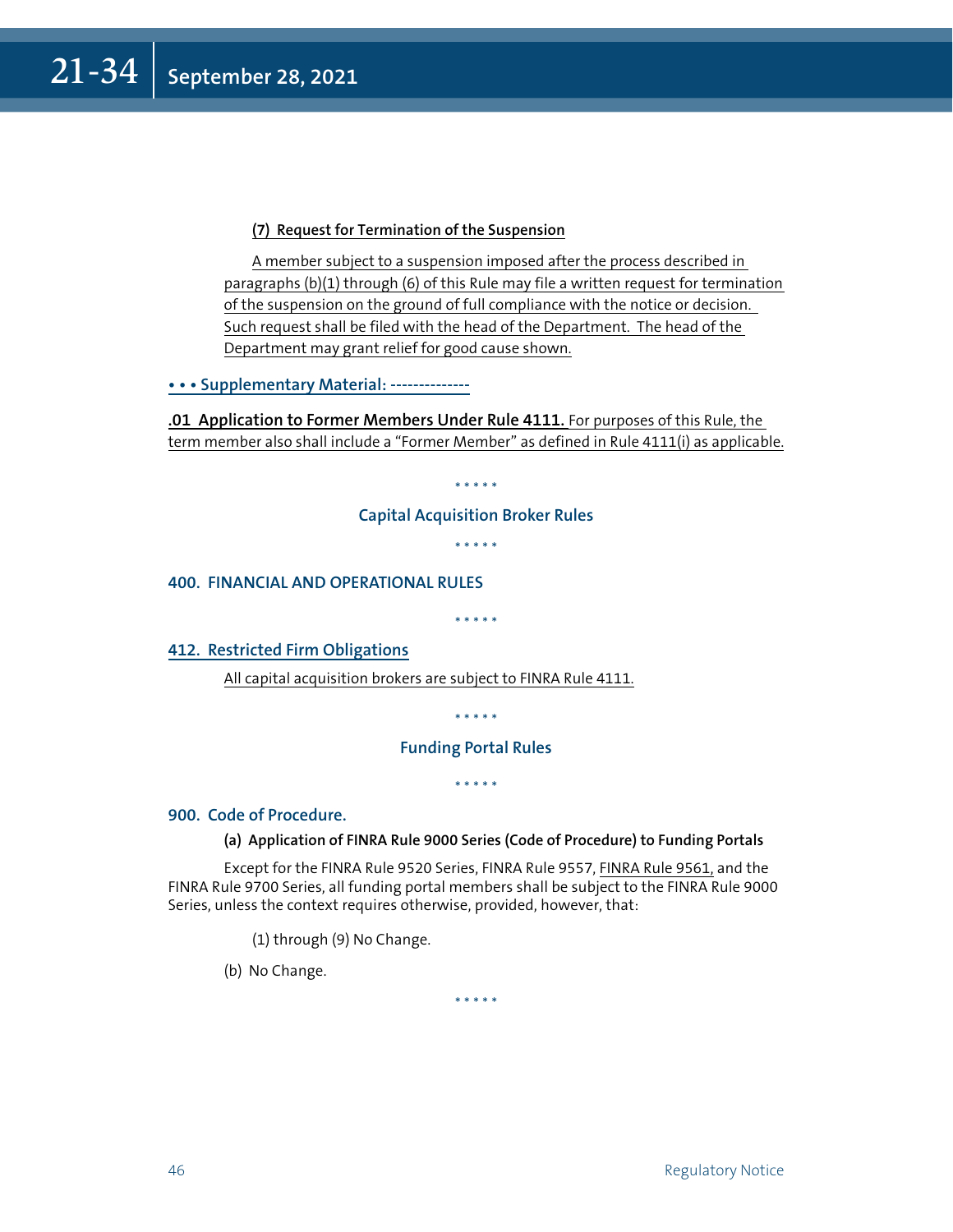**(7) Request for Termination of the Suspension**

A member subject to a suspension imposed after the process described in paragraphs (b)(1) through (6) of this Rule may file a written request for termination of the suspension on the ground of full compliance with the notice or decision. Such request shall be filed with the head of the Department. The head of the Department may grant relief for good cause shown.

**• • • Supplementary Material: --------------**

**.01 Application to Former Members Under Rule 4111.** For purposes of this Rule, the term member also shall include a "Former Member" as defined in Rule 4111(i) as applicable.

\* \* \* \* \*

## Capital Acquisition Broker Rules

\* \* \* \* \*

### 400. FINANCIAL AND OPERATIONAL RULES

\* \* \* \* \*

### 412. Restricted Firm Obligations

All capital acquisition brokers are subject to FINRA Rule 4111.

\* \* \* \* \*

## Funding Portal Rules

\* \* \* \* \*

### 900. Code of Procedure.

**(a) Application of FINRA Rule 9000 Series (Code of Procedure) to Funding Portals**

Except for the FINRA Rule 9520 Series, FINRA Rule 9557, FINRA Rule 9561, and the FINRA Rule 9700 Series, all funding portal members shall be subject to the FINRA Rule 9000 Series, unless the context requires otherwise, provided, however, that:

(1) through (9) No Change.

(b) No Change.

\* \* \* \* \*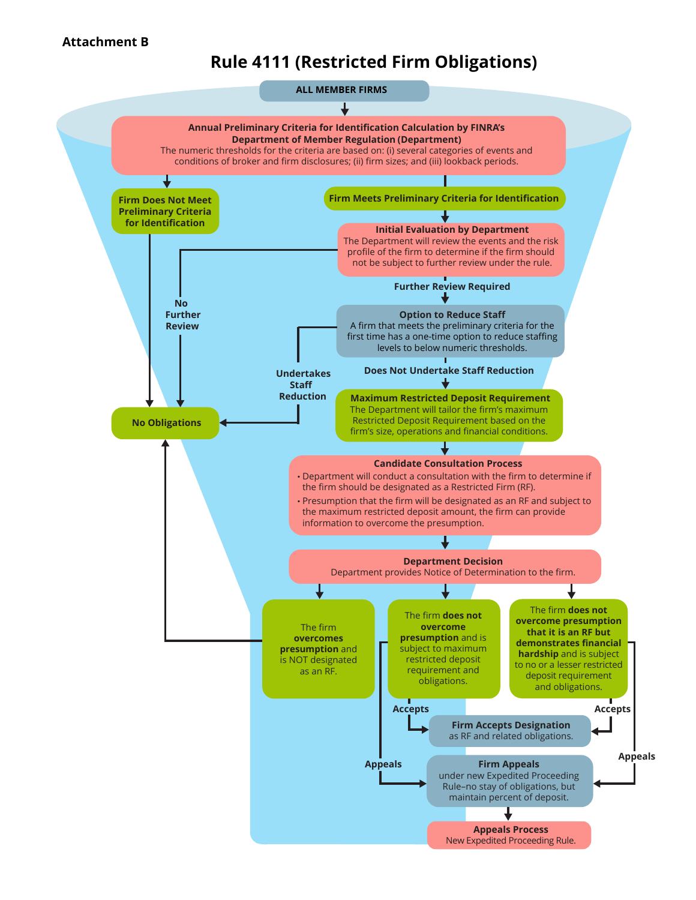Attachment B

# Rule 4111 (Restricted Firm Obligations)

ALL MEMBER FIRMS

**Annual Preliminary Criteria for Identification Calculation by FINRA's Department of Member Regulation (Department)**
The numeric thresholds for the criteria are based on: (i) several categories of events and conditions of broker and firm disclosures; (ii) firm sizes; and (iii) lookback periods.

**Firm Does Not Meet Preliminary Criteria for Identification**

**Firm Meets Preliminary Criteria for Identification**

**Initial Evaluation by Department**
The Department will review the events and the risk profile of the firm to determine if the firm should not be subject to further review under the rule.

No Further Review

Further Review Required

**Option to Reduce Staff**
A firm that meets the preliminary criteria for the first time has a one-time option to reduce staffing levels to below numeric thresholds.

Undertakes Staff Reduction

Does Not Undertake Staff Reduction

**No Obligations**

**Maximum Restricted Deposit Requirement**
The Department will tailor the firm's maximum Restricted Deposit Requirement based on the firm's size, operations and financial conditions.

**Candidate Consultation Process**
- Department will conduct a consultation with the firm to determine if the firm should be designated as a Restricted Firm (RF).
- Presumption that the firm will be designated as an RF and subject to the maximum restricted deposit amount, the firm can provide information to overcome the presumption.

**Department Decision**
Department provides Notice of Determination to the firm.

The firm **overcomes presumption** and is NOT designated as an RF.

The firm **does not overcome presumption** and is subject to maximum restricted deposit requirement and obligations.

The firm **does not overcome presumption that it is an RF but demonstrates financial hardship** and is subject to no or a lesser restricted deposit requirement and obligations.

Accepts

Accepts

**Firm Accepts Designation**
as RF and related obligations.

Appeals

Appeals

**Firm Appeals**
under new Expedited Proceeding Rule–no stay of obligations, but maintain percent of deposit.

**Appeals Process**
New Expedited Proceeding Rule.